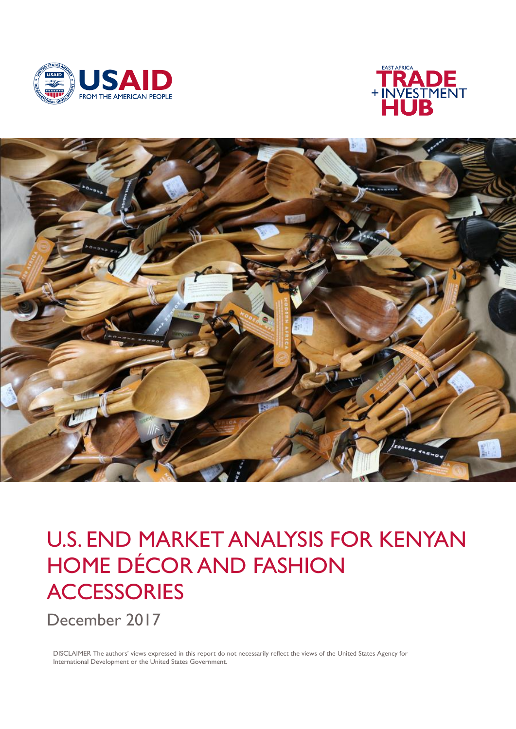# U.S. END MARKET ANALYSIS FOR KENYAN HOME DÉCOR AND FASHION ACCESSORIES

December 2017

DISCLAIMER The authors' views expressed in this report do not necessarily reflect the views of the United States Agency for International Development or the United States Government.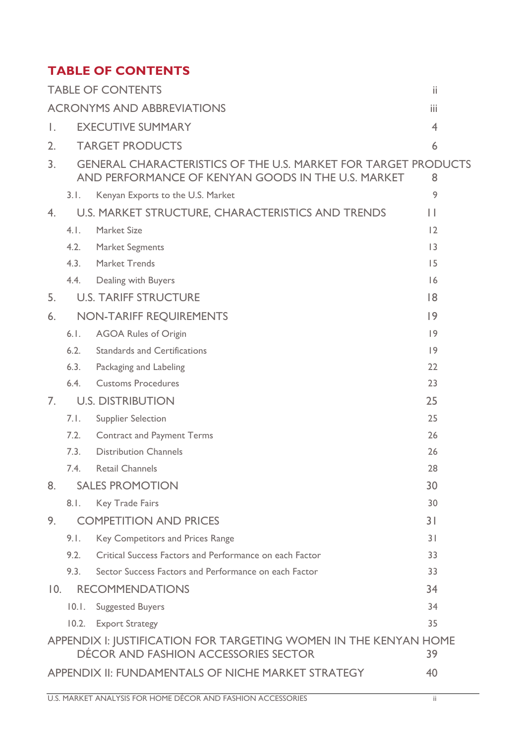# TABLE OF CONTENTS

| | | |
|---|---|---|
| TABLE OF CONTENTS | | ii |
| ACRONYMS AND ABBREVIATIONS | | iii |
| 1. | EXECUTIVE SUMMARY | 4 |
| 2. | TARGET PRODUCTS | 6 |
| 3. | GENERAL CHARACTERISTICS OF THE U.S. MARKET FOR TARGET PRODUCTS AND PERFORMANCE OF KENYAN GOODS IN THE U.S. MARKET | 8 |
| 3.1. | Kenyan Exports to the U.S. Market | 9 |
| 4. | U.S. MARKET STRUCTURE, CHARACTERISTICS AND TRENDS | 11 |
| 4.1. | Market Size | 12 |
| 4.2. | Market Segments | 13 |
| 4.3. | Market Trends | 15 |
| 4.4. | Dealing with Buyers | 16 |
| 5. | U.S. TARIFF STRUCTURE | 18 |
| 6. | NON-TARIFF REQUIREMENTS | 19 |
| 6.1. | AGOA Rules of Origin | 19 |
| 6.2. | Standards and Certifications | 19 |
| 6.3. | Packaging and Labeling | 22 |
| 6.4. | Customs Procedures | 23 |
| 7. | U.S. DISTRIBUTION | 25 |
| 7.1. | Supplier Selection | 25 |
| 7.2. | Contract and Payment Terms | 26 |
| 7.3. | Distribution Channels | 26 |
| 7.4. | Retail Channels | 28 |
| 8. | SALES PROMOTION | 30 |
| 8.1. | Key Trade Fairs | 30 |
| 9. | COMPETITION AND PRICES | 31 |
| 9.1. | Key Competitors and Prices Range | 31 |
| 9.2. | Critical Success Factors and Performance on each Factor | 33 |
| 9.3. | Sector Success Factors and Performance on each Factor | 33 |
| 10. | RECOMMENDATIONS | 34 |
| 10.1. | Suggested Buyers | 34 |
| 10.2. | Export Strategy | 35 |
| APPENDIX I: JUSTIFICATION FOR TARGETING WOMEN IN THE KENYAN HOME DÉCOR AND FASHION ACCESSORIES SECTOR | | 39 |
| APPENDIX II: FUNDAMENTALS OF NICHE MARKET STRATEGY | | 40 |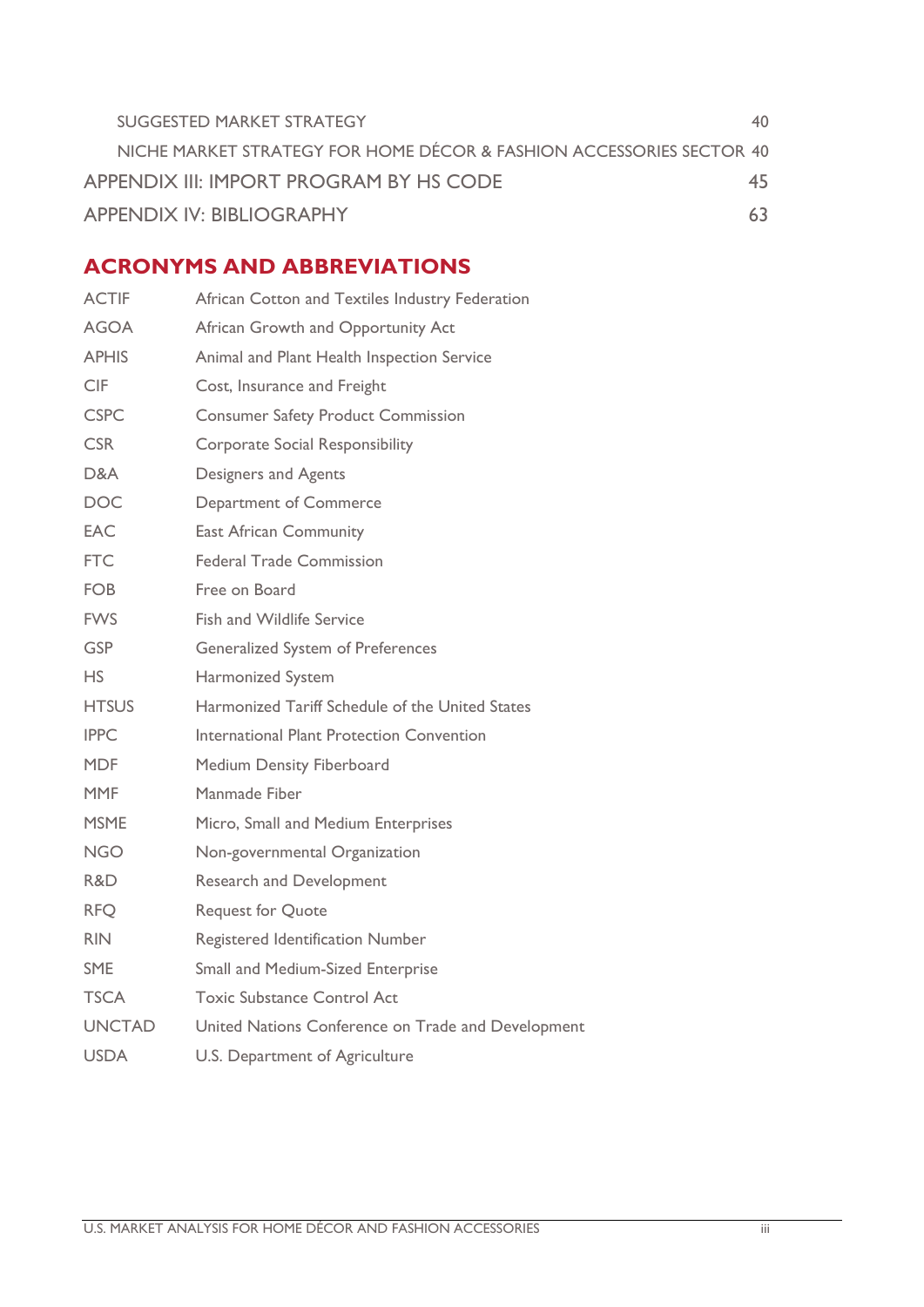SUGGESTED MARKET STRATEGY 40

NICHE MARKET STRATEGY FOR HOME DÉCOR & FASHION ACCESSORIES SECTOR 40

APPENDIX III: IMPORT PROGRAM BY HS CODE 45

APPENDIX IV: BIBLIOGRAPHY 63

## ACRONYMS AND ABBREVIATIONS

| | |
|---|---|
| ACTIF | African Cotton and Textiles Industry Federation |
| AGOA | African Growth and Opportunity Act |
| APHIS | Animal and Plant Health Inspection Service |
| CIF | Cost, Insurance and Freight |
| CSPC | Consumer Safety Product Commission |
| CSR | Corporate Social Responsibility |
| D&A | Designers and Agents |
| DOC | Department of Commerce |
| EAC | East African Community |
| FTC | Federal Trade Commission |
| FOB | Free on Board |
| FWS | Fish and Wildlife Service |
| GSP | Generalized System of Preferences |
| HS | Harmonized System |
| HTSUS | Harmonized Tariff Schedule of the United States |
| IPPC | International Plant Protection Convention |
| MDF | Medium Density Fiberboard |
| MMF | Manmade Fiber |
| MSME | Micro, Small and Medium Enterprises |
| NGO | Non-governmental Organization |
| R&D | Research and Development |
| RFQ | Request for Quote |
| RIN | Registered Identification Number |
| SME | Small and Medium-Sized Enterprise |
| TSCA | Toxic Substance Control Act |
| UNCTAD | United Nations Conference on Trade and Development |
| USDA | U.S. Department of Agriculture |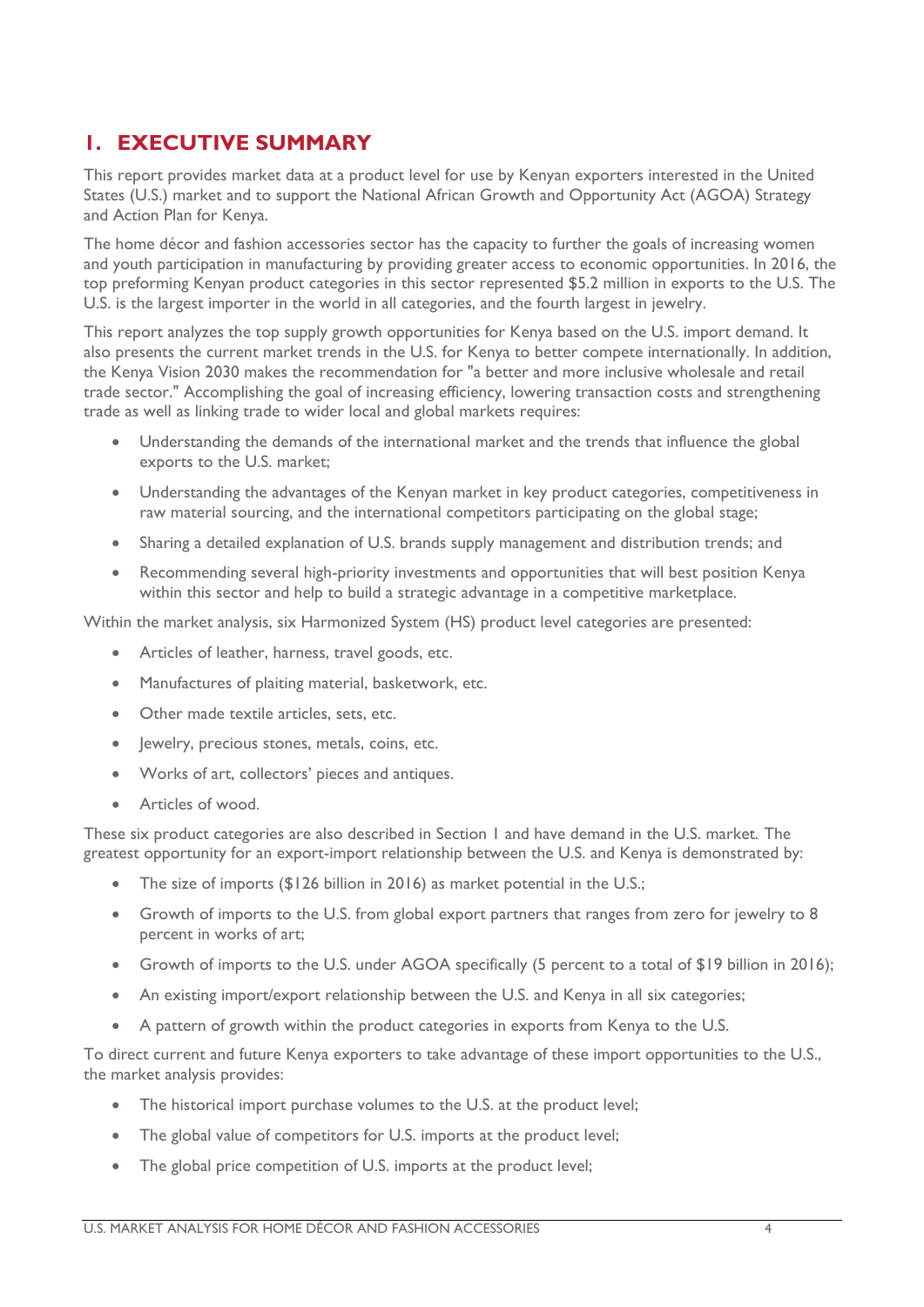# 1. EXECUTIVE SUMMARY

This report provides market data at a product level for use by Kenyan exporters interested in the United States (U.S.) market and to support the National African Growth and Opportunity Act (AGOA) Strategy and Action Plan for Kenya.

The home décor and fashion accessories sector has the capacity to further the goals of increasing women and youth participation in manufacturing by providing greater access to economic opportunities. In 2016, the top preforming Kenyan product categories in this sector represented $5.2 million in exports to the U.S. The U.S. is the largest importer in the world in all categories, and the fourth largest in jewelry.

This report analyzes the top supply growth opportunities for Kenya based on the U.S. import demand. It also presents the current market trends in the U.S. for Kenya to better compete internationally. In addition, the Kenya Vision 2030 makes the recommendation for "a better and more inclusive wholesale and retail trade sector." Accomplishing the goal of increasing efficiency, lowering transaction costs and strengthening trade as well as linking trade to wider local and global markets requires:

- Understanding the demands of the international market and the trends that influence the global exports to the U.S. market;
- Understanding the advantages of the Kenyan market in key product categories, competitiveness in raw material sourcing, and the international competitors participating on the global stage;
- Sharing a detailed explanation of U.S. brands supply management and distribution trends; and
- Recommending several high-priority investments and opportunities that will best position Kenya within this sector and help to build a strategic advantage in a competitive marketplace.

Within the market analysis, six Harmonized System (HS) product level categories are presented:

- Articles of leather, harness, travel goods, etc.
- Manufactures of plaiting material, basketwork, etc.
- Other made textile articles, sets, etc.
- Jewelry, precious stones, metals, coins, etc.
- Works of art, collectors' pieces and antiques.
- Articles of wood.

These six product categories are also described in Section 1 and have demand in the U.S. market. The greatest opportunity for an export-import relationship between the U.S. and Kenya is demonstrated by:

- The size of imports ($126 billion in 2016) as market potential in the U.S.;
- Growth of imports to the U.S. from global export partners that ranges from zero for jewelry to 8 percent in works of art;
- Growth of imports to the U.S. under AGOA specifically (5 percent to a total of $19 billion in 2016);
- An existing import/export relationship between the U.S. and Kenya in all six categories;
- A pattern of growth within the product categories in exports from Kenya to the U.S.

To direct current and future Kenya exporters to take advantage of these import opportunities to the U.S., the market analysis provides:

- The historical import purchase volumes to the U.S. at the product level;
- The global value of competitors for U.S. imports at the product level;
- The global price competition of U.S. imports at the product level;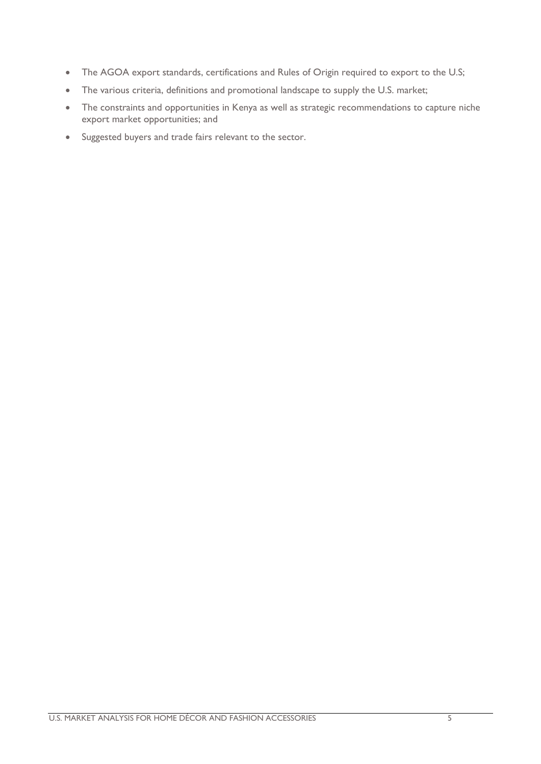- The AGOA export standards, certifications and Rules of Origin required to export to the U.S;
- The various criteria, definitions and promotional landscape to supply the U.S. market;
- The constraints and opportunities in Kenya as well as strategic recommendations to capture niche export market opportunities; and
- Suggested buyers and trade fairs relevant to the sector.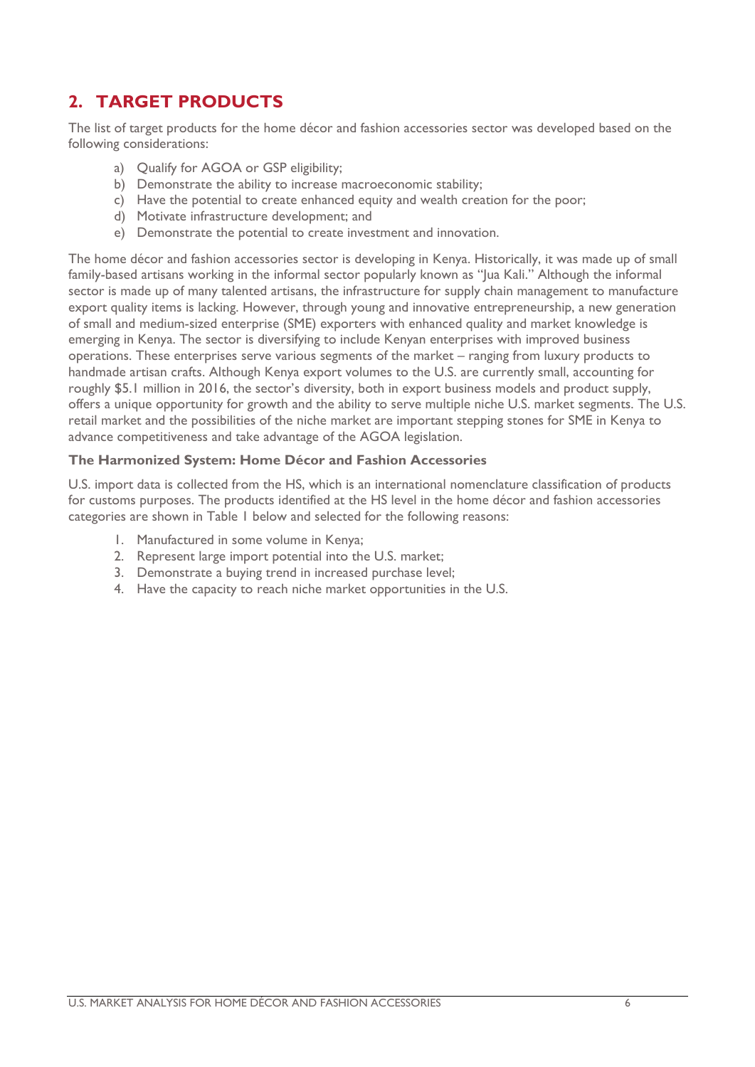## 2. TARGET PRODUCTS

The list of target products for the home décor and fashion accessories sector was developed based on the following considerations:

a) Qualify for AGOA or GSP eligibility;
b) Demonstrate the ability to increase macroeconomic stability;
c) Have the potential to create enhanced equity and wealth creation for the poor;
d) Motivate infrastructure development; and
e) Demonstrate the potential to create investment and innovation.

The home décor and fashion accessories sector is developing in Kenya. Historically, it was made up of small family-based artisans working in the informal sector popularly known as "Jua Kali." Although the informal sector is made up of many talented artisans, the infrastructure for supply chain management to manufacture export quality items is lacking. However, through young and innovative entrepreneurship, a new generation of small and medium-sized enterprise (SME) exporters with enhanced quality and market knowledge is emerging in Kenya. The sector is diversifying to include Kenyan enterprises with improved business operations. These enterprises serve various segments of the market – ranging from luxury products to handmade artisan crafts. Although Kenya export volumes to the U.S. are currently small, accounting for roughly $5.1 million in 2016, the sector's diversity, both in export business models and product supply, offers a unique opportunity for growth and the ability to serve multiple niche U.S. market segments. The U.S. retail market and the possibilities of the niche market are important stepping stones for SME in Kenya to advance competitiveness and take advantage of the AGOA legislation.

**The Harmonized System: Home Décor and Fashion Accessories**

U.S. import data is collected from the HS, which is an international nomenclature classification of products for customs purposes. The products identified at the HS level in the home décor and fashion accessories categories are shown in Table 1 below and selected for the following reasons:

1. Manufactured in some volume in Kenya;
2. Represent large import potential into the U.S. market;
3. Demonstrate a buying trend in increased purchase level;
4. Have the capacity to reach niche market opportunities in the U.S.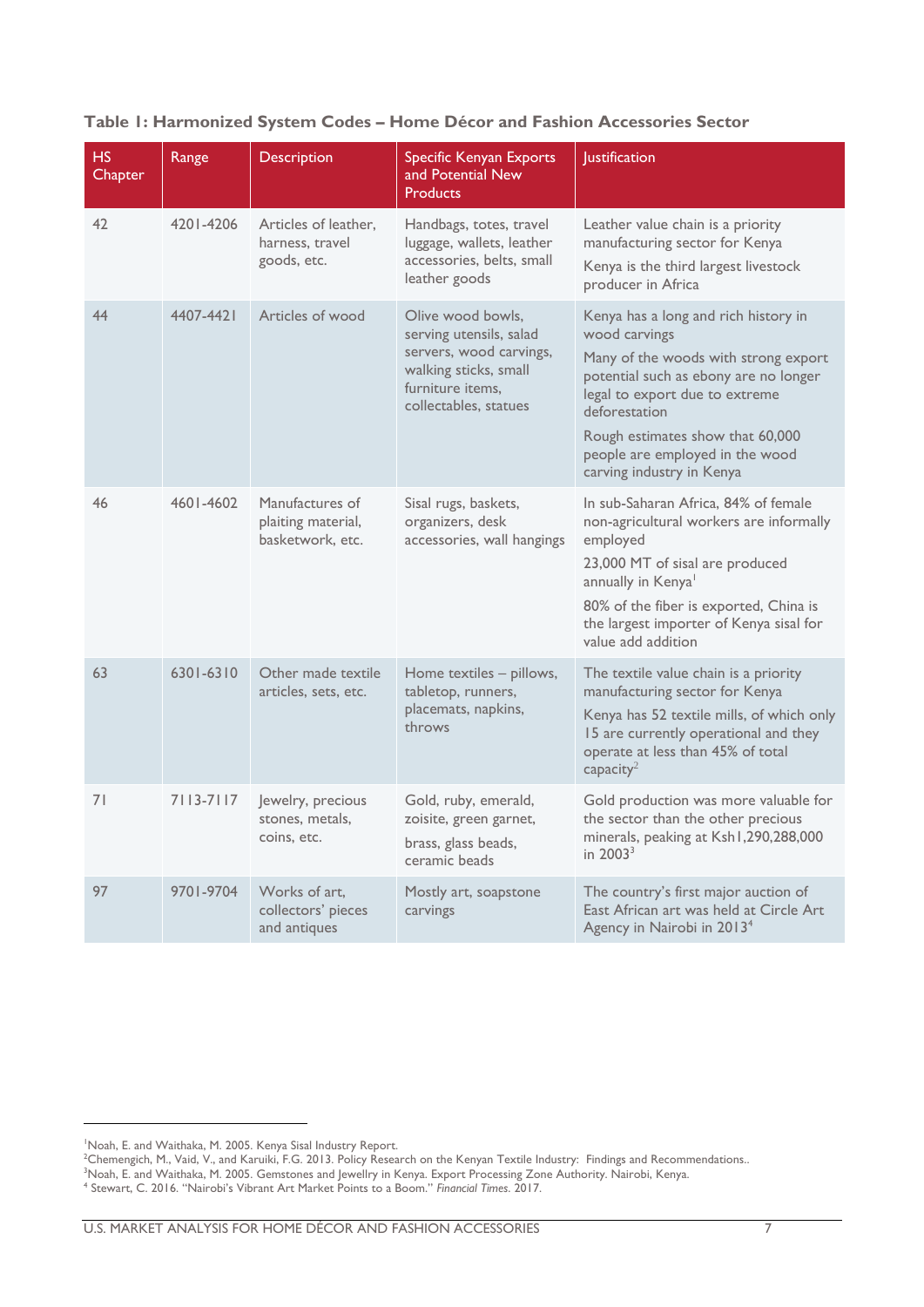**Table 1: Harmonized System Codes – Home Décor and Fashion Accessories Sector**

| HS Chapter | Range | Description | Specific Kenyan Exports and Potential New Products | Justification |
|---|---|---|---|---|
| 42 | 4201-4206 | Articles of leather, harness, travel goods, etc. | Handbags, totes, travel luggage, wallets, leather accessories, belts, small leather goods | Leather value chain is a priority manufacturing sector for Kenya<br>Kenya is the third largest livestock producer in Africa |
| 44 | 4407-4421 | Articles of wood | Olive wood bowls, serving utensils, salad servers, wood carvings, walking sticks, small furniture items, collectables, statues | Kenya has a long and rich history in wood carvings<br>Many of the woods with strong export potential such as ebony are no longer legal to export due to extreme deforestation<br>Rough estimates show that 60,000 people are employed in the wood carving industry in Kenya |
| 46 | 4601-4602 | Manufactures of plaiting material, basketwork, etc. | Sisal rugs, baskets, organizers, desk accessories, wall hangings | In sub-Saharan Africa, 84% of female non-agricultural workers are informally employed<br>23,000 MT of sisal are produced annually in Kenya[1]<br>80% of the fiber is exported, China is the largest importer of Kenya sisal for value add addition |
| 63 | 6301-6310 | Other made textile articles, sets, etc. | Home textiles – pillows, tabletop, runners, placemats, napkins, throws | The textile value chain is a priority manufacturing sector for Kenya<br>Kenya has 52 textile mills, of which only 15 are currently operational and they operate at less than 45% of total capacity[2] |
| 71 | 7113-7117 | Jewelry, precious stones, metals, coins, etc. | Gold, ruby, emerald, zoisite, green garnet,<br>brass, glass beads, ceramic beads | Gold production was more valuable for the sector than the other precious minerals, peaking at Ksh1,290,288,000 in 2003[3] |
| 97 | 9701-9704 | Works of art, collectors' pieces and antiques | Mostly art, soapstone carvings | The country's first major auction of East African art was held at Circle Art Agency in Nairobi in 2013[4] |

---

[1] Noah, E. and Waithaka, M. 2005. Kenya Sisal Industry Report.

[2] Chemengich, M., Vaid, V., and Karuiki, F.G. 2013. Policy Research on the Kenyan Textile Industry: Findings and Recommendations..

[3] Noah, E. and Waithaka, M. 2005. Gemstones and Jewellry in Kenya. Export Processing Zone Authority. Nairobi, Kenya.

[4] Stewart, C. 2016. "Nairobi's Vibrant Art Market Points to a Boom." *Financial Times*. 2017.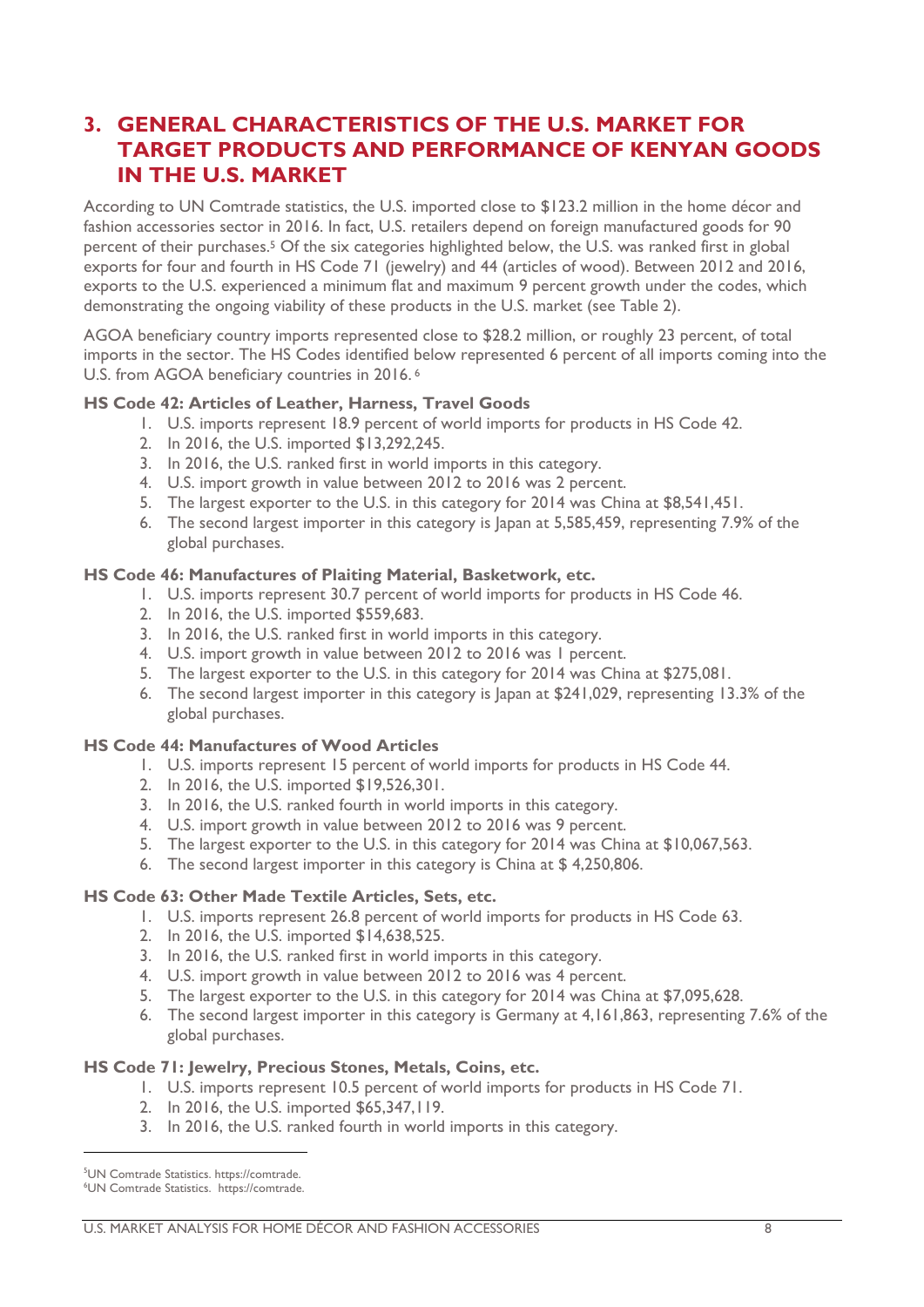## 3. GENERAL CHARACTERISTICS OF THE U.S. MARKET FOR TARGET PRODUCTS AND PERFORMANCE OF KENYAN GOODS IN THE U.S. MARKET

According to UN Comtrade statistics, the U.S. imported close to $123.2 million in the home décor and fashion accessories sector in 2016. In fact, U.S. retailers depend on foreign manufactured goods for 90 percent of their purchases.[5] Of the six categories highlighted below, the U.S. was ranked first in global exports for four and fourth in HS Code 71 (jewelry) and 44 (articles of wood). Between 2012 and 2016, exports to the U.S. experienced a minimum flat and maximum 9 percent growth under the codes, which demonstrating the ongoing viability of these products in the U.S. market (see Table 2).

AGOA beneficiary country imports represented close to $28.2 million, or roughly 23 percent, of total imports in the sector. The HS Codes identified below represented 6 percent of all imports coming into the U.S. from AGOA beneficiary countries in 2016.[6]

**HS Code 42: Articles of Leather, Harness, Travel Goods**

1. U.S. imports represent 18.9 percent of world imports for products in HS Code 42.
2. In 2016, the U.S. imported $13,292,245.
3. In 2016, the U.S. ranked first in world imports in this category.
4. U.S. import growth in value between 2012 to 2016 was 2 percent.
5. The largest exporter to the U.S. in this category for 2014 was China at $8,541,451.
6. The second largest importer in this category is Japan at 5,585,459, representing 7.9% of the global purchases.

**HS Code 46: Manufactures of Plaiting Material, Basketwork, etc.**

1. U.S. imports represent 30.7 percent of world imports for products in HS Code 46.
2. In 2016, the U.S. imported $559,683.
3. In 2016, the U.S. ranked first in world imports in this category.
4. U.S. import growth in value between 2012 to 2016 was 1 percent.
5. The largest exporter to the U.S. in this category for 2014 was China at $275,081.
6. The second largest importer in this category is Japan at $241,029, representing 13.3% of the global purchases.

**HS Code 44: Manufactures of Wood Articles**

1. U.S. imports represent 15 percent of world imports for products in HS Code 44.
2. In 2016, the U.S. imported $19,526,301.
3. In 2016, the U.S. ranked fourth in world imports in this category.
4. U.S. import growth in value between 2012 to 2016 was 9 percent.
5. The largest exporter to the U.S. in this category for 2014 was China at $10,067,563.
6. The second largest importer in this category is China at $ 4,250,806.

**HS Code 63: Other Made Textile Articles, Sets, etc.**

1. U.S. imports represent 26.8 percent of world imports for products in HS Code 63.
2. In 2016, the U.S. imported $14,638,525.
3. In 2016, the U.S. ranked first in world imports in this category.
4. U.S. import growth in value between 2012 to 2016 was 4 percent.
5. The largest exporter to the U.S. in this category for 2014 was China at $7,095,628.
6. The second largest importer in this category is Germany at 4,161,863, representing 7.6% of the global purchases.

**HS Code 71: Jewelry, Precious Stones, Metals, Coins, etc.**

1. U.S. imports represent 10.5 percent of world imports for products in HS Code 71.
2. In 2016, the U.S. imported $65,347,119.
3. In 2016, the U.S. ranked fourth in world imports in this category.

[5] UN Comtrade Statistics. https://comtrade.

[6] UN Comtrade Statistics. https://comtrade.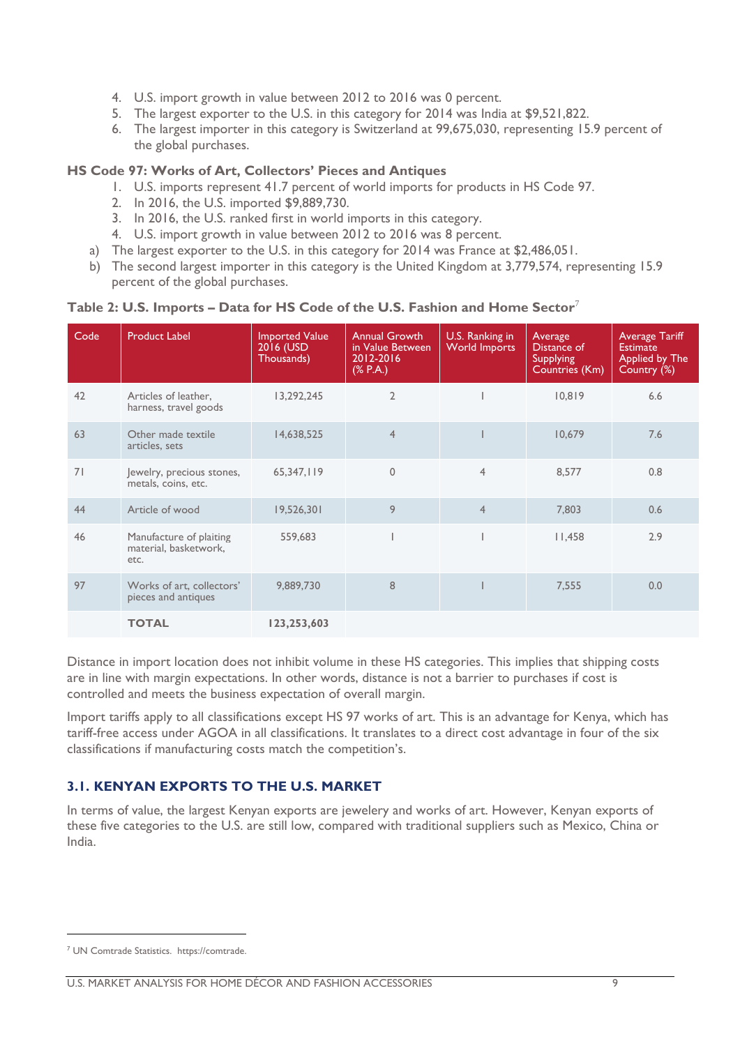4. U.S. import growth in value between 2012 to 2016 was 0 percent.
5. The largest exporter to the U.S. in this category for 2014 was India at $9,521,822.
6. The largest importer in this category is Switzerland at 99,675,030, representing 15.9 percent of the global purchases.

**HS Code 97: Works of Art, Collectors' Pieces and Antiques**

1. U.S. imports represent 41.7 percent of world imports for products in HS Code 97.
2. In 2016, the U.S. imported $9,889,730.
3. In 2016, the U.S. ranked first in world imports in this category.
4. U.S. import growth in value between 2012 to 2016 was 8 percent.

a) The largest exporter to the U.S. in this category for 2014 was France at $2,486,051.
b) The second largest importer in this category is the United Kingdom at 3,779,574, representing 15.9 percent of the global purchases.

**Table 2: U.S. Imports – Data for HS Code of the U.S. Fashion and Home Sector**[7]

| Code | Product Label | Imported Value 2016 (USD Thousands) | Annual Growth in Value Between 2012-2016 (% P.A.) | U.S. Ranking in World Imports | Average Distance of Supplying Countries (Km) | Average Tariff Estimate Applied by The Country (%) |
|---|---|---|---|---|---|---|
| 42 | Articles of leather, harness, travel goods | 13,292,245 | 2 | 1 | 10,819 | 6.6 |
| 63 | Other made textile articles, sets | 14,638,525 | 4 | 1 | 10,679 | 7.6 |
| 71 | Jewelry, precious stones, metals, coins, etc. | 65,347,119 | 0 | 4 | 8,577 | 0.8 |
| 44 | Article of wood | 19,526,301 | 9 | 4 | 7,803 | 0.6 |
| 46 | Manufacture of plaiting material, basketwork, etc. | 559,683 | 1 | 1 | 11,458 | 2.9 |
| 97 | Works of art, collectors' pieces and antiques | 9,889,730 | 8 | 1 | 7,555 | 0.0 |
| | **TOTAL** | **123,253,603** | | | | |

Distance in import location does not inhibit volume in these HS categories. This implies that shipping costs are in line with margin expectations. In other words, distance is not a barrier to purchases if cost is controlled and meets the business expectation of overall margin.

Import tariffs apply to all classifications except HS 97 works of art. This is an advantage for Kenya, which has tariff-free access under AGOA in all classifications. It translates to a direct cost advantage in four of the six classifications if manufacturing costs match the competition's.

## 3.1. KENYAN EXPORTS TO THE U.S. MARKET

In terms of value, the largest Kenyan exports are jewelery and works of art. However, Kenyan exports of these five categories to the U.S. are still low, compared with traditional suppliers such as Mexico, China or India.

[7] UN Comtrade Statistics. https://comtrade.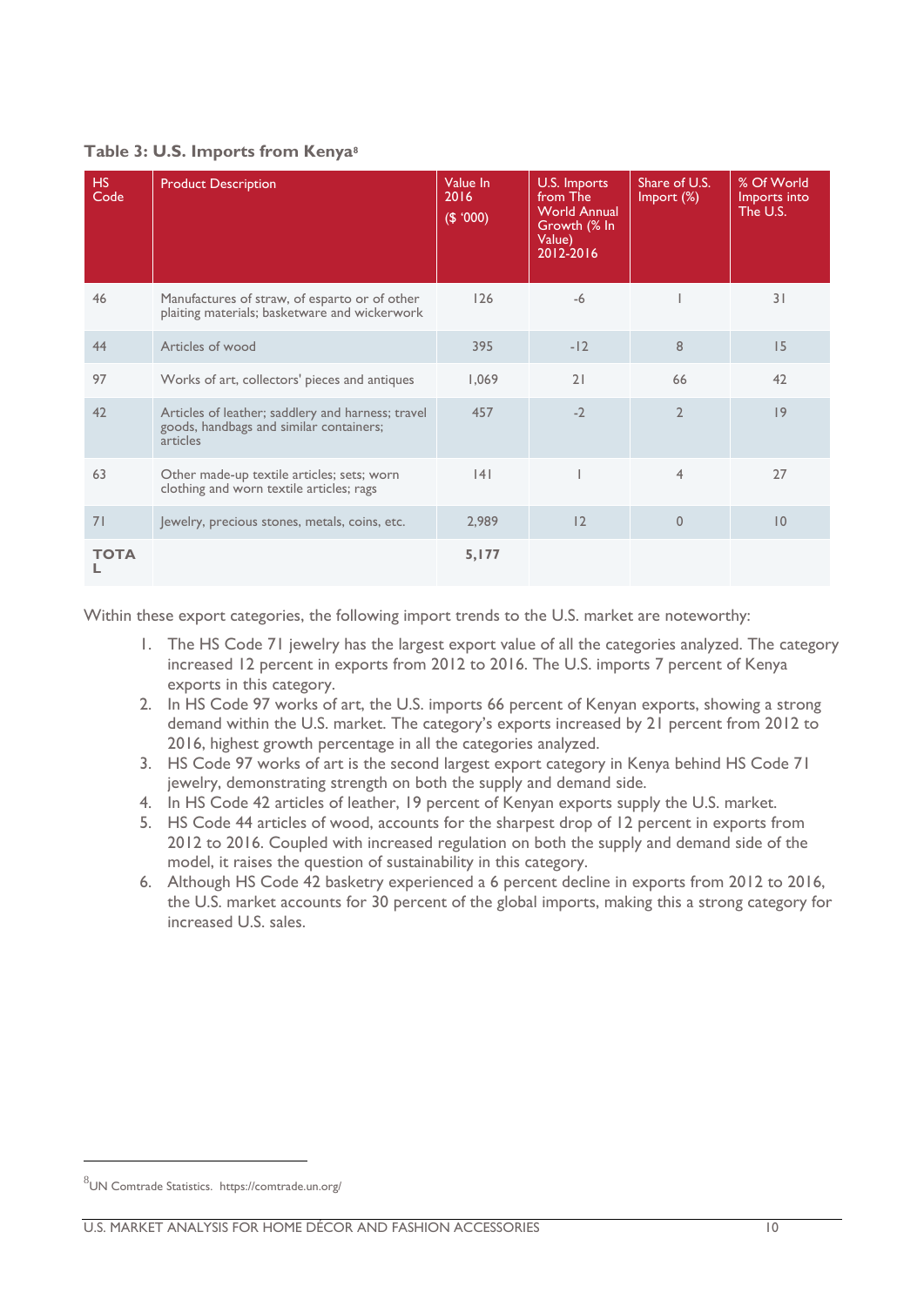**Table 3: U.S. Imports from Kenya**[8]

| HS Code | Product Description | Value In 2016 ($ '000) | U.S. Imports from The World Annual Growth (% In Value) 2012-2016 | Share of U.S. Import (%) | % Of World Imports into The U.S. |
|---|---|---|---|---|---|
| 46 | Manufactures of straw, of esparto or of other plaiting materials; basketware and wickerwork | 126 | -6 | 1 | 31 |
| 44 | Articles of wood | 395 | -12 | 8 | 15 |
| 97 | Works of art, collectors' pieces and antiques | 1,069 | 21 | 66 | 42 |
| 42 | Articles of leather; saddlery and harness; travel goods, handbags and similar containers; articles | 457 | -2 | 2 | 19 |
| 63 | Other made-up textile articles; sets; worn clothing and worn textile articles; rags | 141 | 1 | 4 | 27 |
| 71 | Jewelry, precious stones, metals, coins, etc. | 2,989 | 12 | 0 | 10 |
| **TOTAL** | | **5,177** | | | |

Within these export categories, the following import trends to the U.S. market are noteworthy:

1. The HS Code 71 jewelry has the largest export value of all the categories analyzed. The category increased 12 percent in exports from 2012 to 2016. The U.S. imports 7 percent of Kenya exports in this category.
2. In HS Code 97 works of art, the U.S. imports 66 percent of Kenyan exports, showing a strong demand within the U.S. market. The category's exports increased by 21 percent from 2012 to 2016, highest growth percentage in all the categories analyzed.
3. HS Code 97 works of art is the second largest export category in Kenya behind HS Code 71 jewelry, demonstrating strength on both the supply and demand side.
4. In HS Code 42 articles of leather, 19 percent of Kenyan exports supply the U.S. market.
5. HS Code 44 articles of wood, accounts for the sharpest drop of 12 percent in exports from 2012 to 2016. Coupled with increased regulation on both the supply and demand side of the model, it raises the question of sustainability in this category.
6. Although HS Code 42 basketry experienced a 6 percent decline in exports from 2012 to 2016, the U.S. market accounts for 30 percent of the global imports, making this a strong category for increased U.S. sales.

[8] UN Comtrade Statistics. https://comtrade.un.org/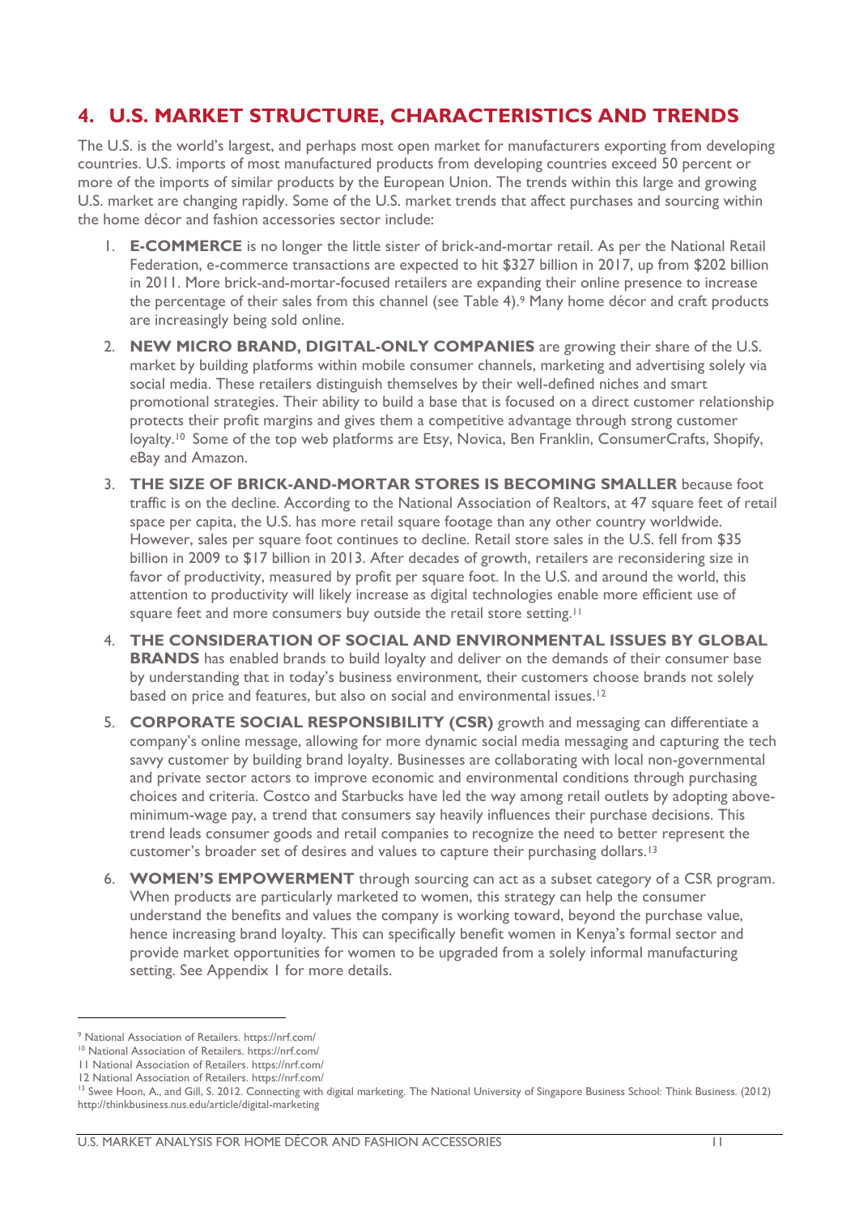## 4. U.S. MARKET STRUCTURE, CHARACTERISTICS AND TRENDS

The U.S. is the world's largest, and perhaps most open market for manufacturers exporting from developing countries. U.S. imports of most manufactured products from developing countries exceed 50 percent or more of the imports of similar products by the European Union. The trends within this large and growing U.S. market are changing rapidly. Some of the U.S. market trends that affect purchases and sourcing within the home décor and fashion accessories sector include:

1. **E-COMMERCE** is no longer the little sister of brick-and-mortar retail. As per the National Retail Federation, e-commerce transactions are expected to hit $327 billion in 2017, up from $202 billion in 2011. More brick-and-mortar-focused retailers are expanding their online presence to increase the percentage of their sales from this channel (see Table 4).[9] Many home décor and craft products are increasingly being sold online.
2. **NEW MICRO BRAND, DIGITAL-ONLY COMPANIES** are growing their share of the U.S. market by building platforms within mobile consumer channels, marketing and advertising solely via social media. These retailers distinguish themselves by their well-defined niches and smart promotional strategies. Their ability to build a base that is focused on a direct customer relationship protects their profit margins and gives them a competitive advantage through strong customer loyalty.[10] Some of the top web platforms are Etsy, Novica, Ben Franklin, ConsumerCrafts, Shopify, eBay and Amazon.
3. **THE SIZE OF BRICK-AND-MORTAR STORES IS BECOMING SMALLER** because foot traffic is on the decline. According to the National Association of Realtors, at 47 square feet of retail space per capita, the U.S. has more retail square footage than any other country worldwide. However, sales per square foot continues to decline. Retail store sales in the U.S. fell from $35 billion in 2009 to $17 billion in 2013. After decades of growth, retailers are reconsidering size in favor of productivity, measured by profit per square foot. In the U.S. and around the world, this attention to productivity will likely increase as digital technologies enable more efficient use of square feet and more consumers buy outside the retail store setting.[11]
4. **THE CONSIDERATION OF SOCIAL AND ENVIRONMENTAL ISSUES BY GLOBAL BRANDS** has enabled brands to build loyalty and deliver on the demands of their consumer base by understanding that in today's business environment, their customers choose brands not solely based on price and features, but also on social and environmental issues.[12]
5. **CORPORATE SOCIAL RESPONSIBILITY (CSR)** growth and messaging can differentiate a company's online message, allowing for more dynamic social media messaging and capturing the tech savvy customer by building brand loyalty. Businesses are collaborating with local non-governmental and private sector actors to improve economic and environmental conditions through purchasing choices and criteria. Costco and Starbucks have led the way among retail outlets by adopting above-minimum-wage pay, a trend that consumers say heavily influences their purchase decisions. This trend leads consumer goods and retail companies to recognize the need to better represent the customer's broader set of desires and values to capture their purchasing dollars.[13]
6. **WOMEN'S EMPOWERMENT** through sourcing can act as a subset category of a CSR program. When products are particularly marketed to women, this strategy can help the consumer understand the benefits and values the company is working toward, beyond the purchase value, hence increasing brand loyalty. This can specifically benefit women in Kenya's formal sector and provide market opportunities for women to be upgraded from a solely informal manufacturing setting. See Appendix 1 for more details.

---

[9] National Association of Retailers. https://nrf.com/
[10] National Association of Retailers. https://nrf.com/
[11] National Association of Retailers. https://nrf.com/
[12] National Association of Retailers. https://nrf.com/
[13] Swee Hoon, A., and Gill, S. 2012. Connecting with digital marketing. The National University of Singapore Business School: Think Business. (2012) http://thinkbusiness.nus.edu/article/digital-marketing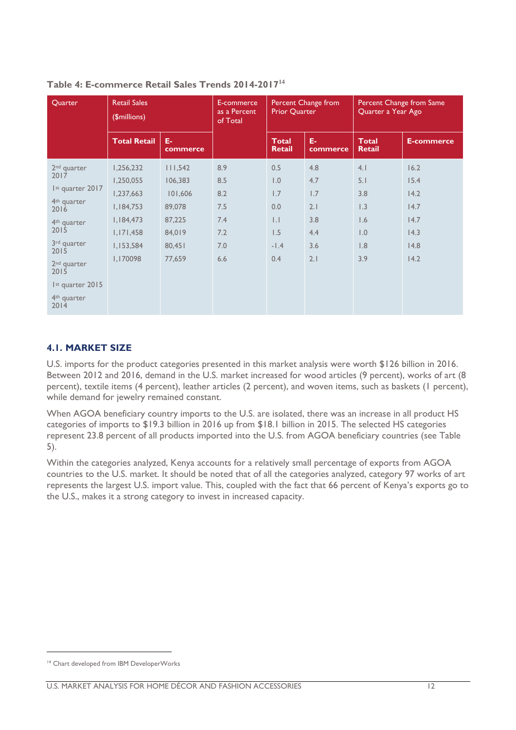**Table 4: E-commerce Retail Sales Trends 2014-2017[14]**

| Quarter | Retail Sales ($millions) | | E-commerce as a Percent of Total | Percent Change from Prior Quarter | | Percent Change from Same Quarter a Year Ago | |
|---|---|---|---|---|---|---|---|
| | **Total Retail** | **E-commerce** | | **Total Retail** | **E-commerce** | **Total Retail** | **E-commerce** |
| 2nd quarter 2017 | 1,256,232 | 111,542 | 8.9 | 0.5 | 4.8 | 4.1 | 16.2 |
| 1st quarter 2017 | 1,250,055 | 106,383 | 8.5 | 1.0 | 4.7 | 5.1 | 15.4 |
| 4th quarter 2016 | 1,237,663 | 101,606 | 8.2 | 1.7 | 1.7 | 3.8 | 14.2 |
| 4th quarter 2015 | 1,184,753 | 89,078 | 7.5 | 0.0 | 2.1 | 1.3 | 14.7 |
| 3rd quarter 2015 | 1,184,473 | 87,225 | 7.4 | 1.1 | 3.8 | 1.6 | 14.7 |
| 2nd quarter 2015 | 1,171,458 | 84,019 | 7.2 | 1.5 | 4.4 | 1.0 | 14.3 |
| 1st quarter 2015 | 1,153,584 | 80,451 | 7.0 | -1.4 | 3.6 | 1.8 | 14.8 |
| 4th quarter 2014 | 1,170098 | 77,659 | 6.6 | 0.4 | 2.1 | 3.9 | 14.2 |

## 4.1. MARKET SIZE

U.S. imports for the product categories presented in this market analysis were worth $126 billion in 2016. Between 2012 and 2016, demand in the U.S. market increased for wood articles (9 percent), works of art (8 percent), textile items (4 percent), leather articles (2 percent), and woven items, such as baskets (1 percent), while demand for jewelry remained constant.

When AGOA beneficiary country imports to the U.S. are isolated, there was an increase in all product HS categories of imports to $19.3 billion in 2016 up from $18.1 billion in 2015. The selected HS categories represent 23.8 percent of all products imported into the U.S. from AGOA beneficiary countries (see Table 5).

Within the categories analyzed, Kenya accounts for a relatively small percentage of exports from AGOA countries to the U.S. market. It should be noted that of all the categories analyzed, category 97 works of art represents the largest U.S. import value. This, coupled with the fact that 66 percent of Kenya's exports go to the U.S., makes it a strong category to invest in increased capacity.

[14] Chart developed from IBM DeveloperWorks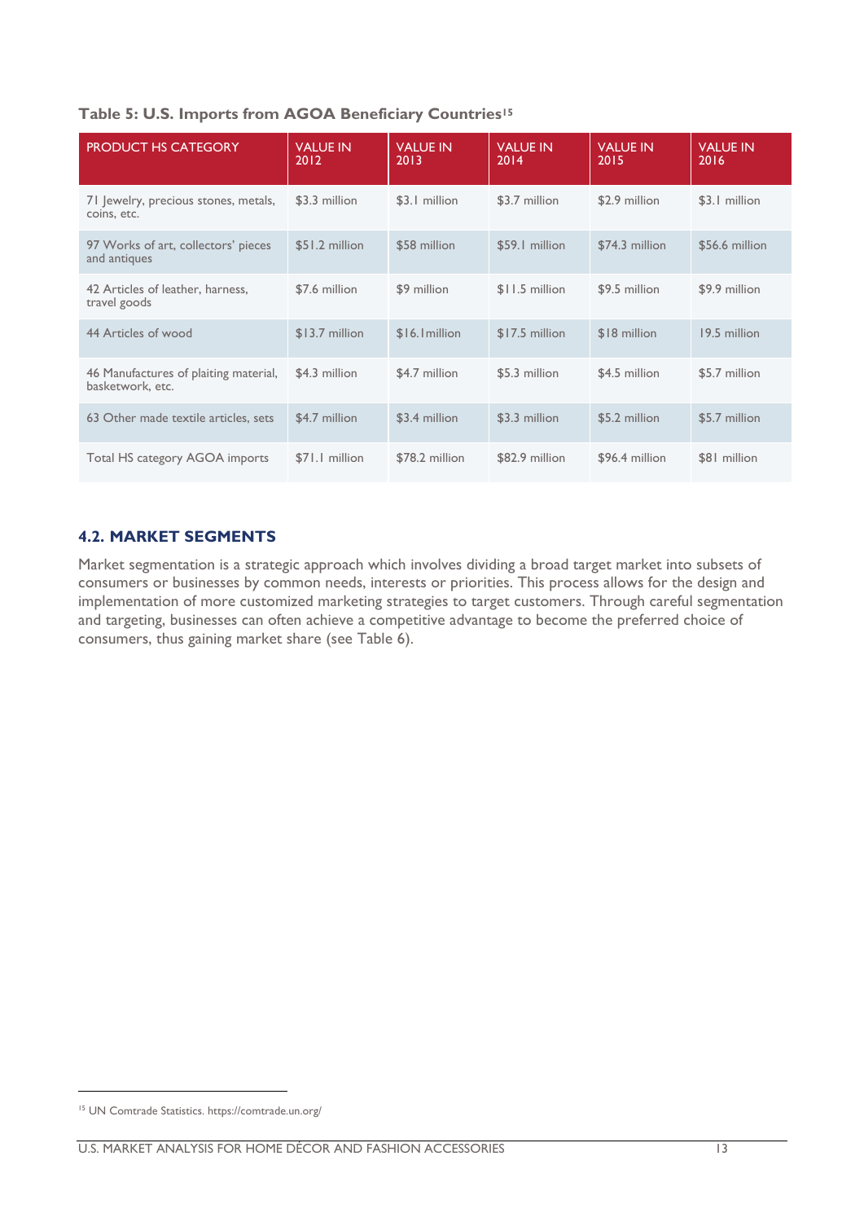**Table 5: U.S. Imports from AGOA Beneficiary Countries**[15]

| PRODUCT HS CATEGORY | VALUE IN 2012 | VALUE IN 2013 | VALUE IN 2014 | VALUE IN 2015 | VALUE IN 2016 |
|---|---|---|---|---|---|
| 71 Jewelry, precious stones, metals, coins, etc. | $3.3 million | $3.1 million | $3.7 million | $2.9 million | $3.1 million |
| 97 Works of art, collectors' pieces and antiques | $51.2 million | $58 million | $59.1 million | $74.3 million | $56.6 million |
| 42 Articles of leather, harness, travel goods | $7.6 million | $9 million | $11.5 million | $9.5 million | $9.9 million |
| 44 Articles of wood | $13.7 million | $16.1million | $17.5 million | $18 million | 19.5 million |
| 46 Manufactures of plaiting material, basketwork, etc. | $4.3 million | $4.7 million | $5.3 million | $4.5 million | $5.7 million |
| 63 Other made textile articles, sets | $4.7 million | $3.4 million | $3.3 million | $5.2 million | $5.7 million |
| Total HS category AGOA imports | $71.1 million | $78.2 million | $82.9 million | $96.4 million | $81 million |

## 4.2. MARKET SEGMENTS

Market segmentation is a strategic approach which involves dividing a broad target market into subsets of consumers or businesses by common needs, interests or priorities. This process allows for the design and implementation of more customized marketing strategies to target customers. Through careful segmentation and targeting, businesses can often achieve a competitive advantage to become the preferred choice of consumers, thus gaining market share (see Table 6).

[15] UN Comtrade Statistics. https://comtrade.un.org/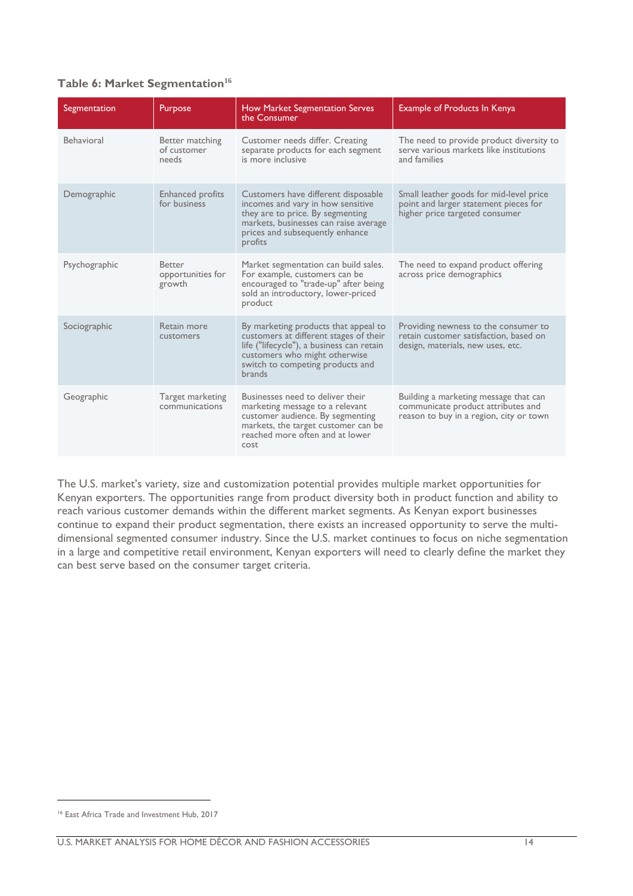**Table 6: Market Segmentation[16]**

| Segmentation | Purpose | How Market Segmentation Serves the Consumer | Example of Products In Kenya |
|---|---|---|---|
| Behavioral | Better matching of customer needs | Customer needs differ. Creating separate products for each segment is more inclusive | The need to provide product diversity to serve various markets like institutions and families |
| Demographic | Enhanced profits for business | Customers have different disposable incomes and vary in how sensitive they are to price. By segmenting markets, businesses can raise average prices and subsequently enhance profits | Small leather goods for mid-level price point and larger statement pieces for higher price targeted consumer |
| Psychographic | Better opportunities for growth | Market segmentation can build sales. For example, customers can be encouraged to "trade-up" after being sold an introductory, lower-priced product | The need to expand product offering across price demographics |
| Sociographic | Retain more customers | By marketing products that appeal to customers at different stages of their life ("lifecycle"), a business can retain customers who might otherwise switch to competing products and brands | Providing newness to the consumer to retain customer satisfaction, based on design, materials, new uses, etc. |
| Geographic | Target marketing communications | Businesses need to deliver their marketing message to a relevant customer audience. By segmenting markets, the target customer can be reached more often and at lower cost | Building a marketing message that can communicate product attributes and reason to buy in a region, city or town |

The U.S. market's variety, size and customization potential provides multiple market opportunities for Kenyan exporters. The opportunities range from product diversity both in product function and ability to reach various customer demands within the different market segments. As Kenyan export businesses continue to expand their product segmentation, there exists an increased opportunity to serve the multi-dimensional segmented consumer industry. Since the U.S. market continues to focus on niche segmentation in a large and competitive retail environment, Kenyan exporters will need to clearly define the market they can best serve based on the consumer target criteria.

[16] East Africa Trade and Investment Hub, 2017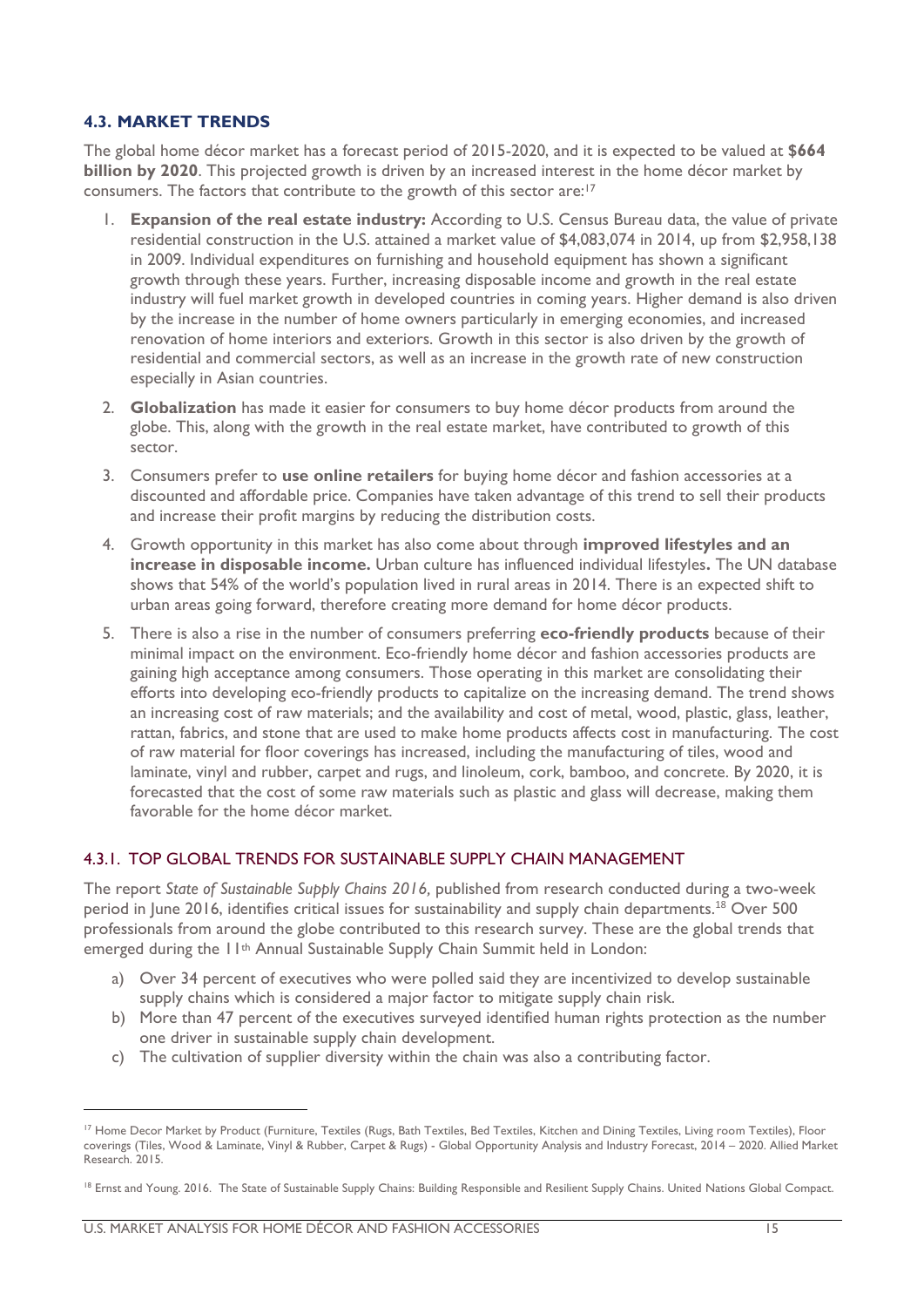### 4.3. MARKET TRENDS

The global home décor market has a forecast period of 2015-2020, and it is expected to be valued at **$664 billion by 2020**. This projected growth is driven by an increased interest in the home décor market by consumers. The factors that contribute to the growth of this sector are:[17]

1. **Expansion of the real estate industry:** According to U.S. Census Bureau data, the value of private residential construction in the U.S. attained a market value of $4,083,074 in 2014, up from $2,958,138 in 2009. Individual expenditures on furnishing and household equipment has shown a significant growth through these years. Further, increasing disposable income and growth in the real estate industry will fuel market growth in developed countries in coming years. Higher demand is also driven by the increase in the number of home owners particularly in emerging economies, and increased renovation of home interiors and exteriors. Growth in this sector is also driven by the growth of residential and commercial sectors, as well as an increase in the growth rate of new construction especially in Asian countries.
2. **Globalization** has made it easier for consumers to buy home décor products from around the globe. This, along with the growth in the real estate market, have contributed to growth of this sector.
3. Consumers prefer to **use online retailers** for buying home décor and fashion accessories at a discounted and affordable price. Companies have taken advantage of this trend to sell their products and increase their profit margins by reducing the distribution costs.
4. Growth opportunity in this market has also come about through **improved lifestyles and an increase in disposable income.** Urban culture has influenced individual lifestyles**.** The UN database shows that 54% of the world's population lived in rural areas in 2014. There is an expected shift to urban areas going forward, therefore creating more demand for home décor products.
5. There is also a rise in the number of consumers preferring **eco-friendly products** because of their minimal impact on the environment. Eco-friendly home décor and fashion accessories products are gaining high acceptance among consumers. Those operating in this market are consolidating their efforts into developing eco-friendly products to capitalize on the increasing demand. The trend shows an increasing cost of raw materials; and the availability and cost of metal, wood, plastic, glass, leather, rattan, fabrics, and stone that are used to make home products affects cost in manufacturing. The cost of raw material for floor coverings has increased, including the manufacturing of tiles, wood and laminate, vinyl and rubber, carpet and rugs, and linoleum, cork, bamboo, and concrete. By 2020, it is forecasted that the cost of some raw materials such as plastic and glass will decrease, making them favorable for the home décor market.

#### 4.3.1. TOP GLOBAL TRENDS FOR SUSTAINABLE SUPPLY CHAIN MANAGEMENT

The report *State of Sustainable Supply Chains 2016,* published from research conducted during a two-week period in June 2016, identifies critical issues for sustainability and supply chain departments.[18] Over 500 professionals from around the globe contributed to this research survey. These are the global trends that emerged during the 11th Annual Sustainable Supply Chain Summit held in London:

a) Over 34 percent of executives who were polled said they are incentivized to develop sustainable supply chains which is considered a major factor to mitigate supply chain risk.
b) More than 47 percent of the executives surveyed identified human rights protection as the number one driver in sustainable supply chain development.
c) The cultivation of supplier diversity within the chain was also a contributing factor.

---

[17] Home Decor Market by Product (Furniture, Textiles (Rugs, Bath Textiles, Bed Textiles, Kitchen and Dining Textiles, Living room Textiles), Floor coverings (Tiles, Wood & Laminate, Vinyl & Rubber, Carpet & Rugs) - Global Opportunity Analysis and Industry Forecast, 2014 – 2020. Allied Market Research. 2015.

[18] Ernst and Young. 2016. The State of Sustainable Supply Chains: Building Responsible and Resilient Supply Chains. United Nations Global Compact.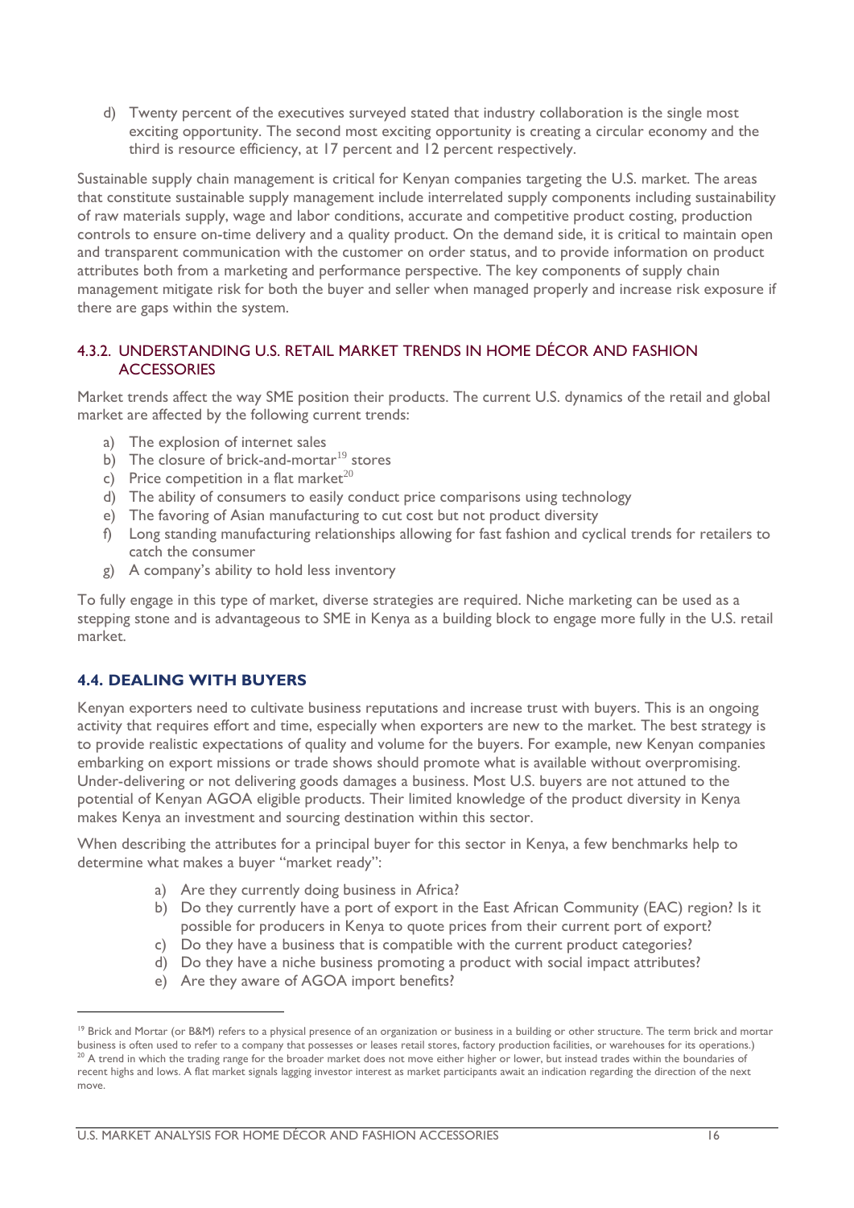d) Twenty percent of the executives surveyed stated that industry collaboration is the single most exciting opportunity. The second most exciting opportunity is creating a circular economy and the third is resource efficiency, at 17 percent and 12 percent respectively.

Sustainable supply chain management is critical for Kenyan companies targeting the U.S. market. The areas that constitute sustainable supply management include interrelated supply components including sustainability of raw materials supply, wage and labor conditions, accurate and competitive product costing, production controls to ensure on-time delivery and a quality product. On the demand side, it is critical to maintain open and transparent communication with the customer on order status, and to provide information on product attributes both from a marketing and performance perspective. The key components of supply chain management mitigate risk for both the buyer and seller when managed properly and increase risk exposure if there are gaps within the system.

### 4.3.2. UNDERSTANDING U.S. RETAIL MARKET TRENDS IN HOME DÉCOR AND FASHION ACCESSORIES

Market trends affect the way SME position their products. The current U.S. dynamics of the retail and global market are affected by the following current trends:

a) The explosion of internet sales
b) The closure of brick-and-mortar[19] stores
c) Price competition in a flat market[20]
d) The ability of consumers to easily conduct price comparisons using technology
e) The favoring of Asian manufacturing to cut cost but not product diversity
f) Long standing manufacturing relationships allowing for fast fashion and cyclical trends for retailers to catch the consumer
g) A company's ability to hold less inventory

To fully engage in this type of market, diverse strategies are required. Niche marketing can be used as a stepping stone and is advantageous to SME in Kenya as a building block to engage more fully in the U.S. retail market.

## 4.4. DEALING WITH BUYERS

Kenyan exporters need to cultivate business reputations and increase trust with buyers. This is an ongoing activity that requires effort and time, especially when exporters are new to the market. The best strategy is to provide realistic expectations of quality and volume for the buyers. For example, new Kenyan companies embarking on export missions or trade shows should promote what is available without overpromising. Under-delivering or not delivering goods damages a business. Most U.S. buyers are not attuned to the potential of Kenyan AGOA eligible products. Their limited knowledge of the product diversity in Kenya makes Kenya an investment and sourcing destination within this sector.

When describing the attributes for a principal buyer for this sector in Kenya, a few benchmarks help to determine what makes a buyer "market ready":

a) Are they currently doing business in Africa?
b) Do they currently have a port of export in the East African Community (EAC) region? Is it possible for producers in Kenya to quote prices from their current port of export?
c) Do they have a business that is compatible with the current product categories?
d) Do they have a niche business promoting a product with social impact attributes?
e) Are they aware of AGOA import benefits?

---

[19] Brick and Mortar (or B&M) refers to a physical presence of an organization or business in a building or other structure. The term brick and mortar business is often used to refer to a company that possesses or leases retail stores, factory production facilities, or warehouses for its operations.)

[20] A trend in which the trading range for the broader market does not move either higher or lower, but instead trades within the boundaries of recent highs and lows. A flat market signals lagging investor interest as market participants await an indication regarding the direction of the next move.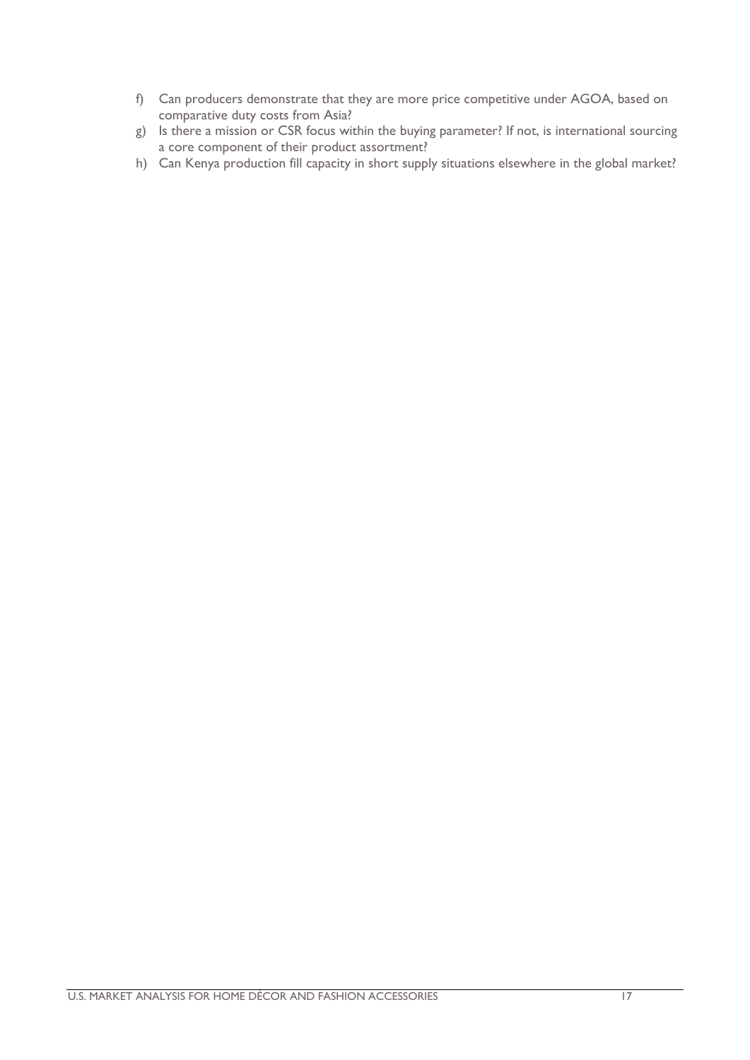f) Can producers demonstrate that they are more price competitive under AGOA, based on comparative duty costs from Asia?
g) Is there a mission or CSR focus within the buying parameter? If not, is international sourcing a core component of their product assortment?
h) Can Kenya production fill capacity in short supply situations elsewhere in the global market?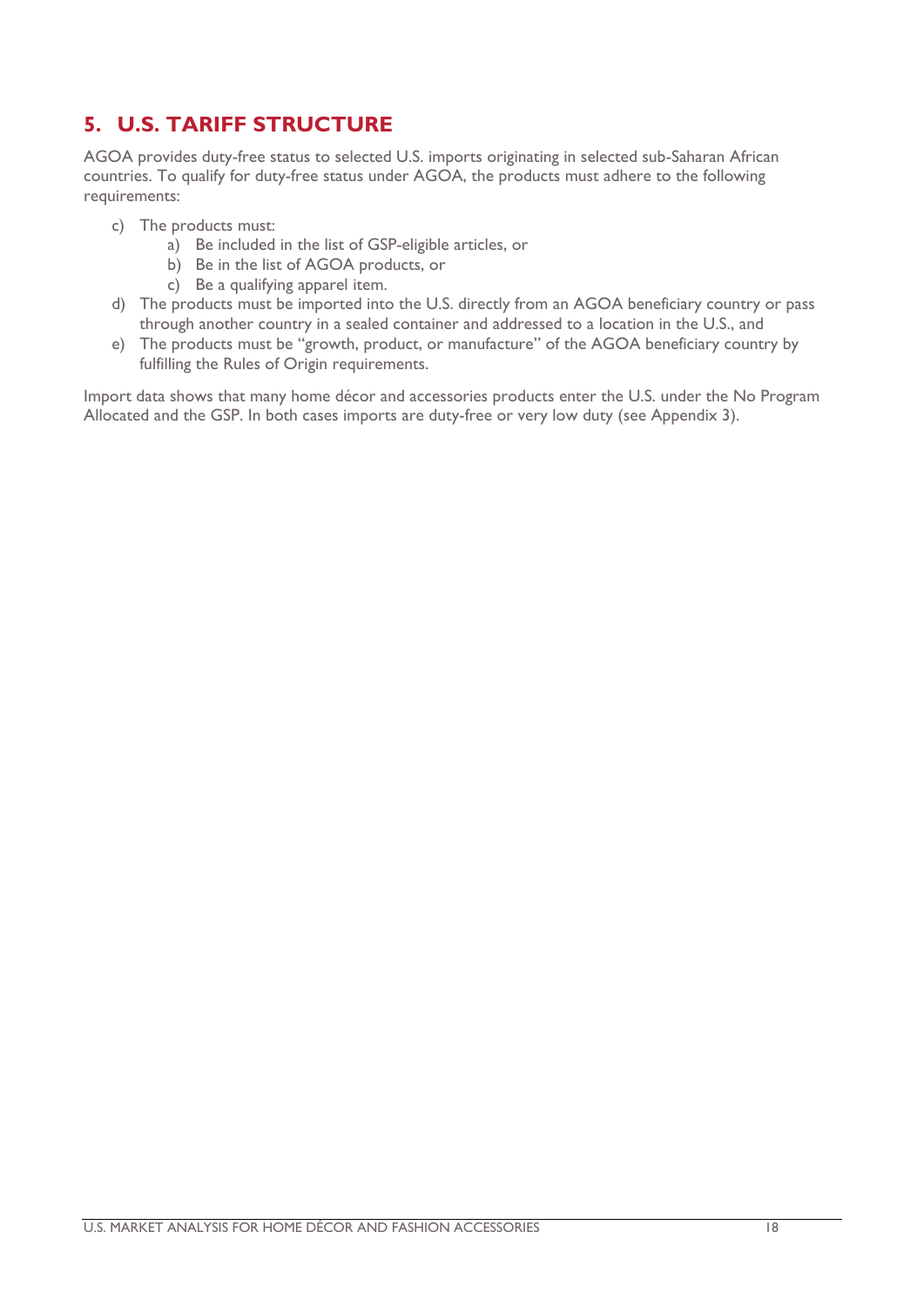## 5. U.S. TARIFF STRUCTURE

AGOA provides duty-free status to selected U.S. imports originating in selected sub-Saharan African countries. To qualify for duty-free status under AGOA, the products must adhere to the following requirements:

c) The products must:
   a) Be included in the list of GSP-eligible articles, or
   b) Be in the list of AGOA products, or
   c) Be a qualifying apparel item.

d) The products must be imported into the U.S. directly from an AGOA beneficiary country or pass through another country in a sealed container and addressed to a location in the U.S., and

e) The products must be "growth, product, or manufacture" of the AGOA beneficiary country by fulfilling the Rules of Origin requirements.

Import data shows that many home décor and accessories products enter the U.S. under the No Program Allocated and the GSP. In both cases imports are duty-free or very low duty (see Appendix 3).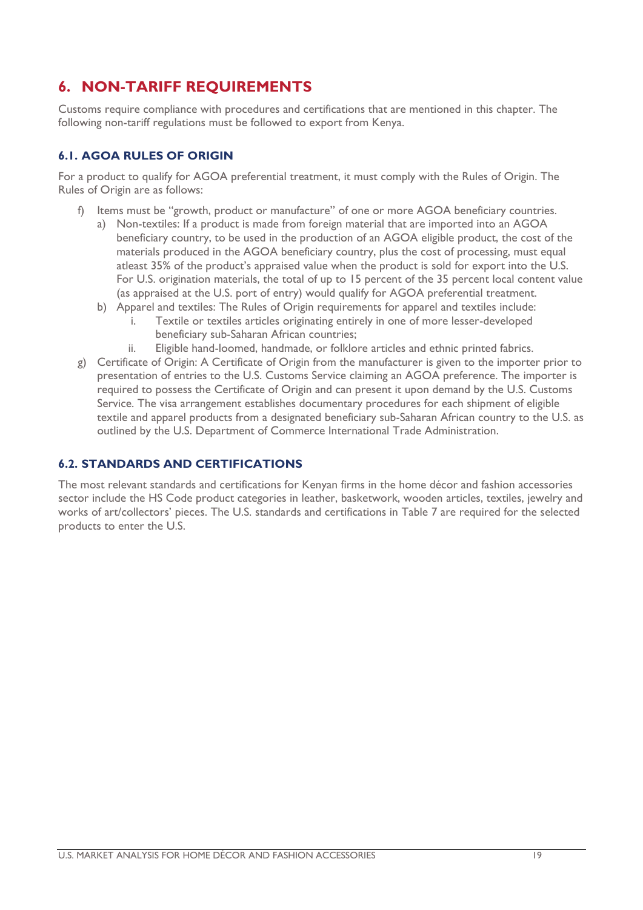# 6. NON-TARIFF REQUIREMENTS

Customs require compliance with procedures and certifications that are mentioned in this chapter. The following non-tariff regulations must be followed to export from Kenya.

## 6.1. AGOA RULES OF ORIGIN

For a product to qualify for AGOA preferential treatment, it must comply with the Rules of Origin. The Rules of Origin are as follows:

f) Items must be "growth, product or manufacture" of one or more AGOA beneficiary countries.
   a) Non-textiles: If a product is made from foreign material that are imported into an AGOA beneficiary country, to be used in the production of an AGOA eligible product, the cost of the materials produced in the AGOA beneficiary country, plus the cost of processing, must equal atleast 35% of the product's appraised value when the product is sold for export into the U.S. For U.S. origination materials, the total of up to 15 percent of the 35 percent local content value (as appraised at the U.S. port of entry) would qualify for AGOA preferential treatment.
   b) Apparel and textiles: The Rules of Origin requirements for apparel and textiles include:
      i. Textile or textiles articles originating entirely in one of more lesser-developed beneficiary sub-Saharan African countries;
      ii. Eligible hand-loomed, handmade, or folklore articles and ethnic printed fabrics.

g) Certificate of Origin: A Certificate of Origin from the manufacturer is given to the importer prior to presentation of entries to the U.S. Customs Service claiming an AGOA preference. The importer is required to possess the Certificate of Origin and can present it upon demand by the U.S. Customs Service. The visa arrangement establishes documentary procedures for each shipment of eligible textile and apparel products from a designated beneficiary sub-Saharan African country to the U.S. as outlined by the U.S. Department of Commerce International Trade Administration.

## 6.2. STANDARDS AND CERTIFICATIONS

The most relevant standards and certifications for Kenyan firms in the home décor and fashion accessories sector include the HS Code product categories in leather, basketwork, wooden articles, textiles, jewelry and works of art/collectors' pieces. The U.S. standards and certifications in Table 7 are required for the selected products to enter the U.S.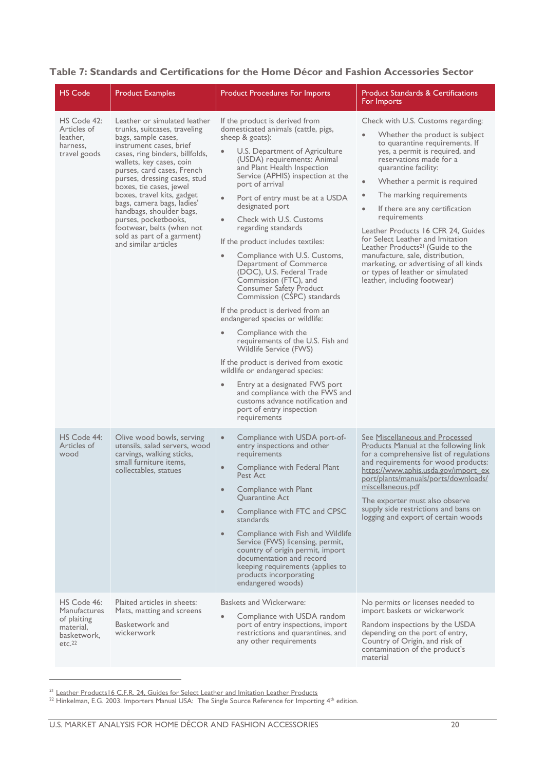**Table 7: Standards and Certifications for the Home Décor and Fashion Accessories Sector**

| HS Code | Product Examples | Product Procedures For Imports | Product Standards & Certifications For Imports |
|---|---|---|---|
| HS Code 42: Articles of leather, harness, travel goods | Leather or simulated leather trunks, suitcases, traveling bags, sample cases, instrument cases, brief cases, ring binders, billfolds, wallets, key cases, coin purses, card cases, French purses, dressing cases, stud boxes, tie cases, jewel boxes, travel kits, gadget bags, camera bags, ladies' handbags, shoulder bags, purses, pocketbooks, footwear, belts (when not sold as part of a garment) and similar articles | If the product is derived from domesticated animals (cattle, pigs, sheep & goats):<br>• U.S. Department of Agriculture (USDA) requirements: Animal and Plant Health Inspection Service (APHIS) inspection at the port of arrival<br>• Port of entry must be at a USDA designated port<br>• Check with U.S. Customs regarding standards<br>If the product includes textiles:<br>• Compliance with U.S. Customs, Department of Commerce (DOC), U.S. Federal Trade Commission (FTC), and Consumer Safety Product Commission (CSPC) standards<br>If the product is derived from an endangered species or wildlife:<br>• Compliance with the requirements of the U.S. Fish and Wildlife Service (FWS)<br>If the product is derived from exotic wildlife or endangered species:<br>• Entry at a designated FWS port and compliance with the FWS and customs advance notification and port of entry inspection requirements | Check with U.S. Customs regarding:<br>• Whether the product is subject to quarantine requirements. If yes, a permit is required, and reservations made for a quarantine facility:<br>• Whether a permit is required<br>• The marking requirements<br>• If there are any certification requirements<br>Leather Products 16 CFR 24, Guides for Select Leather and Imitation Leather Products[21] (Guide to the manufacture, sale, distribution, marketing, or advertising of all kinds or types of leather or simulated leather, including footwear) |
| HS Code 44: Articles of wood | Olive wood bowls, serving utensils, salad servers, wood carvings, walking sticks, small furniture items, collectables, statues | • Compliance with USDA port-of-entry inspections and other requirements<br>• Compliance with Federal Plant Pest Act<br>• Compliance with Plant Quarantine Act<br>• Compliance with FTC and CPSC standards<br>• Compliance with Fish and Wildlife Service (FWS) licensing, permit, country of origin permit, import documentation and record keeping requirements (applies to products incorporating endangered woods) | See Miscellaneous and Processed Products Manual at the following link for a comprehensive list of regulations and requirements for wood products: https://www.aphis.usda.gov/import_export/plants/manuals/ports/downloads/miscellaneous.pdf<br>The exporter must also observe supply side restrictions and bans on logging and export of certain woods |
| HS Code 46: Manufactures of plaiting material, basketwork, etc.[22] | Plaited articles in sheets: Mats, matting and screens<br>Basketwork and wickerwork | Baskets and Wickerware:<br>• Compliance with USDA random port of entry inspections, import restrictions and quarantines, and any other requirements | No permits or licenses needed to import baskets or wickerwork<br>Random inspections by the USDA depending on the port of entry, Country of Origin, and risk of contamination of the product's material |

[21] Leather Products16 C.F.R. 24, Guides for Select Leather and Imitation Leather Products

[22] Hinkelman, E.G. 2003. Importers Manual USA: The Single Source Reference for Importing 4th edition.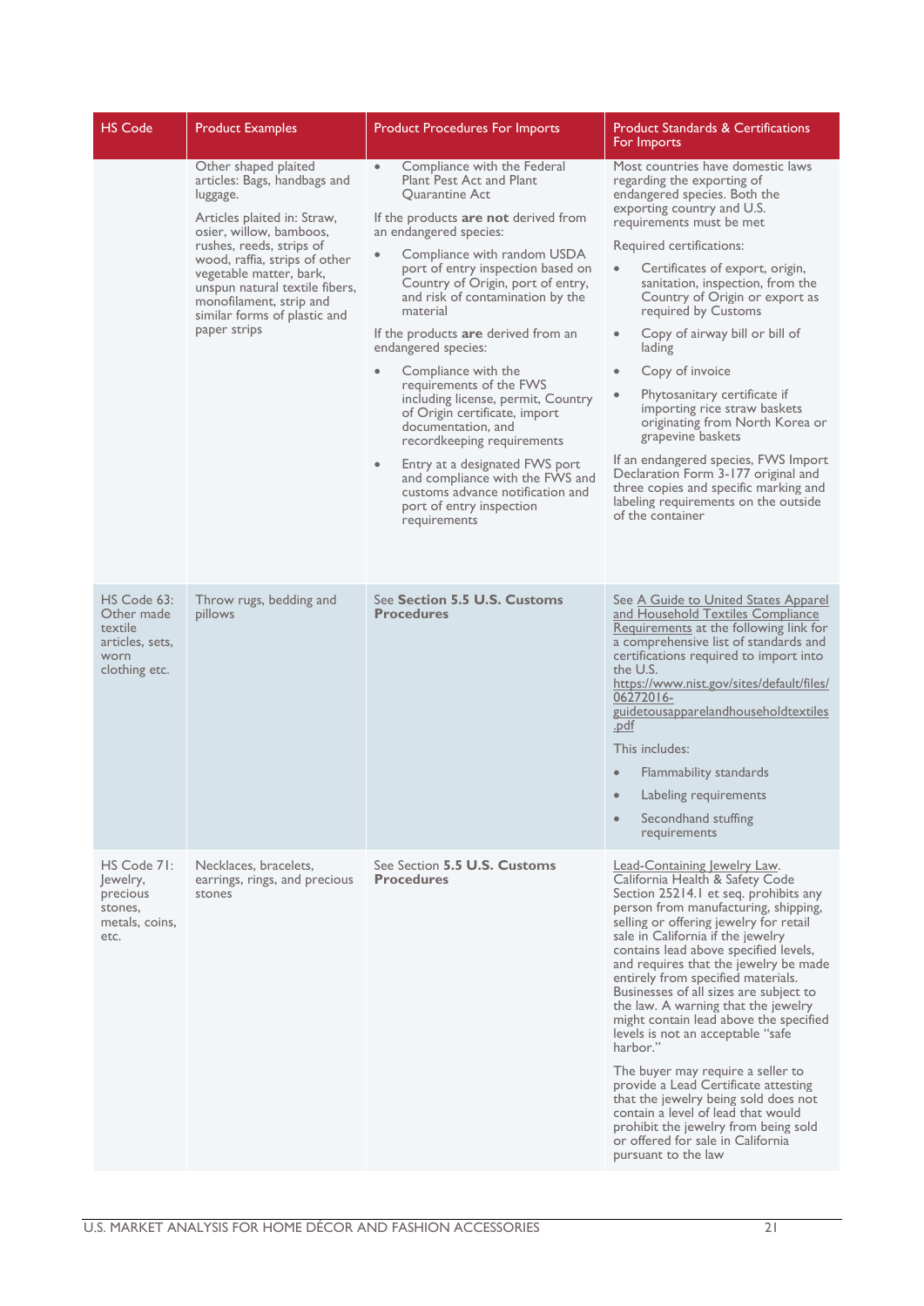| HS Code | Product Examples | Product Procedures For Imports | Product Standards & Certifications For Imports |
|---|---|---|---|
| | Other shaped plaited articles: Bags, handbags and luggage.<br><br>Articles plaited in: Straw, osier, willow, bamboos, rushes, reeds, strips of wood, raffia, strips of other vegetable matter, bark, unspun natural textile fibers, monofilament, strip and similar forms of plastic and paper strips | • Compliance with the Federal Plant Pest Act and Plant Quarantine Act<br><br>If the products **are not** derived from an endangered species:<br><br>• Compliance with random USDA port of entry inspection based on Country of Origin, port of entry, and risk of contamination by the material<br><br>If the products **are** derived from an endangered species:<br><br>• Compliance with the requirements of the FWS including license, permit, Country of Origin certificate, import documentation, and recordkeeping requirements<br><br>• Entry at a designated FWS port and compliance with the FWS and customs advance notification and port of entry inspection requirements | Most countries have domestic laws regarding the exporting of endangered species. Both the exporting country and U.S. requirements must be met<br><br>Required certifications:<br><br>• Certificates of export, origin, sanitation, inspection, from the Country of Origin or export as required by Customs<br><br>• Copy of airway bill or bill of lading<br><br>• Copy of invoice<br><br>• Phytosanitary certificate if importing rice straw baskets originating from North Korea or grapevine baskets<br><br>If an endangered species, FWS Import Declaration Form 3-177 original and three copies and specific marking and labeling requirements on the outside of the container |
| HS Code 63: Other made textile articles, sets, worn clothing etc. | Throw rugs, bedding and pillows | See **Section 5.5 U.S. Customs Procedures** | See A Guide to United States Apparel and Household Textiles Compliance Requirements at the following link for a comprehensive list of standards and certifications required to import into the U.S. https://www.nist.gov/sites/default/files/06272016-guidetousapparelandhouseholdtextiles.pdf<br><br>This includes:<br><br>• Flammability standards<br><br>• Labeling requirements<br><br>• Secondhand stuffing requirements |
| HS Code 71: Jewelry, precious stones, metals, coins, etc. | Necklaces, bracelets, earrings, rings, and precious stones | See Section **5.5 U.S. Customs Procedures** | Lead-Containing Jewelry Law. California Health & Safety Code Section 25214.1 et seq. prohibits any person from manufacturing, shipping, selling or offering jewelry for retail sale in California if the jewelry contains lead above specified levels, and requires that the jewelry be made entirely from specified materials. Businesses of all sizes are subject to the law. A warning that the jewelry might contain lead above the specified levels is not an acceptable "safe harbor."<br><br>The buyer may require a seller to provide a Lead Certificate attesting that the jewelry being sold does not contain a level of lead that would prohibit the jewelry from being sold or offered for sale in California pursuant to the law |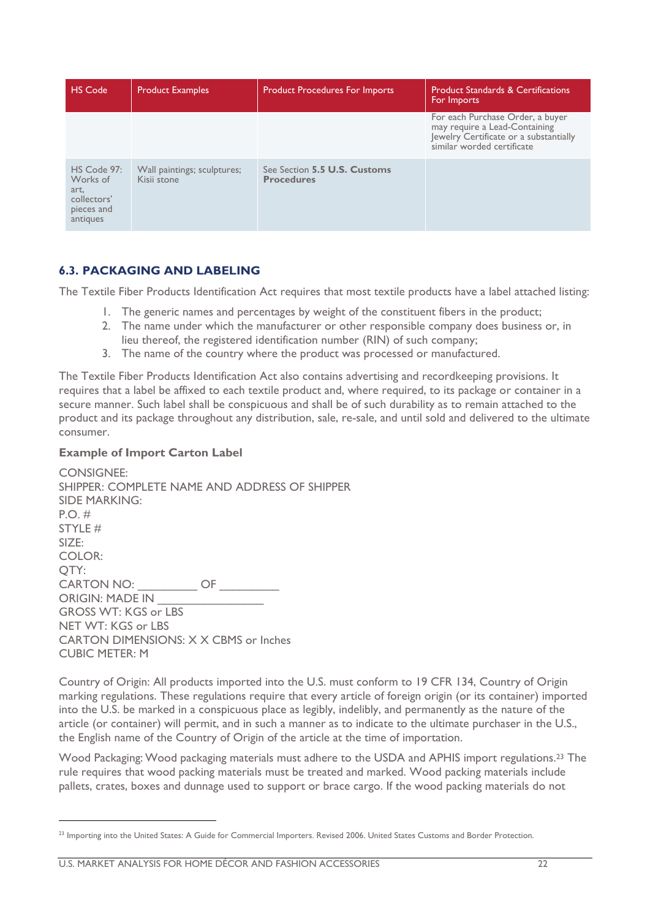| HS Code | Product Examples | Product Procedures For Imports | Product Standards & Certifications For Imports |
|---|---|---|---|
| | | | For each Purchase Order, a buyer may require a Lead-Containing Jewelry Certificate or a substantially similar worded certificate |
| HS Code 97: Works of art, collectors' pieces and antiques | Wall paintings; sculptures; Kisii stone | See Section **5.5 U.S. Customs Procedures** | |

### 6.3. PACKAGING AND LABELING

The Textile Fiber Products Identification Act requires that most textile products have a label attached listing:

1. The generic names and percentages by weight of the constituent fibers in the product;
2. The name under which the manufacturer or other responsible company does business or, in lieu thereof, the registered identification number (RIN) of such company;
3. The name of the country where the product was processed or manufactured.

The Textile Fiber Products Identification Act also contains advertising and recordkeeping provisions. It requires that a label be affixed to each textile product and, where required, to its package or container in a secure manner. Such label shall be conspicuous and shall be of such durability as to remain attached to the product and its package throughout any distribution, sale, re-sale, and until sold and delivered to the ultimate consumer.

**Example of Import Carton Label**

CONSIGNEE:
SHIPPER: COMPLETE NAME AND ADDRESS OF SHIPPER
SIDE MARKING:
P.O. #
STYLE #
SIZE:
COLOR:
QTY:
CARTON NO: _________ OF _________
ORIGIN: MADE IN ________________
GROSS WT: KGS or LBS
NET WT: KGS or LBS
CARTON DIMENSIONS: X X CBMS or Inches
CUBIC METER: M

Country of Origin: All products imported into the U.S. must conform to 19 CFR 134, Country of Origin marking regulations. These regulations require that every article of foreign origin (or its container) imported into the U.S. be marked in a conspicuous place as legibly, indelibly, and permanently as the nature of the article (or container) will permit, and in such a manner as to indicate to the ultimate purchaser in the U.S., the English name of the Country of Origin of the article at the time of importation.

Wood Packaging: Wood packaging materials must adhere to the USDA and APHIS import regulations.[23] The rule requires that wood packing materials must be treated and marked. Wood packing materials include pallets, crates, boxes and dunnage used to support or brace cargo. If the wood packing materials do not

[23] Importing into the United States: A Guide for Commercial Importers. Revised 2006. United States Customs and Border Protection.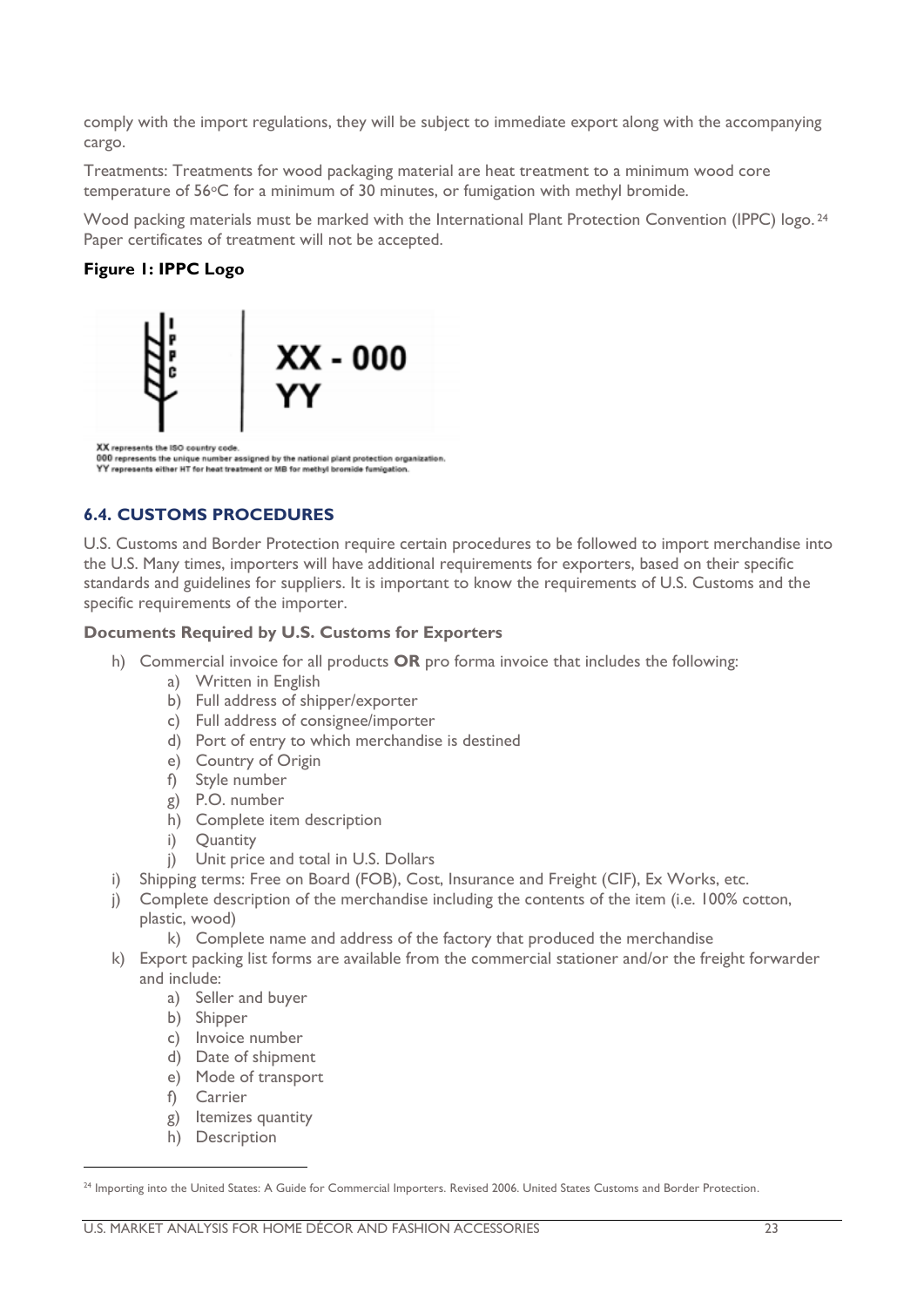comply with the import regulations, they will be subject to immediate export along with the accompanying cargo.

Treatments: Treatments for wood packaging material are heat treatment to a minimum wood core temperature of 56°C for a minimum of 30 minutes, or fumigation with methyl bromide.

Wood packing materials must be marked with the International Plant Protection Convention (IPPC) logo.[24] Paper certificates of treatment will not be accepted.

**Figure 1: IPPC Logo**

IPPC | XX - 000 YY

XX represents the ISO country code.
000 represents the unique number assigned by the national plant protection organization.
YY represents either HT for heat treatment or MB for methyl bromide fumigation.

## 6.4. CUSTOMS PROCEDURES

U.S. Customs and Border Protection require certain procedures to be followed to import merchandise into the U.S. Many times, importers will have additional requirements for exporters, based on their specific standards and guidelines for suppliers. It is important to know the requirements of U.S. Customs and the specific requirements of the importer.

### Documents Required by U.S. Customs for Exporters

h) Commercial invoice for all products **OR** pro forma invoice that includes the following:
   - a) Written in English
   - b) Full address of shipper/exporter
   - c) Full address of consignee/importer
   - d) Port of entry to which merchandise is destined
   - e) Country of Origin
   - f) Style number
   - g) P.O. number
   - h) Complete item description
   - i) Quantity
   - j) Unit price and total in U.S. Dollars

i) Shipping terms: Free on Board (FOB), Cost, Insurance and Freight (CIF), Ex Works, etc.

j) Complete description of the merchandise including the contents of the item (i.e. 100% cotton, plastic, wood)
   - k) Complete name and address of the factory that produced the merchandise

k) Export packing list forms are available from the commercial stationer and/or the freight forwarder and include:
   - a) Seller and buyer
   - b) Shipper
   - c) Invoice number
   - d) Date of shipment
   - e) Mode of transport
   - f) Carrier
   - g) Itemizes quantity
   - h) Description

[24] Importing into the United States: A Guide for Commercial Importers. Revised 2006. United States Customs and Border Protection.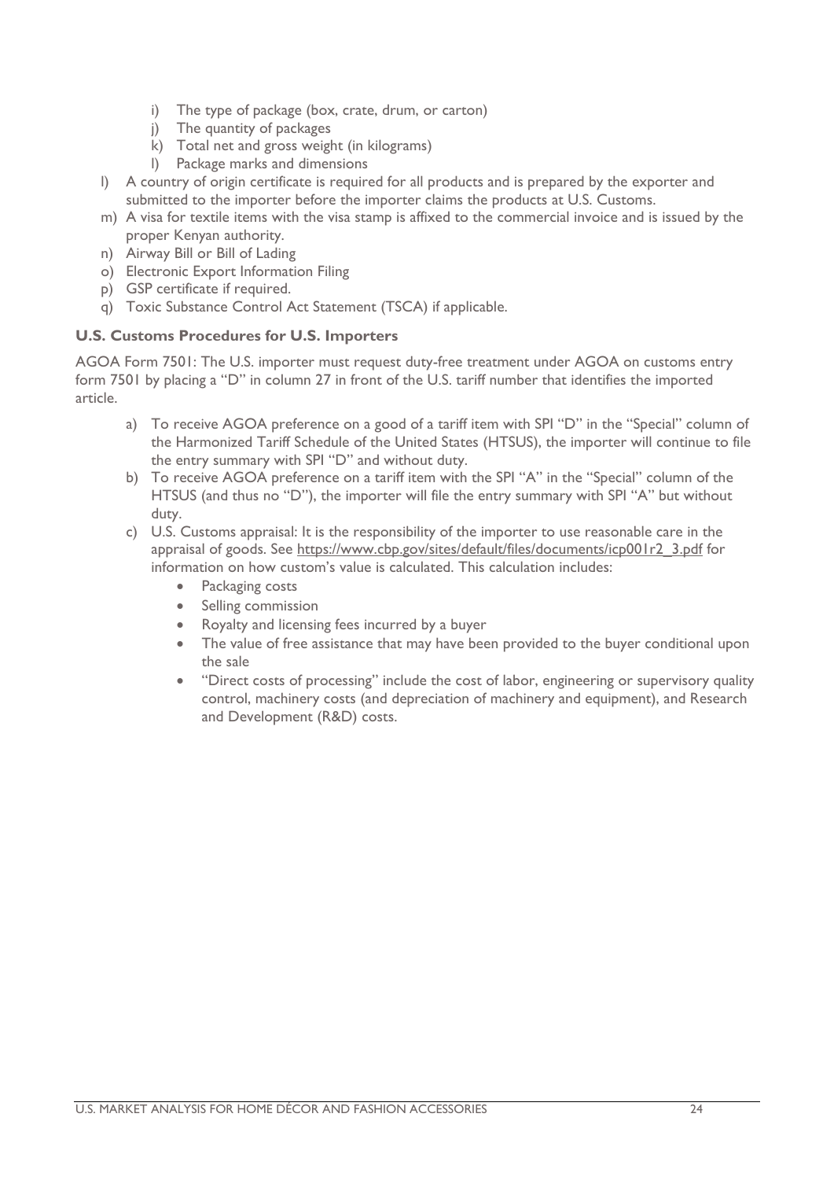i) The type of package (box, crate, drum, or carton)
    j) The quantity of packages
    k) Total net and gross weight (in kilograms)
    l) Package marks and dimensions

l) A country of origin certificate is required for all products and is prepared by the exporter and submitted to the importer before the importer claims the products at U.S. Customs.
m) A visa for textile items with the visa stamp is affixed to the commercial invoice and is issued by the proper Kenyan authority.
n) Airway Bill or Bill of Lading
o) Electronic Export Information Filing
p) GSP certificate if required.
q) Toxic Substance Control Act Statement (TSCA) if applicable.

**U.S. Customs Procedures for U.S. Importers**

AGOA Form 7501: The U.S. importer must request duty-free treatment under AGOA on customs entry form 7501 by placing a "D" in column 27 in front of the U.S. tariff number that identifies the imported article.

a) To receive AGOA preference on a good of a tariff item with SPI "D" in the "Special" column of the Harmonized Tariff Schedule of the United States (HTSUS), the importer will continue to file the entry summary with SPI "D" and without duty.
b) To receive AGOA preference on a tariff item with the SPI "A" in the "Special" column of the HTSUS (and thus no "D"), the importer will file the entry summary with SPI "A" but without duty.
c) U.S. Customs appraisal: It is the responsibility of the importer to use reasonable care in the appraisal of goods. See https://www.cbp.gov/sites/default/files/documents/icp001r2_3.pdf for information on how custom's value is calculated. This calculation includes:
    - Packaging costs
    - Selling commission
    - Royalty and licensing fees incurred by a buyer
    - The value of free assistance that may have been provided to the buyer conditional upon the sale
    - "Direct costs of processing" include the cost of labor, engineering or supervisory quality control, machinery costs (and depreciation of machinery and equipment), and Research and Development (R&D) costs.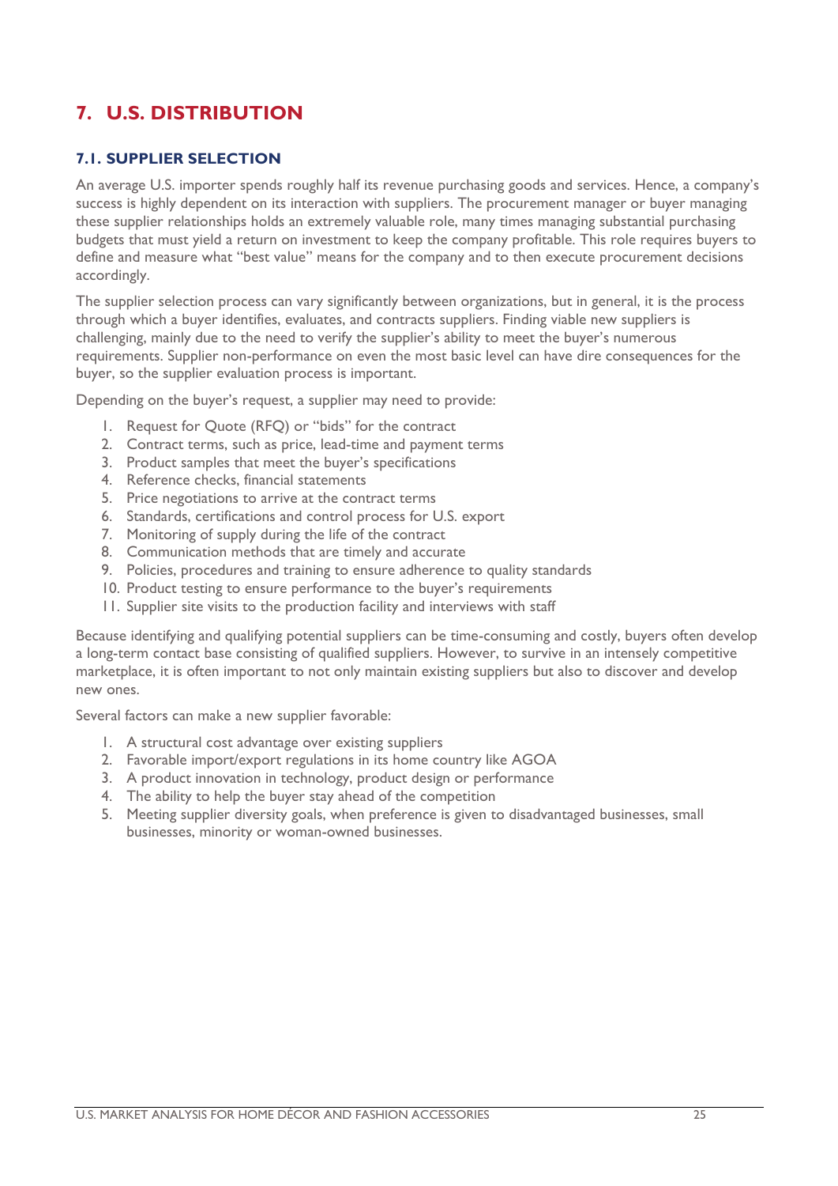# 7. U.S. DISTRIBUTION

## 7.1. SUPPLIER SELECTION

An average U.S. importer spends roughly half its revenue purchasing goods and services. Hence, a company's success is highly dependent on its interaction with suppliers. The procurement manager or buyer managing these supplier relationships holds an extremely valuable role, many times managing substantial purchasing budgets that must yield a return on investment to keep the company profitable. This role requires buyers to define and measure what "best value" means for the company and to then execute procurement decisions accordingly.

The supplier selection process can vary significantly between organizations, but in general, it is the process through which a buyer identifies, evaluates, and contracts suppliers. Finding viable new suppliers is challenging, mainly due to the need to verify the supplier's ability to meet the buyer's numerous requirements. Supplier non-performance on even the most basic level can have dire consequences for the buyer, so the supplier evaluation process is important.

Depending on the buyer's request, a supplier may need to provide:

1. Request for Quote (RFQ) or "bids" for the contract
2. Contract terms, such as price, lead-time and payment terms
3. Product samples that meet the buyer's specifications
4. Reference checks, financial statements
5. Price negotiations to arrive at the contract terms
6. Standards, certifications and control process for U.S. export
7. Monitoring of supply during the life of the contract
8. Communication methods that are timely and accurate
9. Policies, procedures and training to ensure adherence to quality standards
10. Product testing to ensure performance to the buyer's requirements
11. Supplier site visits to the production facility and interviews with staff

Because identifying and qualifying potential suppliers can be time-consuming and costly, buyers often develop a long-term contact base consisting of qualified suppliers. However, to survive in an intensely competitive marketplace, it is often important to not only maintain existing suppliers but also to discover and develop new ones.

Several factors can make a new supplier favorable:

1. A structural cost advantage over existing suppliers
2. Favorable import/export regulations in its home country like AGOA
3. A product innovation in technology, product design or performance
4. The ability to help the buyer stay ahead of the competition
5. Meeting supplier diversity goals, when preference is given to disadvantaged businesses, small businesses, minority or woman-owned businesses.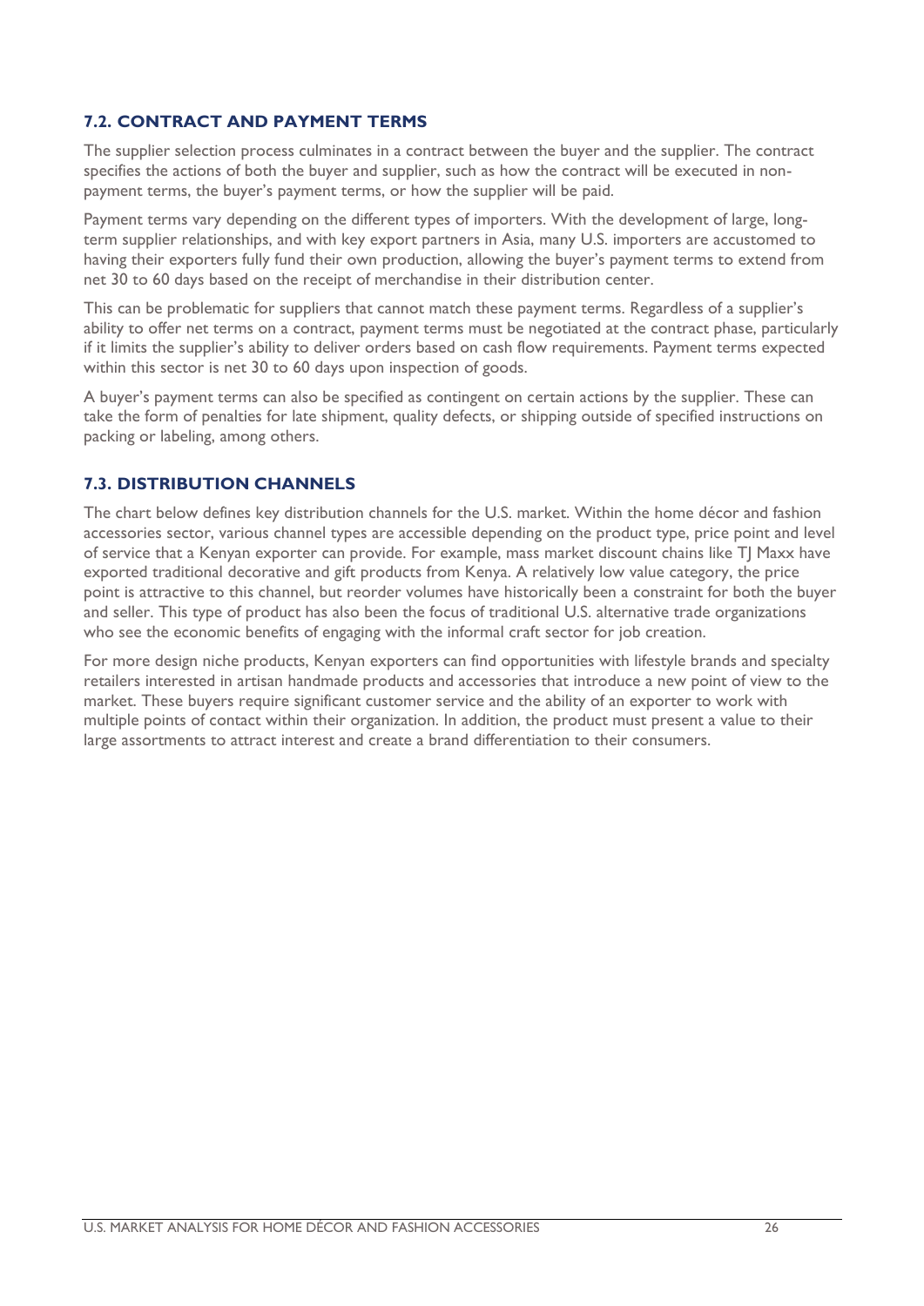### 7.2. CONTRACT AND PAYMENT TERMS

The supplier selection process culminates in a contract between the buyer and the supplier. The contract specifies the actions of both the buyer and supplier, such as how the contract will be executed in non-payment terms, the buyer's payment terms, or how the supplier will be paid.

Payment terms vary depending on the different types of importers. With the development of large, long-term supplier relationships, and with key export partners in Asia, many U.S. importers are accustomed to having their exporters fully fund their own production, allowing the buyer's payment terms to extend from net 30 to 60 days based on the receipt of merchandise in their distribution center.

This can be problematic for suppliers that cannot match these payment terms. Regardless of a supplier's ability to offer net terms on a contract, payment terms must be negotiated at the contract phase, particularly if it limits the supplier's ability to deliver orders based on cash flow requirements. Payment terms expected within this sector is net 30 to 60 days upon inspection of goods.

A buyer's payment terms can also be specified as contingent on certain actions by the supplier. These can take the form of penalties for late shipment, quality defects, or shipping outside of specified instructions on packing or labeling, among others.

### 7.3. DISTRIBUTION CHANNELS

The chart below defines key distribution channels for the U.S. market. Within the home décor and fashion accessories sector, various channel types are accessible depending on the product type, price point and level of service that a Kenyan exporter can provide. For example, mass market discount chains like TJ Maxx have exported traditional decorative and gift products from Kenya. A relatively low value category, the price point is attractive to this channel, but reorder volumes have historically been a constraint for both the buyer and seller. This type of product has also been the focus of traditional U.S. alternative trade organizations who see the economic benefits of engaging with the informal craft sector for job creation.

For more design niche products, Kenyan exporters can find opportunities with lifestyle brands and specialty retailers interested in artisan handmade products and accessories that introduce a new point of view to the market. These buyers require significant customer service and the ability of an exporter to work with multiple points of contact within their organization. In addition, the product must present a value to their large assortments to attract interest and create a brand differentiation to their consumers.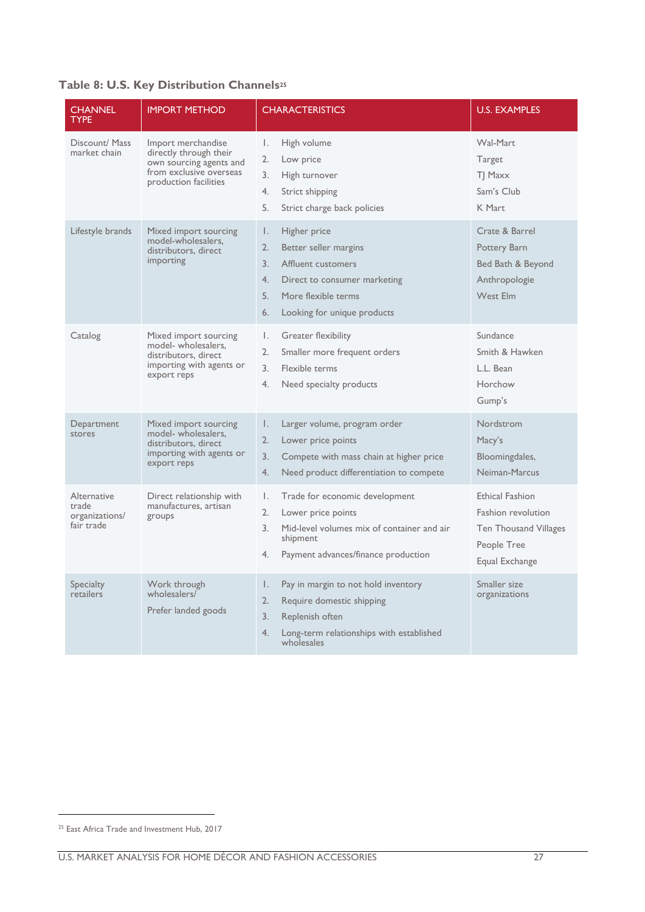**Table 8: U.S. Key Distribution Channels**[25]

| CHANNEL TYPE | IMPORT METHOD | CHARACTERISTICS | U.S. EXAMPLES |
|---|---|---|---|
| Discount/ Mass market chain | Import merchandise directly through their own sourcing agents and from exclusive overseas production facilities | 1. High volume<br>2. Low price<br>3. High turnover<br>4. Strict shipping<br>5. Strict charge back policies | Wal-Mart<br>Target<br>TJ Maxx<br>Sam's Club<br>K Mart |
| Lifestyle brands | Mixed import sourcing model-wholesalers, distributors, direct importing | 1. Higher price<br>2. Better seller margins<br>3. Affluent customers<br>4. Direct to consumer marketing<br>5. More flexible terms<br>6. Looking for unique products | Crate & Barrel<br>Pottery Barn<br>Bed Bath & Beyond<br>Anthropologie<br>West Elm |
| Catalog | Mixed import sourcing model- wholesalers, distributors, direct importing with agents or export reps | 1. Greater flexibility<br>2. Smaller more frequent orders<br>3. Flexible terms<br>4. Need specialty products | Sundance<br>Smith & Hawken<br>L.L. Bean<br>Horchow<br>Gump's |
| Department stores | Mixed import sourcing model- wholesalers, distributors, direct importing with agents or export reps | 1. Larger volume, program order<br>2. Lower price points<br>3. Compete with mass chain at higher price<br>4. Need product differentiation to compete | Nordstrom<br>Macy's<br>Bloomingdales,<br>Neiman-Marcus |
| Alternative trade organizations/ fair trade | Direct relationship with manufactures, artisan groups | 1. Trade for economic development<br>2. Lower price points<br>3. Mid-level volumes mix of container and air shipment<br>4. Payment advances/finance production | Ethical Fashion<br>Fashion revolution<br>Ten Thousand Villages<br>People Tree<br>Equal Exchange |
| Specialty retailers | Work through wholesalers/<br>Prefer landed goods | 1. Pay in margin to not hold inventory<br>2. Require domestic shipping<br>3. Replenish often<br>4. Long-term relationships with established wholesales | Smaller size organizations |

[25] East Africa Trade and Investment Hub, 2017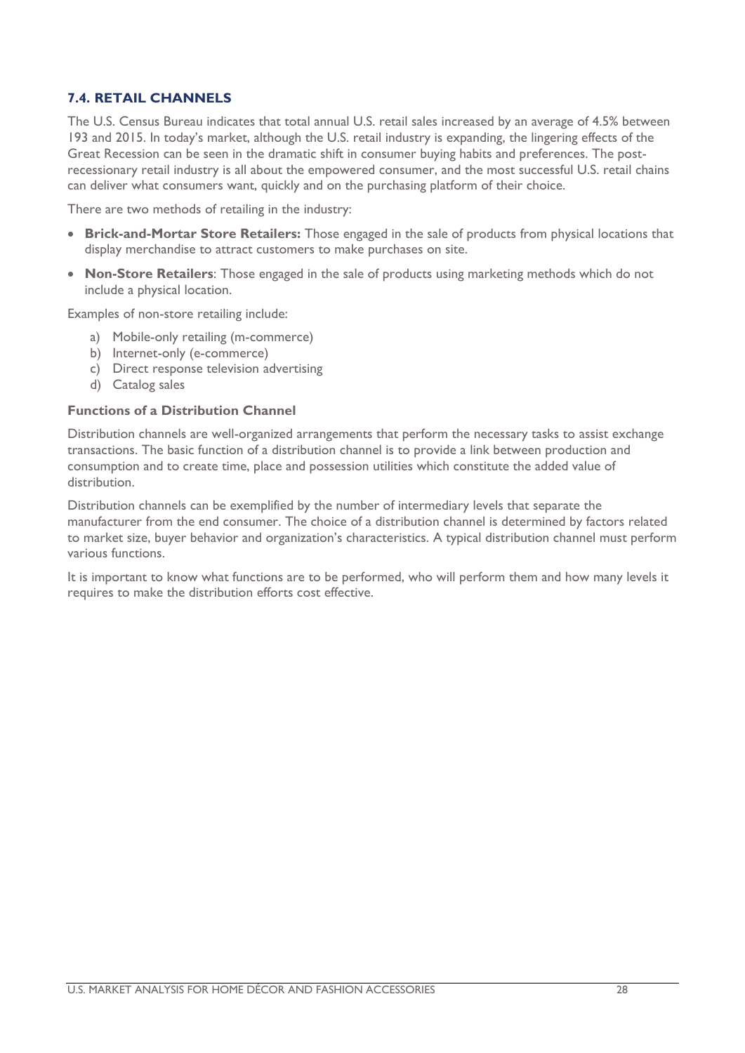## 7.4. RETAIL CHANNELS

The U.S. Census Bureau indicates that total annual U.S. retail sales increased by an average of 4.5% between 193 and 2015. In today's market, although the U.S. retail industry is expanding, the lingering effects of the Great Recession can be seen in the dramatic shift in consumer buying habits and preferences. The post-recessionary retail industry is all about the empowered consumer, and the most successful U.S. retail chains can deliver what consumers want, quickly and on the purchasing platform of their choice.

There are two methods of retailing in the industry:

- **Brick-and-Mortar Store Retailers:** Those engaged in the sale of products from physical locations that display merchandise to attract customers to make purchases on site.
- **Non-Store Retailers**: Those engaged in the sale of products using marketing methods which do not include a physical location.

Examples of non-store retailing include:

a) Mobile-only retailing (m-commerce)
b) Internet-only (e-commerce)
c) Direct response television advertising
d) Catalog sales

### Functions of a Distribution Channel

Distribution channels are well-organized arrangements that perform the necessary tasks to assist exchange transactions. The basic function of a distribution channel is to provide a link between production and consumption and to create time, place and possession utilities which constitute the added value of distribution.

Distribution channels can be exemplified by the number of intermediary levels that separate the manufacturer from the end consumer. The choice of a distribution channel is determined by factors related to market size, buyer behavior and organization's characteristics. A typical distribution channel must perform various functions.

It is important to know what functions are to be performed, who will perform them and how many levels it requires to make the distribution efforts cost effective.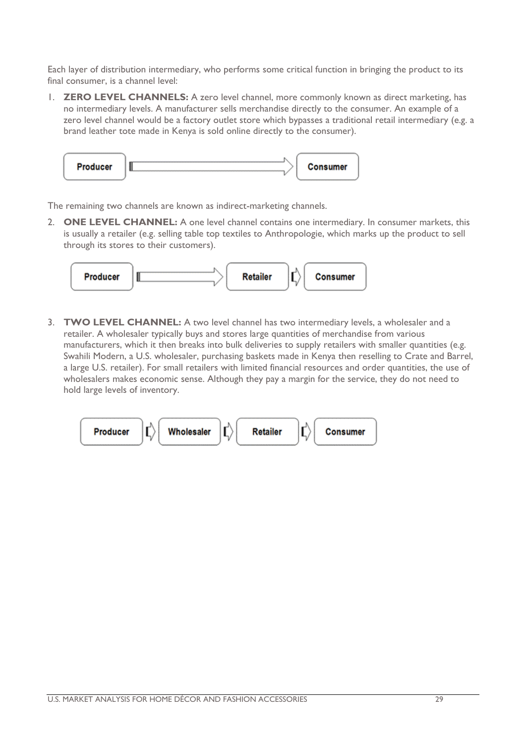Each layer of distribution intermediary, who performs some critical function in bringing the product to its final consumer, is a channel level:

1. **ZERO LEVEL CHANNELS:** A zero level channel, more commonly known as direct marketing, has no intermediary levels. A manufacturer sells merchandise directly to the consumer. An example of a zero level channel would be a factory outlet store which bypasses a traditional retail intermediary (e.g. a brand leather tote made in Kenya is sold online directly to the consumer).

Producer → Consumer

The remaining two channels are known as indirect-marketing channels.

2. **ONE LEVEL CHANNEL:** A one level channel contains one intermediary. In consumer markets, this is usually a retailer (e.g. selling table top textiles to Anthropologie, which marks up the product to sell through its stores to their customers).

Producer → Retailer → Consumer

3. **TWO LEVEL CHANNEL:** A two level channel has two intermediary levels, a wholesaler and a retailer. A wholesaler typically buys and stores large quantities of merchandise from various manufacturers, which it then breaks into bulk deliveries to supply retailers with smaller quantities (e.g. Swahili Modern, a U.S. wholesaler, purchasing baskets made in Kenya then reselling to Crate and Barrel, a large U.S. retailer). For small retailers with limited financial resources and order quantities, the use of wholesalers makes economic sense. Although they pay a margin for the service, they do not need to hold large levels of inventory.

Producer → Wholesaler → Retailer → Consumer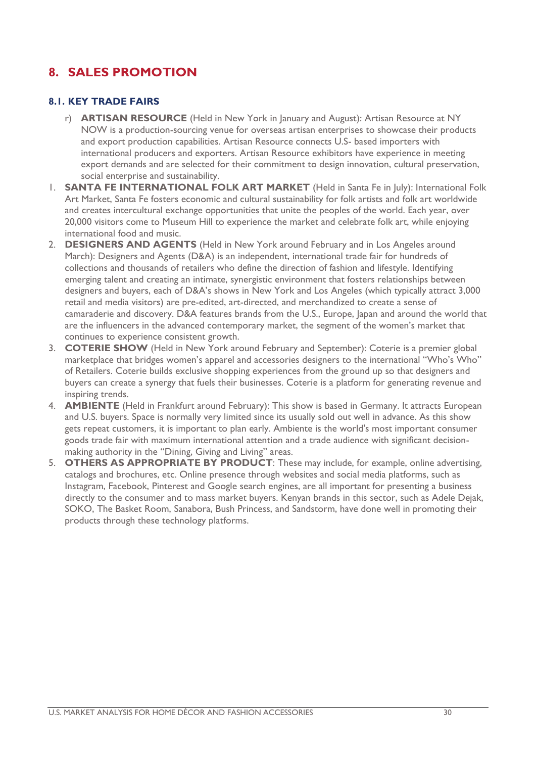# 8. SALES PROMOTION

## 8.1. KEY TRADE FAIRS

r) **ARTISAN RESOURCE** (Held in New York in January and August): Artisan Resource at NY NOW is a production-sourcing venue for overseas artisan enterprises to showcase their products and export production capabilities. Artisan Resource connects U.S- based importers with international producers and exporters. Artisan Resource exhibitors have experience in meeting export demands and are selected for their commitment to design innovation, cultural preservation, social enterprise and sustainability.

1. **SANTA FE INTERNATIONAL FOLK ART MARKET** (Held in Santa Fe in July): International Folk Art Market, Santa Fe fosters economic and cultural sustainability for folk artists and folk art worldwide and creates intercultural exchange opportunities that unite the peoples of the world. Each year, over 20,000 visitors come to Museum Hill to experience the market and celebrate folk art, while enjoying international food and music.
2. **DESIGNERS AND AGENTS** (Held in New York around February and in Los Angeles around March): Designers and Agents (D&A) is an independent, international trade fair for hundreds of collections and thousands of retailers who define the direction of fashion and lifestyle. Identifying emerging talent and creating an intimate, synergistic environment that fosters relationships between designers and buyers, each of D&A's shows in New York and Los Angeles (which typically attract 3,000 retail and media visitors) are pre-edited, art-directed, and merchandized to create a sense of camaraderie and discovery. D&A features brands from the U.S., Europe, Japan and around the world that are the influencers in the advanced contemporary market, the segment of the women's market that continues to experience consistent growth.
3. **COTERIE SHOW** (Held in New York around February and September): Coterie is a premier global marketplace that bridges women's apparel and accessories designers to the international "Who's Who" of Retailers. Coterie builds exclusive shopping experiences from the ground up so that designers and buyers can create a synergy that fuels their businesses. Coterie is a platform for generating revenue and inspiring trends.
4. **AMBIENTE** (Held in Frankfurt around February): This show is based in Germany. It attracts European and U.S. buyers. Space is normally very limited since its usually sold out well in advance. As this show gets repeat customers, it is important to plan early. Ambiente is the world's most important consumer goods trade fair with maximum international attention and a trade audience with significant decision-making authority in the "Dining, Giving and Living" areas.
5. **OTHERS AS APPROPRIATE BY PRODUCT**: These may include, for example, online advertising, catalogs and brochures, etc. Online presence through websites and social media platforms, such as Instagram, Facebook, Pinterest and Google search engines, are all important for presenting a business directly to the consumer and to mass market buyers. Kenyan brands in this sector, such as Adele Dejak, SOKO, The Basket Room, Sanabora, Bush Princess, and Sandstorm, have done well in promoting their products through these technology platforms.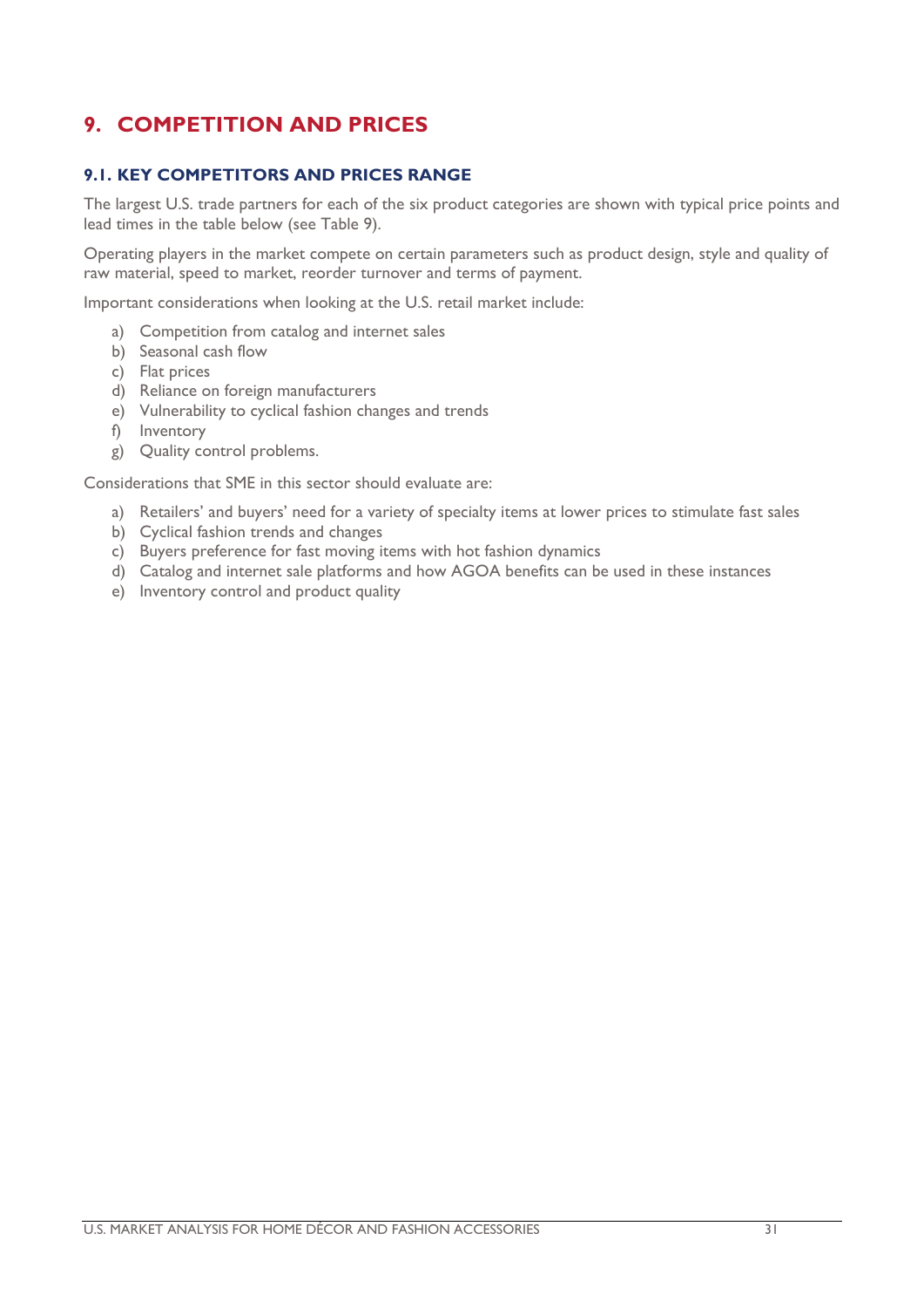# 9. COMPETITION AND PRICES

## 9.1. KEY COMPETITORS AND PRICES RANGE

The largest U.S. trade partners for each of the six product categories are shown with typical price points and lead times in the table below (see Table 9).

Operating players in the market compete on certain parameters such as product design, style and quality of raw material, speed to market, reorder turnover and terms of payment.

Important considerations when looking at the U.S. retail market include:

a) Competition from catalog and internet sales
b) Seasonal cash flow
c) Flat prices
d) Reliance on foreign manufacturers
e) Vulnerability to cyclical fashion changes and trends
f) Inventory
g) Quality control problems.

Considerations that SME in this sector should evaluate are:

a) Retailers' and buyers' need for a variety of specialty items at lower prices to stimulate fast sales
b) Cyclical fashion trends and changes
c) Buyers preference for fast moving items with hot fashion dynamics
d) Catalog and internet sale platforms and how AGOA benefits can be used in these instances
e) Inventory control and product quality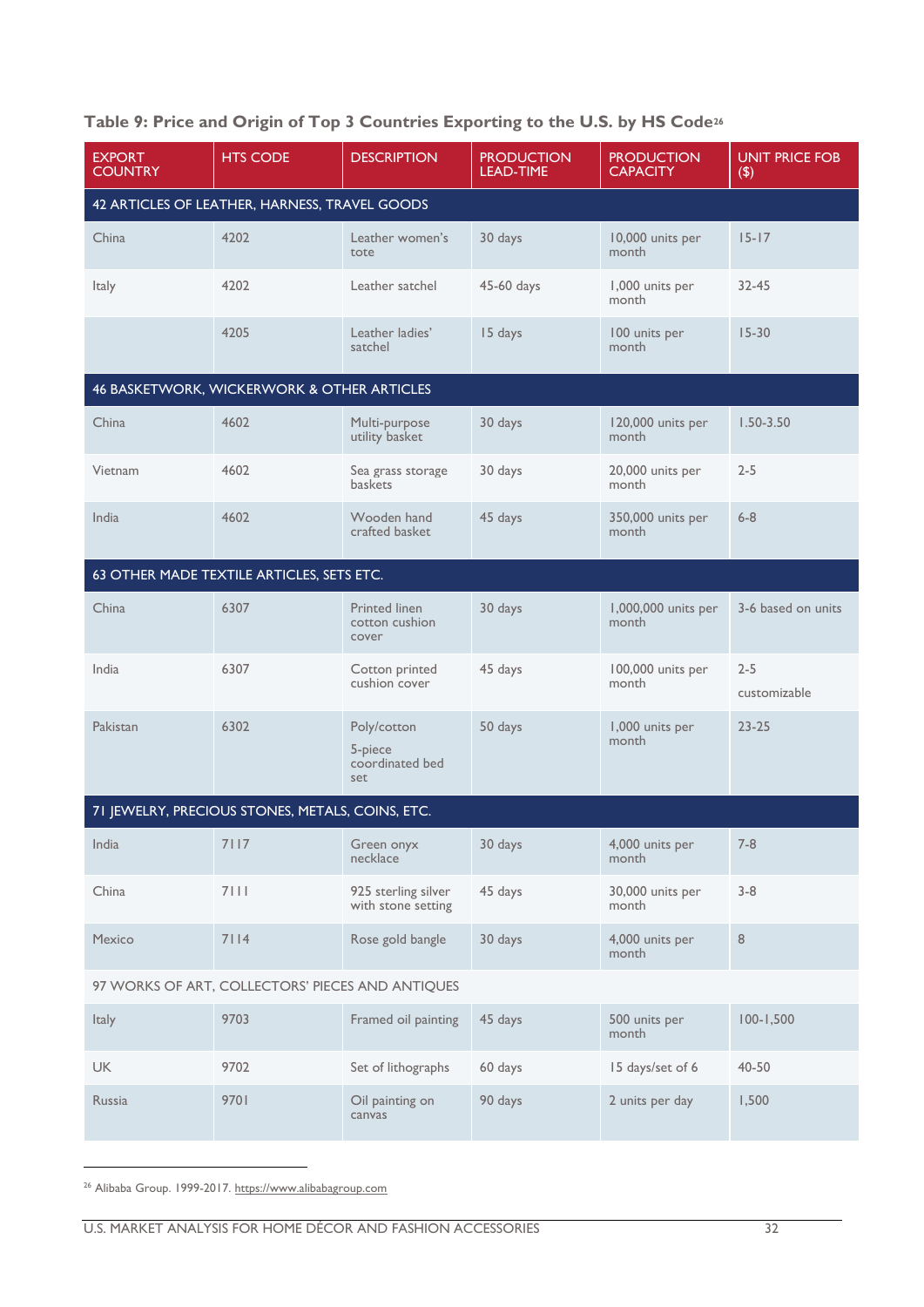**Table 9: Price and Origin of Top 3 Countries Exporting to the U.S. by HS Code**[26]

| EXPORT COUNTRY | HTS CODE | DESCRIPTION | PRODUCTION LEAD-TIME | PRODUCTION CAPACITY | UNIT PRICE FOB ($) |
|---|---|---|---|---|---|
| **42 ARTICLES OF LEATHER, HARNESS, TRAVEL GOODS** | | | | | |
| China | 4202 | Leather women's tote | 30 days | 10,000 units per month | 15-17 |
| Italy | 4202 | Leather satchel | 45-60 days | 1,000 units per month | 32-45 |
| | 4205 | Leather ladies' satchel | 15 days | 100 units per month | 15-30 |
| **46 BASKETWORK, WICKERWORK & OTHER ARTICLES** | | | | | |
| China | 4602 | Multi-purpose utility basket | 30 days | 120,000 units per month | 1.50-3.50 |
| Vietnam | 4602 | Sea grass storage baskets | 30 days | 20,000 units per month | 2-5 |
| India | 4602 | Wooden hand crafted basket | 45 days | 350,000 units per month | 6-8 |
| **63 OTHER MADE TEXTILE ARTICLES, SETS ETC.** | | | | | |
| China | 6307 | Printed linen cotton cushion cover | 30 days | 1,000,000 units per month | 3-6 based on units |
| India | 6307 | Cotton printed cushion cover | 45 days | 100,000 units per month | 2-5 customizable |
| Pakistan | 6302 | Poly/cotton 5-piece coordinated bed set | 50 days | 1,000 units per month | 23-25 |
| **71 JEWELRY, PRECIOUS STONES, METALS, COINS, ETC.** | | | | | |
| India | 7117 | Green onyx necklace | 30 days | 4,000 units per month | 7-8 |
| China | 7111 | 925 sterling silver with stone setting | 45 days | 30,000 units per month | 3-8 |
| Mexico | 7114 | Rose gold bangle | 30 days | 4,000 units per month | 8 |
| **97 WORKS OF ART, COLLECTORS' PIECES AND ANTIQUES** | | | | | |
| Italy | 9703 | Framed oil painting | 45 days | 500 units per month | 100-1,500 |
| UK | 9702 | Set of lithographs | 60 days | 15 days/set of 6 | 40-50 |
| Russia | 9701 | Oil painting on canvas | 90 days | 2 units per day | 1,500 |

[26] Alibaba Group. 1999-2017. https://www.alibabagroup.com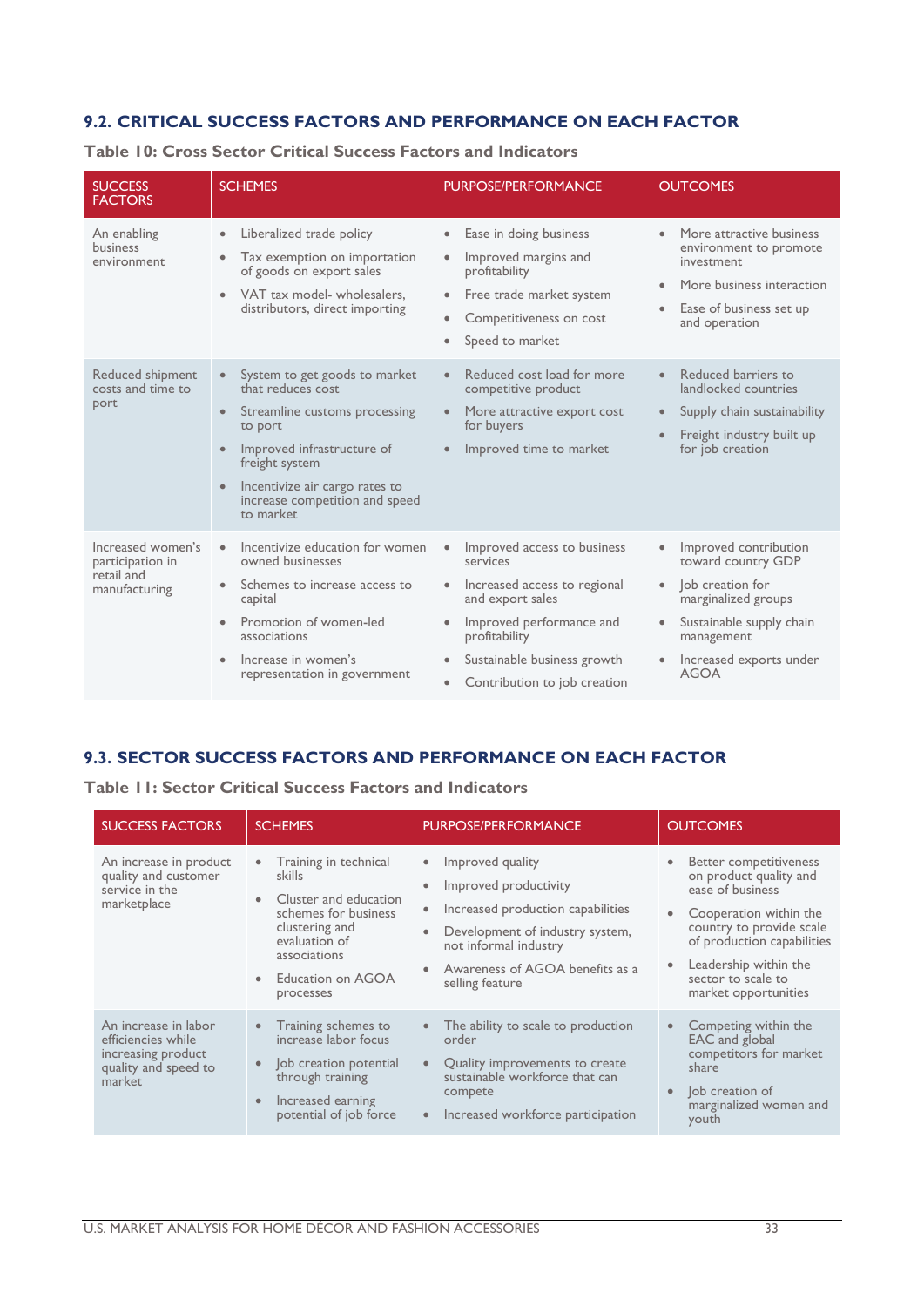## 9.2. CRITICAL SUCCESS FACTORS AND PERFORMANCE ON EACH FACTOR

**Table 10: Cross Sector Critical Success Factors and Indicators**

| SUCCESS FACTORS | SCHEMES | PURPOSE/PERFORMANCE | OUTCOMES |
|---|---|---|---|
| An enabling business environment | • Liberalized trade policy<br>• Tax exemption on importation of goods on export sales<br>• VAT tax model- wholesalers, distributors, direct importing | • Ease in doing business<br>• Improved margins and profitability<br>• Free trade market system<br>• Competitiveness on cost<br>• Speed to market | • More attractive business environment to promote investment<br>• More business interaction<br>• Ease of business set up and operation |
| Reduced shipment costs and time to port | • System to get goods to market that reduces cost<br>• Streamline customs processing to port<br>• Improved infrastructure of freight system<br>• Incentivize air cargo rates to increase competition and speed to market | • Reduced cost load for more competitive product<br>• More attractive export cost for buyers<br>• Improved time to market | • Reduced barriers to landlocked countries<br>• Supply chain sustainability<br>• Freight industry built up for job creation |
| Increased women's participation in retail and manufacturing | • Incentivize education for women owned businesses<br>• Schemes to increase access to capital<br>• Promotion of women-led associations<br>• Increase in women's representation in government | • Improved access to business services<br>• Increased access to regional and export sales<br>• Improved performance and profitability<br>• Sustainable business growth<br>• Contribution to job creation | • Improved contribution toward country GDP<br>• Job creation for marginalized groups<br>• Sustainable supply chain management<br>• Increased exports under AGOA |

## 9.3. SECTOR SUCCESS FACTORS AND PERFORMANCE ON EACH FACTOR

**Table 11: Sector Critical Success Factors and Indicators**

| SUCCESS FACTORS | SCHEMES | PURPOSE/PERFORMANCE | OUTCOMES |
|---|---|---|---|
| An increase in product quality and customer service in the marketplace | • Training in technical skills<br>• Cluster and education schemes for business clustering and evaluation of associations<br>• Education on AGOA processes | • Improved quality<br>• Improved productivity<br>• Increased production capabilities<br>• Development of industry system, not informal industry<br>• Awareness of AGOA benefits as a selling feature | • Better competitiveness on product quality and ease of business<br>• Cooperation within the country to provide scale of production capabilities<br>• Leadership within the sector to scale to market opportunities |
| An increase in labor efficiencies while increasing product quality and speed to market | • Training schemes to increase labor focus<br>• Job creation potential through training<br>• Increased earning potential of job force | • The ability to scale to production order<br>• Quality improvements to create sustainable workforce that can compete<br>• Increased workforce participation | • Competing within the EAC and global competitors for market share<br>• Job creation of marginalized women and youth |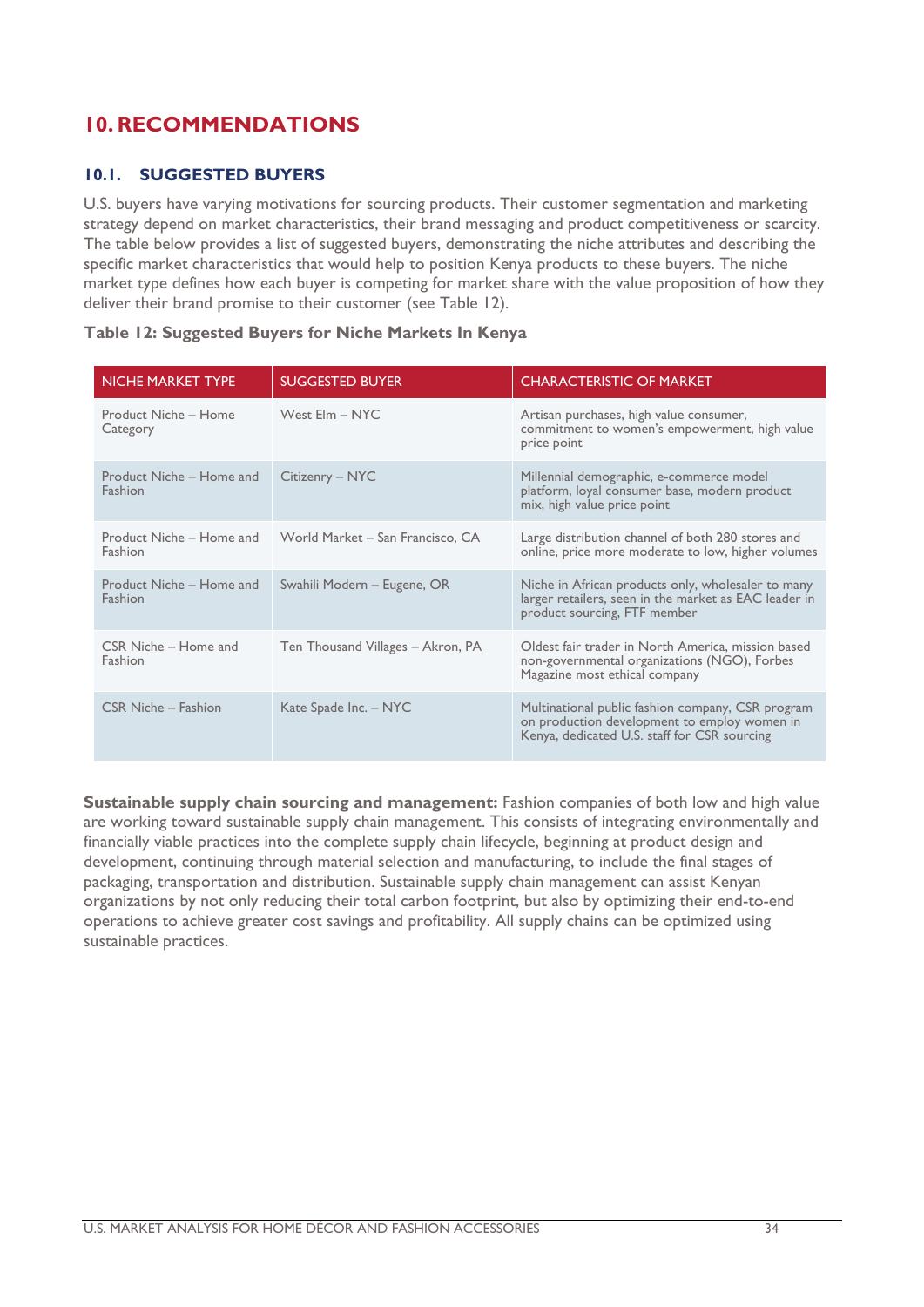# 10. RECOMMENDATIONS

## 10.1. SUGGESTED BUYERS

U.S. buyers have varying motivations for sourcing products. Their customer segmentation and marketing strategy depend on market characteristics, their brand messaging and product competitiveness or scarcity. The table below provides a list of suggested buyers, demonstrating the niche attributes and describing the specific market characteristics that would help to position Kenya products to these buyers. The niche market type defines how each buyer is competing for market share with the value proposition of how they deliver their brand promise to their customer (see Table 12).

**Table 12: Suggested Buyers for Niche Markets In Kenya**

| NICHE MARKET TYPE | SUGGESTED BUYER | CHARACTERISTIC OF MARKET |
|---|---|---|
| Product Niche – Home Category | West Elm – NYC | Artisan purchases, high value consumer, commitment to women's empowerment, high value price point |
| Product Niche – Home and Fashion | Citizenry – NYC | Millennial demographic, e-commerce model platform, loyal consumer base, modern product mix, high value price point |
| Product Niche – Home and Fashion | World Market – San Francisco, CA | Large distribution channel of both 280 stores and online, price more moderate to low, higher volumes |
| Product Niche – Home and Fashion | Swahili Modern – Eugene, OR | Niche in African products only, wholesaler to many larger retailers, seen in the market as EAC leader in product sourcing, FTF member |
| CSR Niche – Home and Fashion | Ten Thousand Villages – Akron, PA | Oldest fair trader in North America, mission based non-governmental organizations (NGO), Forbes Magazine most ethical company |
| CSR Niche – Fashion | Kate Spade Inc. – NYC | Multinational public fashion company, CSR program on production development to employ women in Kenya, dedicated U.S. staff for CSR sourcing |

**Sustainable supply chain sourcing and management:** Fashion companies of both low and high value are working toward sustainable supply chain management. This consists of integrating environmentally and financially viable practices into the complete supply chain lifecycle, beginning at product design and development, continuing through material selection and manufacturing, to include the final stages of packaging, transportation and distribution. Sustainable supply chain management can assist Kenyan organizations by not only reducing their total carbon footprint, but also by optimizing their end-to-end operations to achieve greater cost savings and profitability. All supply chains can be optimized using sustainable practices.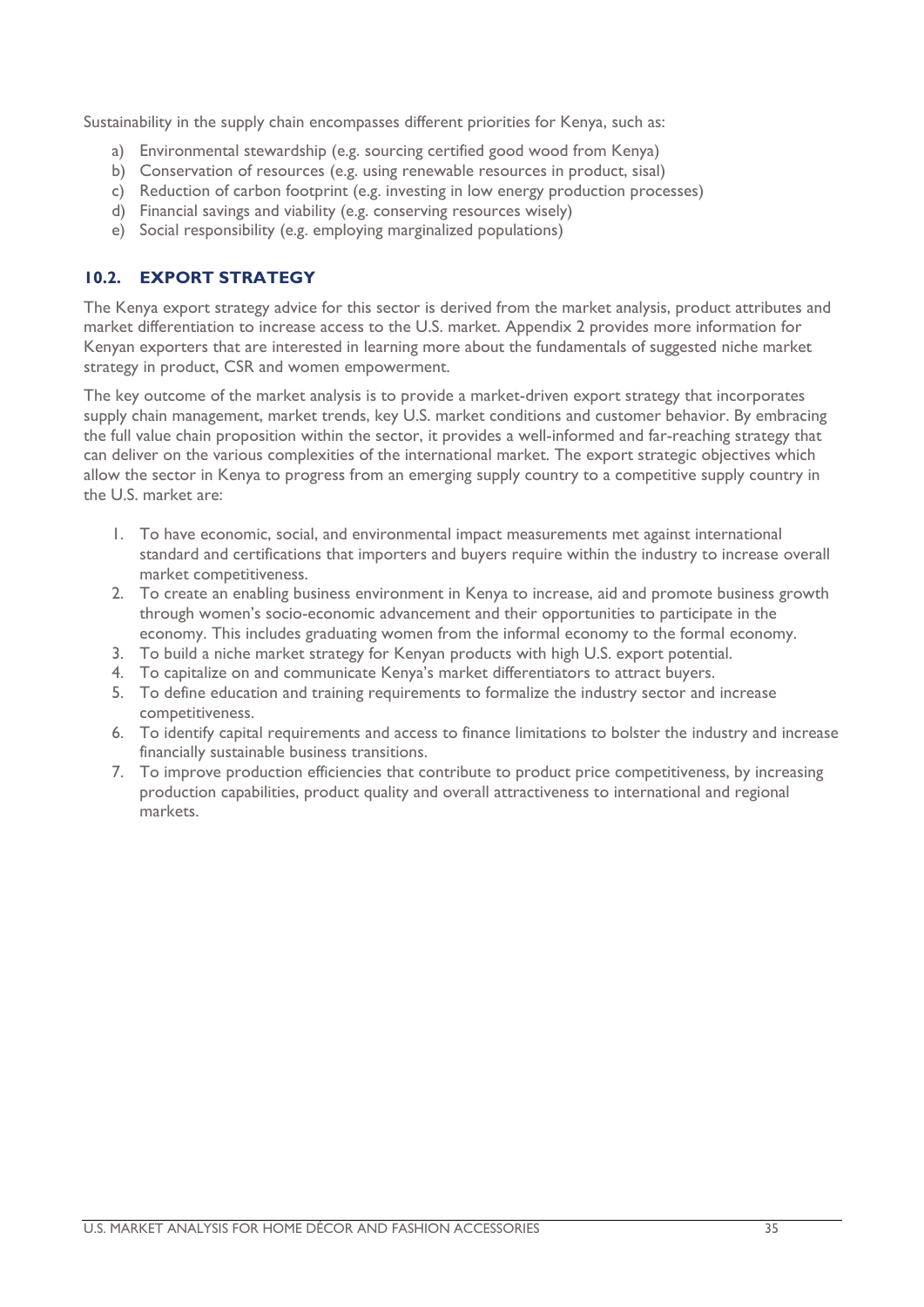Sustainability in the supply chain encompasses different priorities for Kenya, such as:

a) Environmental stewardship (e.g. sourcing certified good wood from Kenya)
b) Conservation of resources (e.g. using renewable resources in product, sisal)
c) Reduction of carbon footprint (e.g. investing in low energy production processes)
d) Financial savings and viability (e.g. conserving resources wisely)
e) Social responsibility (e.g. employing marginalized populations)

## 10.2. EXPORT STRATEGY

The Kenya export strategy advice for this sector is derived from the market analysis, product attributes and market differentiation to increase access to the U.S. market. Appendix 2 provides more information for Kenyan exporters that are interested in learning more about the fundamentals of suggested niche market strategy in product, CSR and women empowerment.

The key outcome of the market analysis is to provide a market-driven export strategy that incorporates supply chain management, market trends, key U.S. market conditions and customer behavior. By embracing the full value chain proposition within the sector, it provides a well-informed and far-reaching strategy that can deliver on the various complexities of the international market. The export strategic objectives which allow the sector in Kenya to progress from an emerging supply country to a competitive supply country in the U.S. market are:

1. To have economic, social, and environmental impact measurements met against international standard and certifications that importers and buyers require within the industry to increase overall market competitiveness.
2. To create an enabling business environment in Kenya to increase, aid and promote business growth through women's socio-economic advancement and their opportunities to participate in the economy. This includes graduating women from the informal economy to the formal economy.
3. To build a niche market strategy for Kenyan products with high U.S. export potential.
4. To capitalize on and communicate Kenya's market differentiators to attract buyers.
5. To define education and training requirements to formalize the industry sector and increase competitiveness.
6. To identify capital requirements and access to finance limitations to bolster the industry and increase financially sustainable business transitions.
7. To improve production efficiencies that contribute to product price competitiveness, by increasing production capabilities, product quality and overall attractiveness to international and regional markets.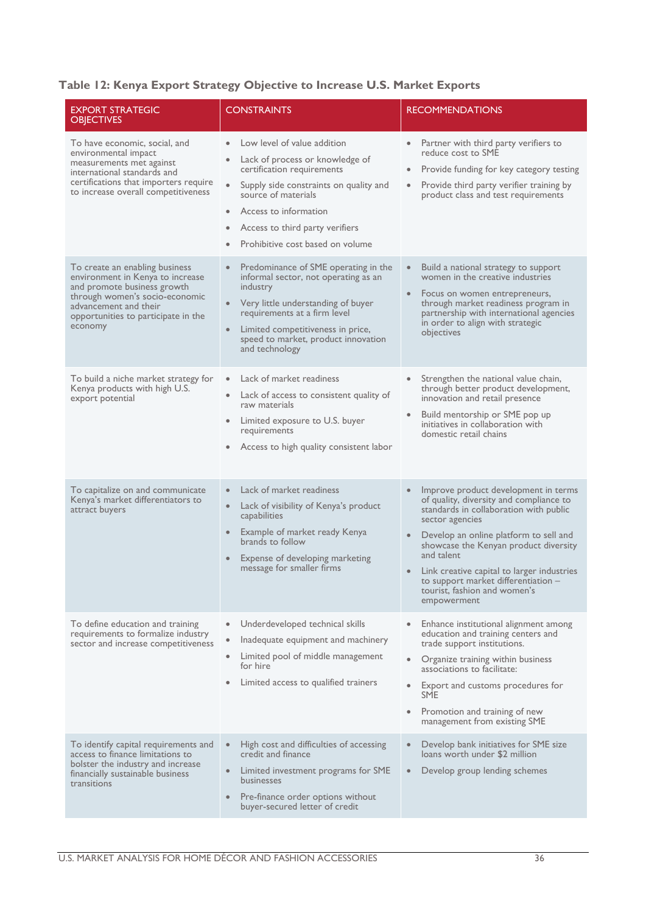### Table 12: Kenya Export Strategy Objective to Increase U.S. Market Exports

| EXPORT STRATEGIC OBJECTIVES | CONSTRAINTS | RECOMMENDATIONS |
|---|---|---|
| To have economic, social, and environmental impact measurements met against international standards and certifications that importers require to increase overall competitiveness | • Low level of value addition<br>• Lack of process or knowledge of certification requirements<br>• Supply side constraints on quality and source of materials<br>• Access to information<br>• Access to third party verifiers<br>• Prohibitive cost based on volume | • Partner with third party verifiers to reduce cost to SME<br>• Provide funding for key category testing<br>• Provide third party verifier training by product class and test requirements |
| To create an enabling business environment in Kenya to increase and promote business growth through women's socio-economic advancement and their opportunities to participate in the economy | • Predominance of SME operating in the informal sector, not operating as an industry<br>• Very little understanding of buyer requirements at a firm level<br>• Limited competitiveness in price, speed to market, product innovation and technology | • Build a national strategy to support women in the creative industries<br>• Focus on women entrepreneurs, through market readiness program in partnership with international agencies in order to align with strategic objectives |
| To build a niche market strategy for Kenya products with high U.S. export potential | • Lack of market readiness<br>• Lack of access to consistent quality of raw materials<br>• Limited exposure to U.S. buyer requirements<br>• Access to high quality consistent labor | • Strengthen the national value chain, through better product development, innovation and retail presence<br>• Build mentorship or SME pop up initiatives in collaboration with domestic retail chains |
| To capitalize on and communicate Kenya's market differentiators to attract buyers | • Lack of market readiness<br>• Lack of visibility of Kenya's product capabilities<br>• Example of market ready Kenya brands to follow<br>• Expense of developing marketing message for smaller firms | • Improve product development in terms of quality, diversity and compliance to standards in collaboration with public sector agencies<br>• Develop an online platform to sell and showcase the Kenyan product diversity and talent<br>• Link creative capital to larger industries to support market differentiation – tourist, fashion and women's empowerment |
| To define education and training requirements to formalize industry sector and increase competitiveness | • Underdeveloped technical skills<br>• Inadequate equipment and machinery<br>• Limited pool of middle management for hire<br>• Limited access to qualified trainers | • Enhance institutional alignment among education and training centers and trade support institutions.<br>• Organize training within business associations to facilitate:<br>• Export and customs procedures for SME<br>• Promotion and training of new management from existing SME |
| To identify capital requirements and access to finance limitations to bolster the industry and increase financially sustainable business transitions | • High cost and difficulties of accessing credit and finance<br>• Limited investment programs for SME businesses<br>• Pre-finance order options without buyer-secured letter of credit | • Develop bank initiatives for SME size loans worth under $2 million<br>• Develop group lending schemes |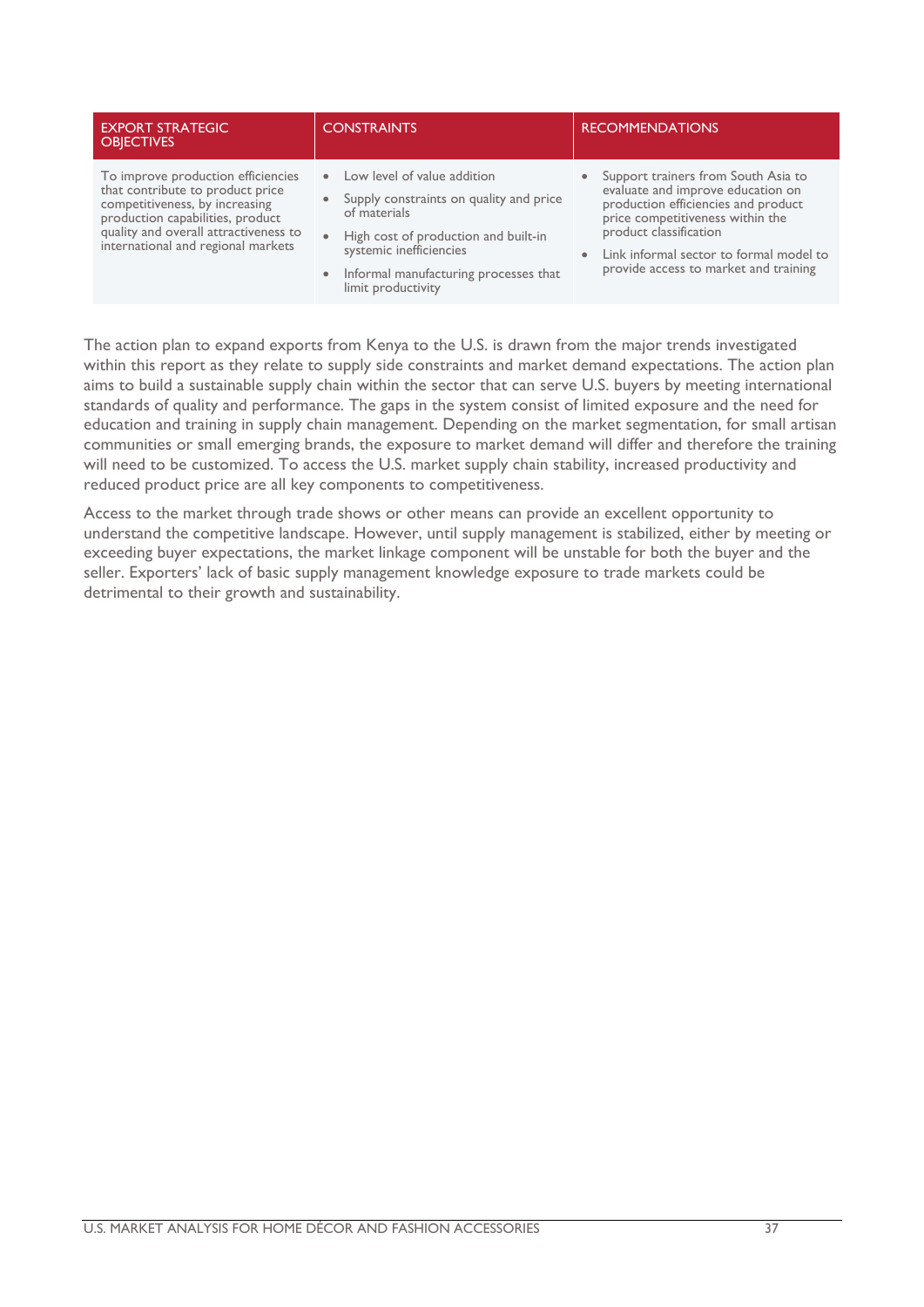| EXPORT STRATEGIC OBJECTIVES | CONSTRAINTS | RECOMMENDATIONS |
|---|---|---|
| To improve production efficiencies that contribute to product price competitiveness, by increasing production capabilities, product quality and overall attractiveness to international and regional markets | • Low level of value addition<br>• Supply constraints on quality and price of materials<br>• High cost of production and built-in systemic inefficiencies<br>• Informal manufacturing processes that limit productivity | • Support trainers from South Asia to evaluate and improve education on production efficiencies and product price competitiveness within the product classification<br>• Link informal sector to formal model to provide access to market and training |

The action plan to expand exports from Kenya to the U.S. is drawn from the major trends investigated within this report as they relate to supply side constraints and market demand expectations. The action plan aims to build a sustainable supply chain within the sector that can serve U.S. buyers by meeting international standards of quality and performance. The gaps in the system consist of limited exposure and the need for education and training in supply chain management. Depending on the market segmentation, for small artisan communities or small emerging brands, the exposure to market demand will differ and therefore the training will need to be customized. To access the U.S. market supply chain stability, increased productivity and reduced product price are all key components to competitiveness.

Access to the market through trade shows or other means can provide an excellent opportunity to understand the competitive landscape. However, until supply management is stabilized, either by meeting or exceeding buyer expectations, the market linkage component will be unstable for both the buyer and the seller. Exporters' lack of basic supply management knowledge exposure to trade markets could be detrimental to their growth and sustainability.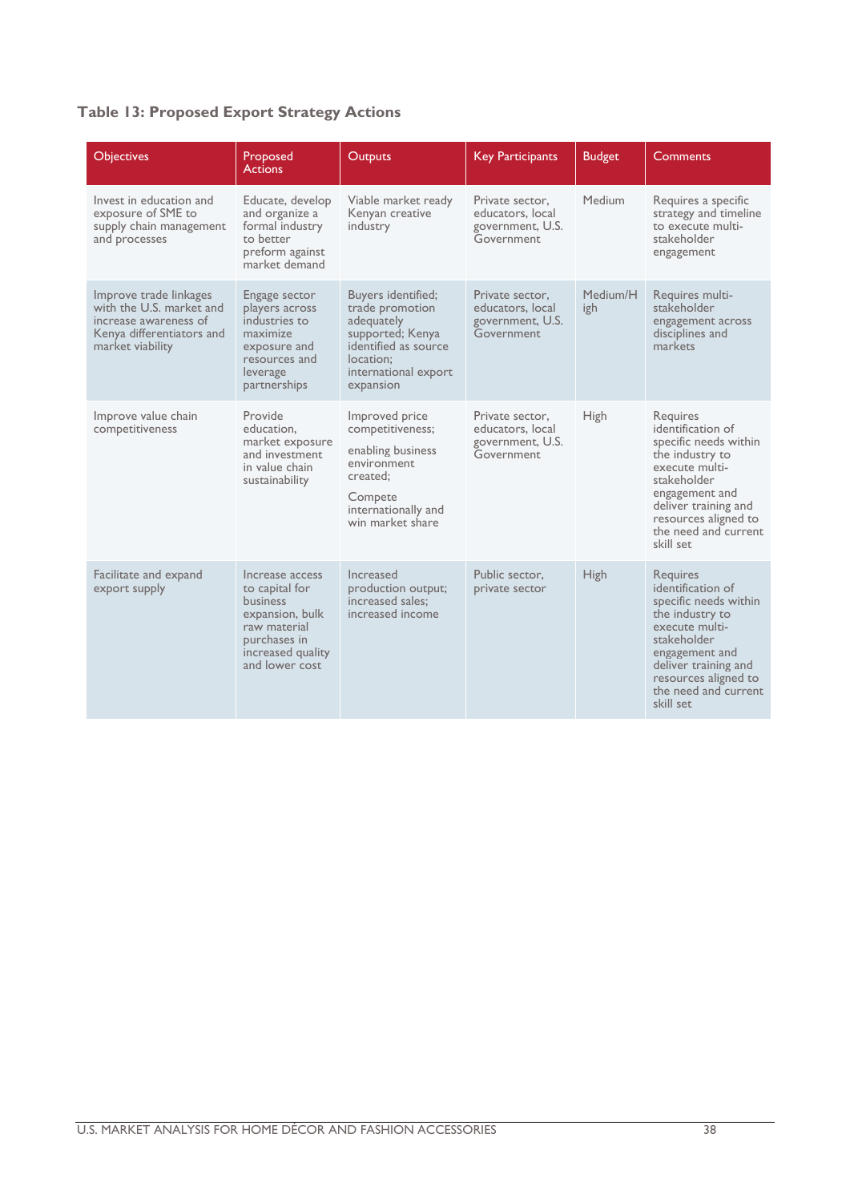**Table 13: Proposed Export Strategy Actions**

| Objectives | Proposed Actions | Outputs | Key Participants | Budget | Comments |
|---|---|---|---|---|---|
| Invest in education and exposure of SME to supply chain management and processes | Educate, develop and organize a formal industry to better preform against market demand | Viable market ready Kenyan creative industry | Private sector, educators, local government, U.S. Government | Medium | Requires a specific strategy and timeline to execute multi-stakeholder engagement |
| Improve trade linkages with the U.S. market and increase awareness of Kenya differentiators and market viability | Engage sector players across industries to maximize exposure and resources and leverage partnerships | Buyers identified; trade promotion adequately supported; Kenya identified as source location; international export expansion | Private sector, educators, local government, U.S. Government | Medium/High | Requires multi-stakeholder engagement across disciplines and markets |
| Improve value chain competitiveness | Provide education, market exposure and investment in value chain sustainability | Improved price competitiveness; enabling business environment created; Compete internationally and win market share | Private sector, educators, local government, U.S. Government | High | Requires identification of specific needs within the industry to execute multi-stakeholder engagement and deliver training and resources aligned to the need and current skill set |
| Facilitate and expand export supply | Increase access to capital for business expansion, bulk raw material purchases in increased quality and lower cost | Increased production output; increased sales; increased income | Public sector, private sector | High | Requires identification of specific needs within the industry to execute multi-stakeholder engagement and deliver training and resources aligned to the need and current skill set |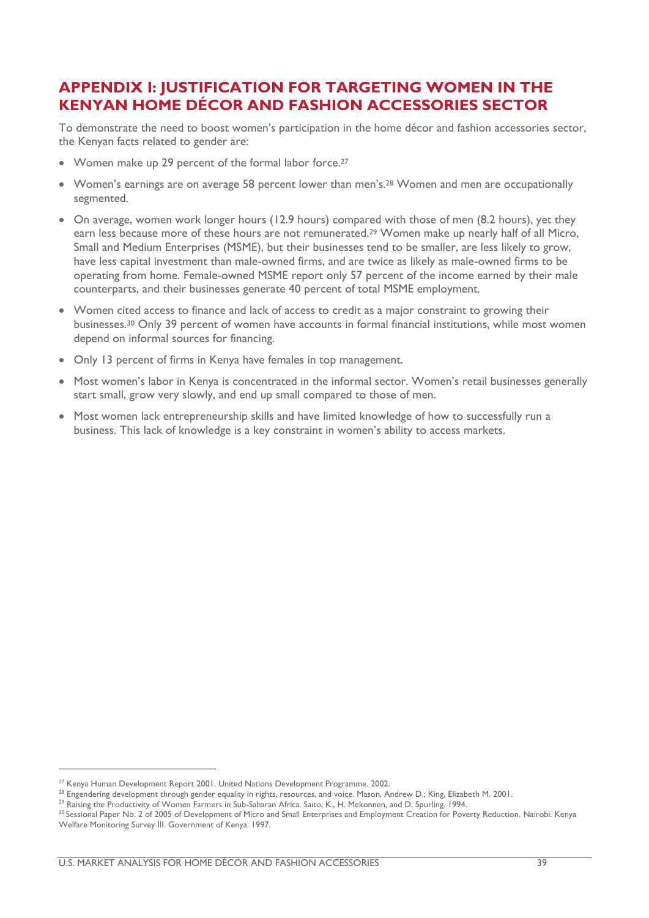# APPENDIX I: JUSTIFICATION FOR TARGETING WOMEN IN THE KENYAN HOME DÉCOR AND FASHION ACCESSORIES SECTOR

To demonstrate the need to boost women's participation in the home décor and fashion accessories sector, the Kenyan facts related to gender are:

- Women make up 29 percent of the formal labor force.[27]
- Women's earnings are on average 58 percent lower than men's.[28] Women and men are occupationally segmented.
- On average, women work longer hours (12.9 hours) compared with those of men (8.2 hours), yet they earn less because more of these hours are not remunerated.[29] Women make up nearly half of all Micro, Small and Medium Enterprises (MSME), but their businesses tend to be smaller, are less likely to grow, have less capital investment than male-owned firms, and are twice as likely as male-owned firms to be operating from home. Female-owned MSME report only 57 percent of the income earned by their male counterparts, and their businesses generate 40 percent of total MSME employment.
- Women cited access to finance and lack of access to credit as a major constraint to growing their businesses.[30] Only 39 percent of women have accounts in formal financial institutions, while most women depend on informal sources for financing.
- Only 13 percent of firms in Kenya have females in top management.
- Most women's labor in Kenya is concentrated in the informal sector. Women's retail businesses generally start small, grow very slowly, and end up small compared to those of men.
- Most women lack entrepreneurship skills and have limited knowledge of how to successfully run a business. This lack of knowledge is a key constraint in women's ability to access markets.

---

[27] Kenya Human Development Report 2001. United Nations Development Programme. 2002.

[28] Engendering development through gender equality in rights, resources, and voice. Mason, Andrew D.; King, Elizabeth M. 2001.

[29] Raising the Productivity of Women Farmers in Sub-Saharan Africa. Saito, K., H. Mekonnen, and D. Spurling. 1994.

[30] Sessional Paper No. 2 of 2005 of Development of Micro and Small Enterprises and Employment Creation for Poverty Reduction. Nairobi. Kenya Welfare Monitoring Survey III. Government of Kenya. 1997.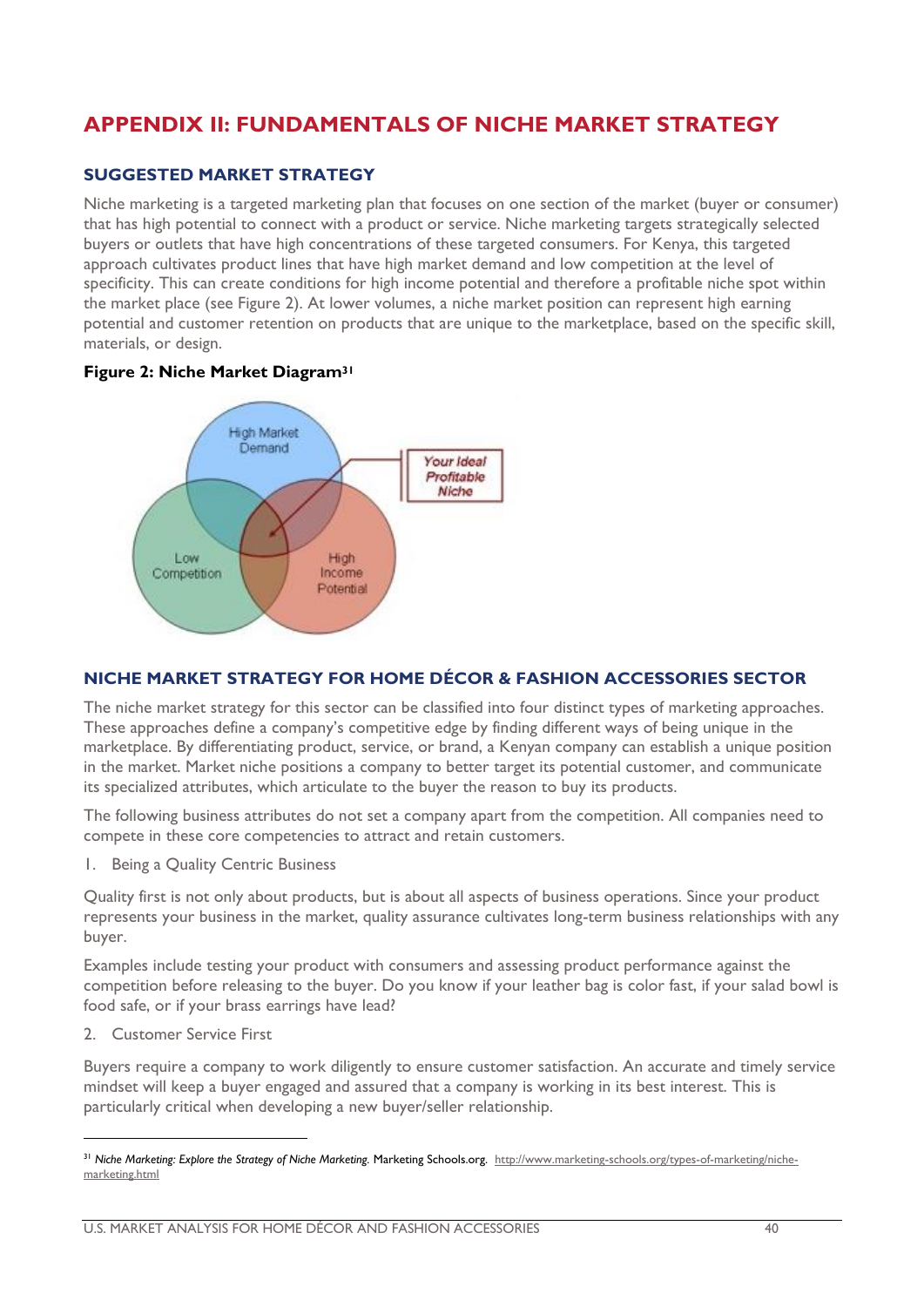# APPENDIX II: FUNDAMENTALS OF NICHE MARKET STRATEGY

## SUGGESTED MARKET STRATEGY

Niche marketing is a targeted marketing plan that focuses on one section of the market (buyer or consumer) that has high potential to connect with a product or service. Niche marketing targets strategically selected buyers or outlets that have high concentrations of these targeted consumers. For Kenya, this targeted approach cultivates product lines that have high market demand and low competition at the level of specificity. This can create conditions for high income potential and therefore a profitable niche spot within the market place (see Figure 2). At lower volumes, a niche market position can represent high earning potential and customer retention on products that are unique to the marketplace, based on the specific skill, materials, or design.

**Figure 2: Niche Market Diagram**[31]

High Market Demand

Low Competition

High Income Potential

*Your Ideal Profitable Niche*

## NICHE MARKET STRATEGY FOR HOME DÉCOR & FASHION ACCESSORIES SECTOR

The niche market strategy for this sector can be classified into four distinct types of marketing approaches. These approaches define a company's competitive edge by finding different ways of being unique in the marketplace. By differentiating product, service, or brand, a Kenyan company can establish a unique position in the market. Market niche positions a company to better target its potential customer, and communicate its specialized attributes, which articulate to the buyer the reason to buy its products.

The following business attributes do not set a company apart from the competition. All companies need to compete in these core competencies to attract and retain customers.

1. Being a Quality Centric Business

Quality first is not only about products, but is about all aspects of business operations. Since your product represents your business in the market, quality assurance cultivates long-term business relationships with any buyer.

Examples include testing your product with consumers and assessing product performance against the competition before releasing to the buyer. Do you know if your leather bag is color fast, if your salad bowl is food safe, or if your brass earrings have lead?

2. Customer Service First

Buyers require a company to work diligently to ensure customer satisfaction. An accurate and timely service mindset will keep a buyer engaged and assured that a company is working in its best interest. This is particularly critical when developing a new buyer/seller relationship.

---

[31] *Niche Marketing: Explore the Strategy of Niche Marketing*. Marketing Schools.org. http://www.marketing-schools.org/types-of-marketing/niche-marketing.html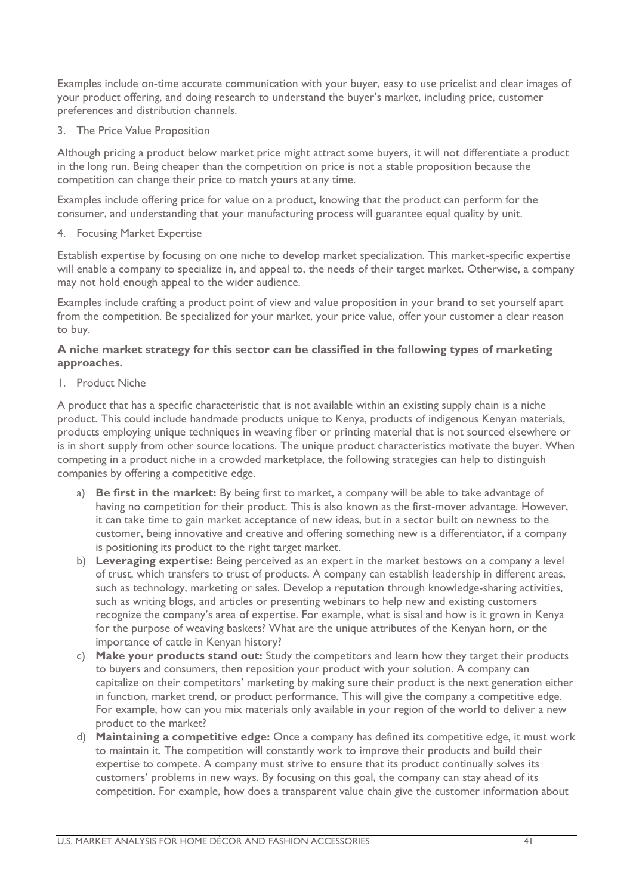Examples include on-time accurate communication with your buyer, easy to use pricelist and clear images of your product offering, and doing research to understand the buyer's market, including price, customer preferences and distribution channels.

3. The Price Value Proposition

Although pricing a product below market price might attract some buyers, it will not differentiate a product in the long run. Being cheaper than the competition on price is not a stable proposition because the competition can change their price to match yours at any time.

Examples include offering price for value on a product, knowing that the product can perform for the consumer, and understanding that your manufacturing process will guarantee equal quality by unit.

4. Focusing Market Expertise

Establish expertise by focusing on one niche to develop market specialization. This market-specific expertise will enable a company to specialize in, and appeal to, the needs of their target market. Otherwise, a company may not hold enough appeal to the wider audience.

Examples include crafting a product point of view and value proposition in your brand to set yourself apart from the competition. Be specialized for your market, your price value, offer your customer a clear reason to buy.

**A niche market strategy for this sector can be classified in the following types of marketing approaches.**

1. Product Niche

A product that has a specific characteristic that is not available within an existing supply chain is a niche product. This could include handmade products unique to Kenya, products of indigenous Kenyan materials, products employing unique techniques in weaving fiber or printing material that is not sourced elsewhere or is in short supply from other source locations. The unique product characteristics motivate the buyer. When competing in a product niche in a crowded marketplace, the following strategies can help to distinguish companies by offering a competitive edge.

a) **Be first in the market:** By being first to market, a company will be able to take advantage of having no competition for their product. This is also known as the first-mover advantage. However, it can take time to gain market acceptance of new ideas, but in a sector built on newness to the customer, being innovative and creative and offering something new is a differentiator, if a company is positioning its product to the right target market.

b) **Leveraging expertise:** Being perceived as an expert in the market bestows on a company a level of trust, which transfers to trust of products. A company can establish leadership in different areas, such as technology, marketing or sales. Develop a reputation through knowledge-sharing activities, such as writing blogs, and articles or presenting webinars to help new and existing customers recognize the company's area of expertise. For example, what is sisal and how is it grown in Kenya for the purpose of weaving baskets? What are the unique attributes of the Kenyan horn, or the importance of cattle in Kenyan history?

c) **Make your products stand out:** Study the competitors and learn how they target their products to buyers and consumers, then reposition your product with your solution. A company can capitalize on their competitors' marketing by making sure their product is the next generation either in function, market trend, or product performance. This will give the company a competitive edge. For example, how can you mix materials only available in your region of the world to deliver a new product to the market?

d) **Maintaining a competitive edge:** Once a company has defined its competitive edge, it must work to maintain it. The competition will constantly work to improve their products and build their expertise to compete. A company must strive to ensure that its product continually solves its customers' problems in new ways. By focusing on this goal, the company can stay ahead of its competition. For example, how does a transparent value chain give the customer information about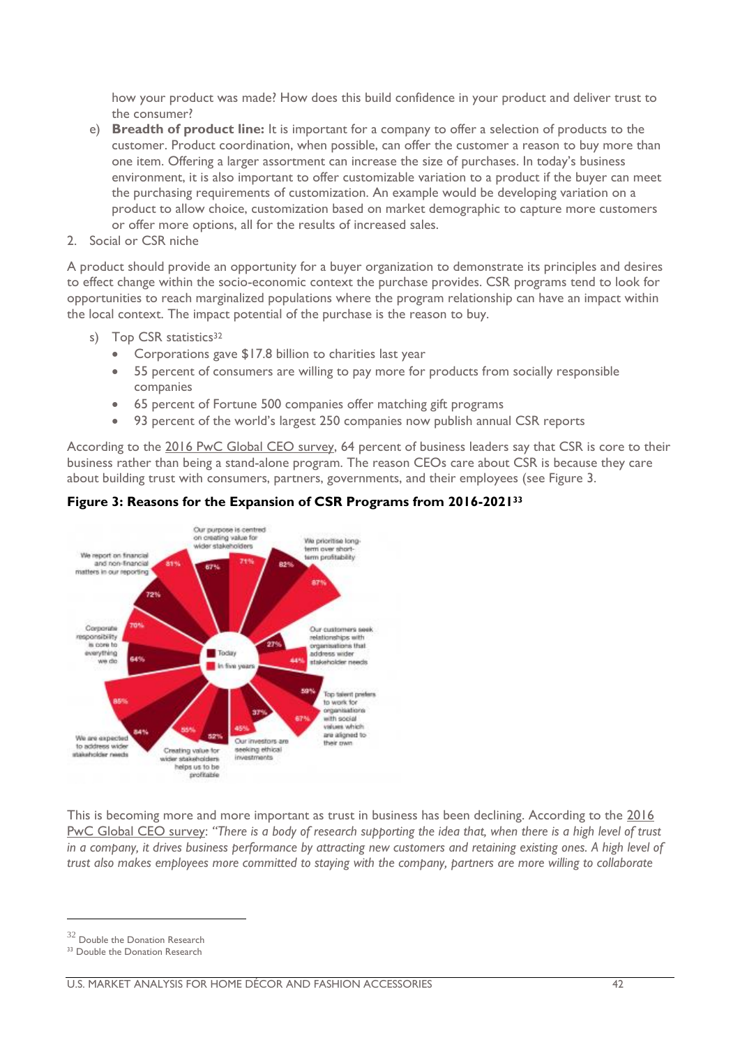how your product was made? How does this build confidence in your product and deliver trust to the consumer?

e) **Breadth of product line:** It is important for a company to offer a selection of products to the customer. Product coordination, when possible, can offer the customer a reason to buy more than one item. Offering a larger assortment can increase the size of purchases. In today's business environment, it is also important to offer customizable variation to a product if the buyer can meet the purchasing requirements of customization. An example would be developing variation on a product to allow choice, customization based on market demographic to capture more customers or offer more options, all for the results of increased sales.

2. Social or CSR niche

A product should provide an opportunity for a buyer organization to demonstrate its principles and desires to effect change within the socio-economic context the purchase provides. CSR programs tend to look for opportunities to reach marginalized populations where the program relationship can have an impact within the local context. The impact potential of the purchase is the reason to buy.

s) Top CSR statistics[32]
   - Corporations gave $17.8 billion to charities last year
   - 55 percent of consumers are willing to pay more for products from socially responsible companies
   - 65 percent of Fortune 500 companies offer matching gift programs
   - 93 percent of the world's largest 250 companies now publish annual CSR reports

According to the 2016 PwC Global CEO survey, 64 percent of business leaders say that CSR is core to their business rather than being a stand-alone program. The reason CEOs care about CSR is because they care about building trust with consumers, partners, governments, and their employees (see Figure 3.

**Figure 3: Reasons for the Expansion of CSR Programs from 2016-2021[33]**

| Statement | Today | In five years |
| --- | --- | --- |
| We report on financial and non-financial matters in our reporting | 72% | 81% |
| Our purpose is centred on creating value for wider stakeholders | 67% | 71% |
| We prioritise long-term over short-term profitability | 82% | 87% |
| Our customers seek relationships with organisations that address wider stakeholder needs | 27% | 44% |
| Top talent prefers to work for organisations with social values which are aligned to their own | 59% | 67% |
| Our investors are seeking ethical investments | 37% | 45% |
| Creating value for wider stakeholders helps us to be profitable | 52% | 55% |
| We are expected to address wider stakeholder needs | 84% | 85% |
| Corporate responsibility is core to everything we do | 64% | 70% |

This is becoming more and more important as trust in business has been declining. According to the 2016 PwC Global CEO survey: *"There is a body of research supporting the idea that, when there is a high level of trust in a company, it drives business performance by attracting new customers and retaining existing ones. A high level of trust also makes employees more committed to staying with the company, partners are more willing to collaborate*

[32] Double the Donation Research

[33] Double the Donation Research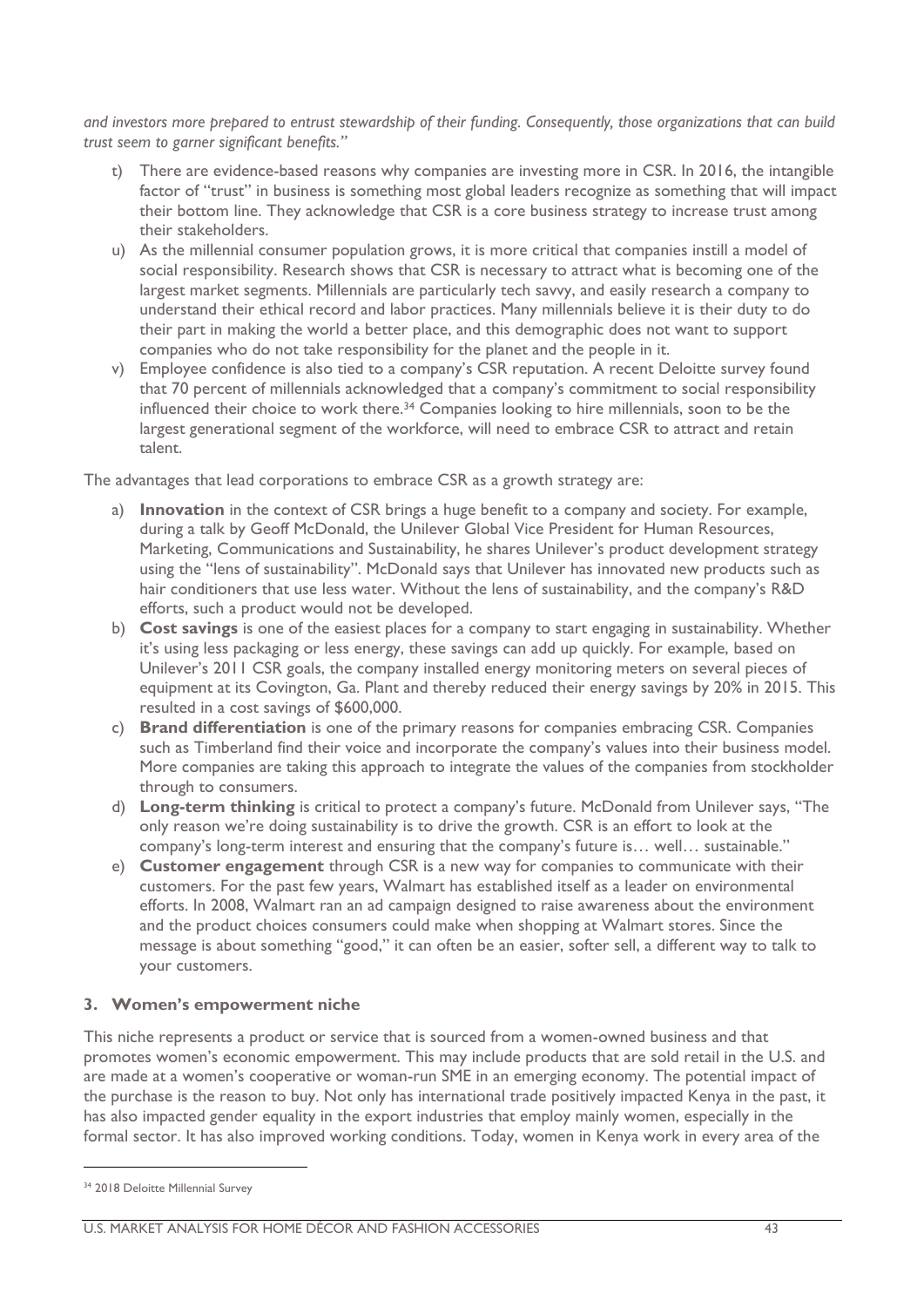*and investors more prepared to entrust stewardship of their funding. Consequently, those organizations that can build trust seem to garner significant benefits."*

t) There are evidence-based reasons why companies are investing more in CSR. In 2016, the intangible factor of "trust" in business is something most global leaders recognize as something that will impact their bottom line. They acknowledge that CSR is a core business strategy to increase trust among their stakeholders.

u) As the millennial consumer population grows, it is more critical that companies instill a model of social responsibility. Research shows that CSR is necessary to attract what is becoming one of the largest market segments. Millennials are particularly tech savvy, and easily research a company to understand their ethical record and labor practices. Many millennials believe it is their duty to do their part in making the world a better place, and this demographic does not want to support companies who do not take responsibility for the planet and the people in it.

v) Employee confidence is also tied to a company's CSR reputation. A recent Deloitte survey found that 70 percent of millennials acknowledged that a company's commitment to social responsibility influenced their choice to work there.[34] Companies looking to hire millennials, soon to be the largest generational segment of the workforce, will need to embrace CSR to attract and retain talent.

The advantages that lead corporations to embrace CSR as a growth strategy are:

a) **Innovation** in the context of CSR brings a huge benefit to a company and society. For example, during a talk by Geoff McDonald, the Unilever Global Vice President for Human Resources, Marketing, Communications and Sustainability, he shares Unilever's product development strategy using the "lens of sustainability". McDonald says that Unilever has innovated new products such as hair conditioners that use less water. Without the lens of sustainability, and the company's R&D efforts, such a product would not be developed.

b) **Cost savings** is one of the easiest places for a company to start engaging in sustainability. Whether it's using less packaging or less energy, these savings can add up quickly. For example, based on Unilever's 2011 CSR goals, the company installed energy monitoring meters on several pieces of equipment at its Covington, Ga. Plant and thereby reduced their energy savings by 20% in 2015. This resulted in a cost savings of $600,000.

c) **Brand differentiation** is one of the primary reasons for companies embracing CSR. Companies such as Timberland find their voice and incorporate the company's values into their business model. More companies are taking this approach to integrate the values of the companies from stockholder through to consumers.

d) **Long-term thinking** is critical to protect a company's future. McDonald from Unilever says, "The only reason we're doing sustainability is to drive the growth. CSR is an effort to look at the company's long-term interest and ensuring that the company's future is… well… sustainable."

e) **Customer engagement** through CSR is a new way for companies to communicate with their customers. For the past few years, Walmart has established itself as a leader on environmental efforts. In 2008, Walmart ran an ad campaign designed to raise awareness about the environment and the product choices consumers could make when shopping at Walmart stores. Since the message is about something "good," it can often be an easier, softer sell, a different way to talk to your customers.

### 3. Women's empowerment niche

This niche represents a product or service that is sourced from a women-owned business and that promotes women's economic empowerment. This may include products that are sold retail in the U.S. and are made at a women's cooperative or woman-run SME in an emerging economy. The potential impact of the purchase is the reason to buy. Not only has international trade positively impacted Kenya in the past, it has also impacted gender equality in the export industries that employ mainly women, especially in the formal sector. It has also improved working conditions. Today, women in Kenya work in every area of the

[34] 2018 Deloitte Millennial Survey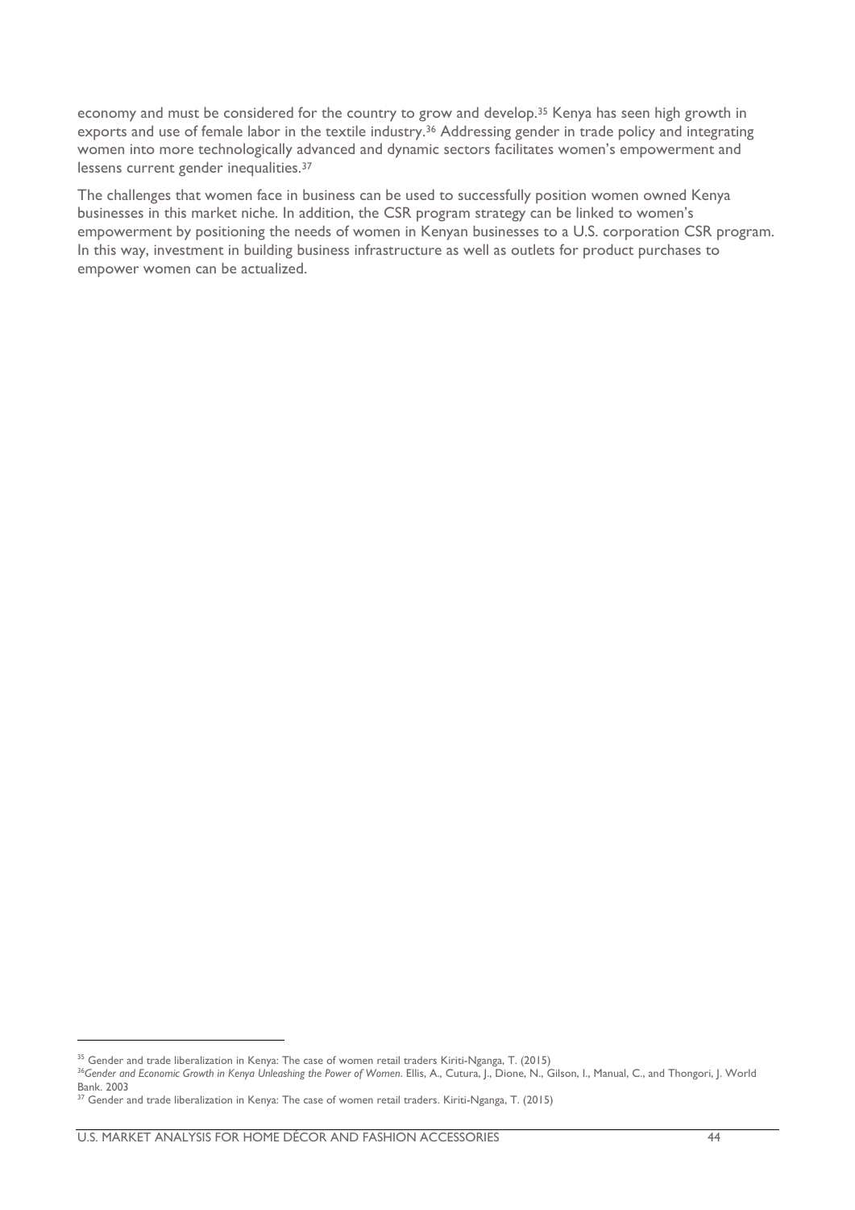economy and must be considered for the country to grow and develop.[35] Kenya has seen high growth in exports and use of female labor in the textile industry.[36] Addressing gender in trade policy and integrating women into more technologically advanced and dynamic sectors facilitates women's empowerment and lessens current gender inequalities.[37]

The challenges that women face in business can be used to successfully position women owned Kenya businesses in this market niche. In addition, the CSR program strategy can be linked to women's empowerment by positioning the needs of women in Kenyan businesses to a U.S. corporation CSR program. In this way, investment in building business infrastructure as well as outlets for product purchases to empower women can be actualized.

---

[35] Gender and trade liberalization in Kenya: The case of women retail traders Kiriti-Nganga, T. (2015)

[36] *Gender and Economic Growth in Kenya Unleashing the Power of Women*. Ellis, A., Cutura, J., Dione, N., Gilson, I., Manual, C., and Thongori, J. World Bank. 2003

[37] Gender and trade liberalization in Kenya: The case of women retail traders. Kiriti-Nganga, T. (2015)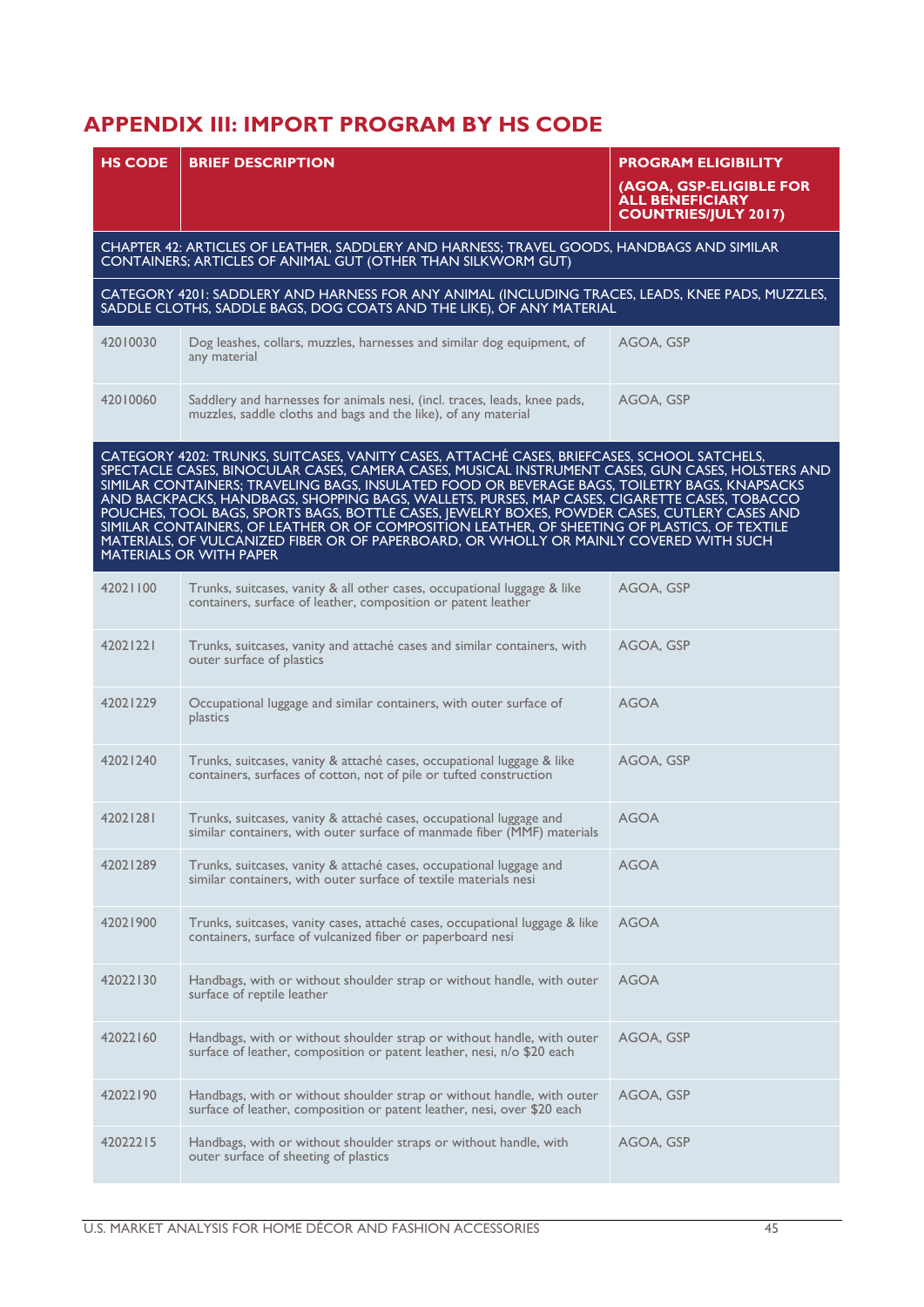## APPENDIX III: IMPORT PROGRAM BY HS CODE

| HS CODE | BRIEF DESCRIPTION | PROGRAM ELIGIBILITY (AGOA, GSP-ELIGIBLE FOR ALL BENEFICIARY COUNTRIES/JULY 2017) |
|---|---|---|
| CHAPTER 42: ARTICLES OF LEATHER, SADDLERY AND HARNESS; TRAVEL GOODS, HANDBAGS AND SIMILAR CONTAINERS; ARTICLES OF ANIMAL GUT (OTHER THAN SILKWORM GUT) | | |
| CATEGORY 4201: SADDLERY AND HARNESS FOR ANY ANIMAL (INCLUDING TRACES, LEADS, KNEE PADS, MUZZLES, SADDLE CLOTHS, SADDLE BAGS, DOG COATS AND THE LIKE), OF ANY MATERIAL | | |
| 42010030 | Dog leashes, collars, muzzles, harnesses and similar dog equipment, of any material | AGOA, GSP |
| 42010060 | Saddlery and harnesses for animals nesi, (incl. traces, leads, knee pads, muzzles, saddle cloths and bags and the like), of any material | AGOA, GSP |
| CATEGORY 4202: TRUNKS, SUITCASES, VANITY CASES, ATTACHÉ CASES, BRIEFCASES, SCHOOL SATCHELS, SPECTACLE CASES, BINOCULAR CASES, CAMERA CASES, MUSICAL INSTRUMENT CASES, GUN CASES, HOLSTERS AND SIMILAR CONTAINERS; TRAVELING BAGS, INSULATED FOOD OR BEVERAGE BAGS, TOILETRY BAGS, KNAPSACKS AND BACKPACKS, HANDBAGS, SHOPPING BAGS, WALLETS, PURSES, MAP CASES, CIGARETTE CASES, TOBACCO POUCHES, TOOL BAGS, SPORTS BAGS, BOTTLE CASES, JEWELRY BOXES, POWDER CASES, CUTLERY CASES AND SIMILAR CONTAINERS, OF LEATHER OR OF COMPOSITION LEATHER, OF SHEETING OF PLASTICS, OF TEXTILE MATERIALS, OF VULCANIZED FIBER OR OF PAPERBOARD, OR WHOLLY OR MAINLY COVERED WITH SUCH MATERIALS OR WITH PAPER | | |
| 42021100 | Trunks, suitcases, vanity & all other cases, occupational luggage & like containers, surface of leather, composition or patent leather | AGOA, GSP |
| 42021221 | Trunks, suitcases, vanity and attaché cases and similar containers, with outer surface of plastics | AGOA, GSP |
| 42021229 | Occupational luggage and similar containers, with outer surface of plastics | AGOA |
| 42021240 | Trunks, suitcases, vanity & attaché cases, occupational luggage & like containers, surfaces of cotton, not of pile or tufted construction | AGOA, GSP |
| 42021281 | Trunks, suitcases, vanity & attaché cases, occupational luggage and similar containers, with outer surface of manmade fiber (MMF) materials | AGOA |
| 42021289 | Trunks, suitcases, vanity & attaché cases, occupational luggage and similar containers, with outer surface of textile materials nesi | AGOA |
| 42021900 | Trunks, suitcases, vanity cases, attaché cases, occupational luggage & like containers, surface of vulcanized fiber or paperboard nesi | AGOA |
| 42022130 | Handbags, with or without shoulder strap or without handle, with outer surface of reptile leather | AGOA |
| 42022160 | Handbags, with or without shoulder strap or without handle, with outer surface of leather, composition or patent leather, nesi, n/o $20 each | AGOA, GSP |
| 42022190 | Handbags, with or without shoulder strap or without handle, with outer surface of leather, composition or patent leather, nesi, over $20 each | AGOA, GSP |
| 42022215 | Handbags, with or without shoulder straps or without handle, with outer surface of sheeting of plastics | AGOA, GSP |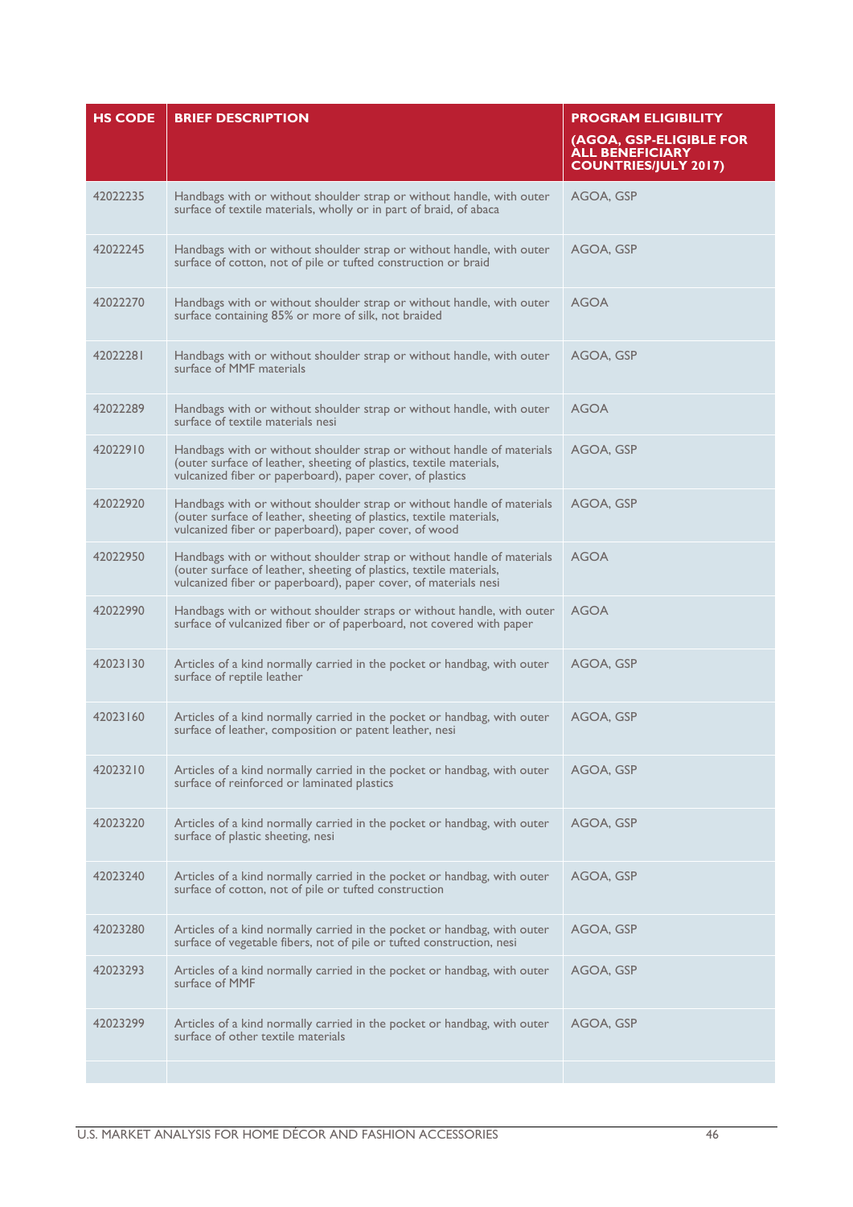| HS CODE | BRIEF DESCRIPTION | PROGRAM ELIGIBILITY (AGOA, GSP-ELIGIBLE FOR ALL BENEFICIARY COUNTRIES/JULY 2017) |
|---|---|---|
| 42022235 | Handbags with or without shoulder strap or without handle, with outer surface of textile materials, wholly or in part of braid, of abaca | AGOA, GSP |
| 42022245 | Handbags with or without shoulder strap or without handle, with outer surface of cotton, not of pile or tufted construction or braid | AGOA, GSP |
| 42022270 | Handbags with or without shoulder strap or without handle, with outer surface containing 85% or more of silk, not braided | AGOA |
| 42022281 | Handbags with or without shoulder strap or without handle, with outer surface of MMF materials | AGOA, GSP |
| 42022289 | Handbags with or without shoulder strap or without handle, with outer surface of textile materials nesi | AGOA |
| 42022910 | Handbags with or without shoulder strap or without handle of materials (outer surface of leather, sheeting of plastics, textile materials, vulcanized fiber or paperboard), paper cover, of plastics | AGOA, GSP |
| 42022920 | Handbags with or without shoulder strap or without handle of materials (outer surface of leather, sheeting of plastics, textile materials, vulcanized fiber or paperboard), paper cover, of wood | AGOA, GSP |
| 42022950 | Handbags with or without shoulder strap or without handle of materials (outer surface of leather, sheeting of plastics, textile materials, vulcanized fiber or paperboard), paper cover, of materials nesi | AGOA |
| 42022990 | Handbags with or without shoulder straps or without handle, with outer surface of vulcanized fiber or of paperboard, not covered with paper | AGOA |
| 42023130 | Articles of a kind normally carried in the pocket or handbag, with outer surface of reptile leather | AGOA, GSP |
| 42023160 | Articles of a kind normally carried in the pocket or handbag, with outer surface of leather, composition or patent leather, nesi | AGOA, GSP |
| 42023210 | Articles of a kind normally carried in the pocket or handbag, with outer surface of reinforced or laminated plastics | AGOA, GSP |
| 42023220 | Articles of a kind normally carried in the pocket or handbag, with outer surface of plastic sheeting, nesi | AGOA, GSP |
| 42023240 | Articles of a kind normally carried in the pocket or handbag, with outer surface of cotton, not of pile or tufted construction | AGOA, GSP |
| 42023280 | Articles of a kind normally carried in the pocket or handbag, with outer surface of vegetable fibers, not of pile or tufted construction, nesi | AGOA, GSP |
| 42023293 | Articles of a kind normally carried in the pocket or handbag, with outer surface of MMF | AGOA, GSP |
| 42023299 | Articles of a kind normally carried in the pocket or handbag, with outer surface of other textile materials | AGOA, GSP |
| | | |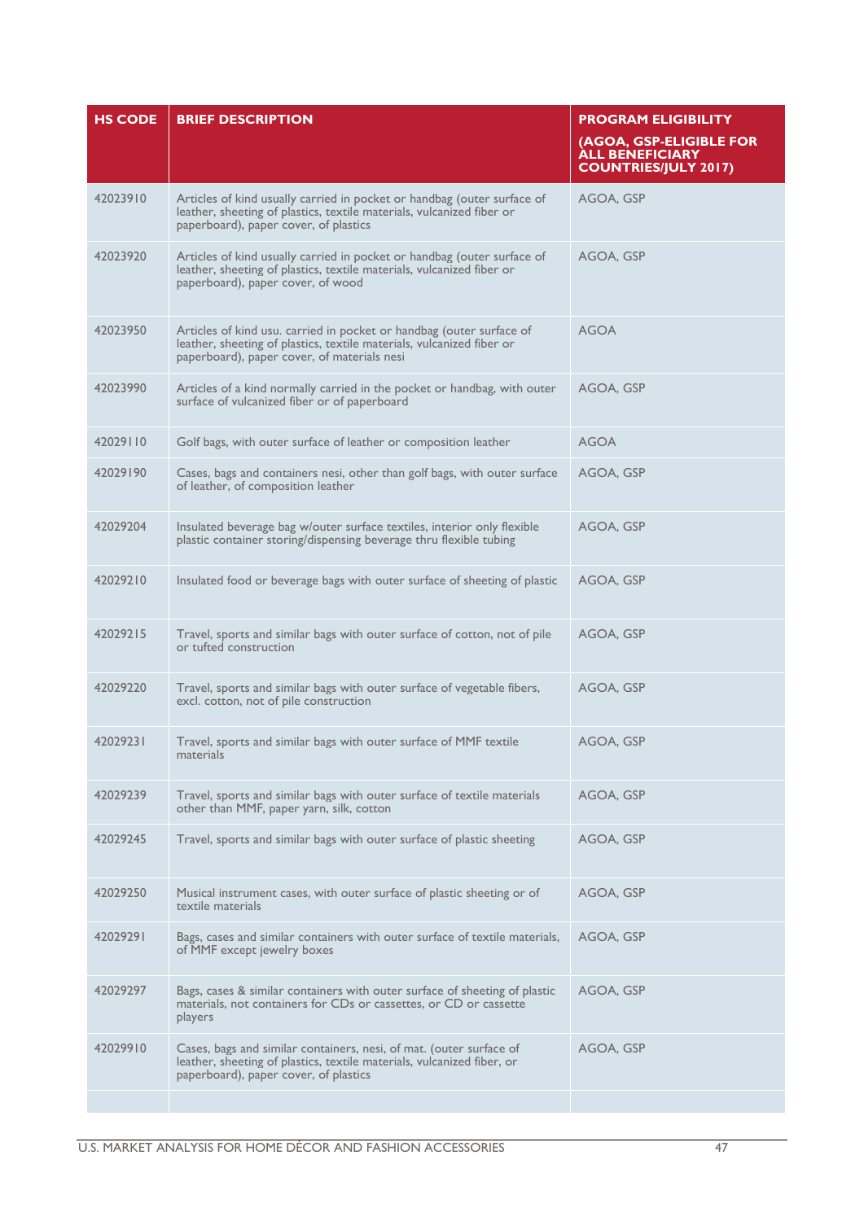| HS CODE | BRIEF DESCRIPTION | PROGRAM ELIGIBILITY (AGOA, GSP-ELIGIBLE FOR ALL BENEFICIARY COUNTRIES/JULY 2017) |
|---|---|---|
| 42023910 | Articles of kind usually carried in pocket or handbag (outer surface of leather, sheeting of plastics, textile materials, vulcanized fiber or paperboard), paper cover, of plastics | AGOA, GSP |
| 42023920 | Articles of kind usually carried in pocket or handbag (outer surface of leather, sheeting of plastics, textile materials, vulcanized fiber or paperboard), paper cover, of wood | AGOA, GSP |
| 42023950 | Articles of kind usu. carried in pocket or handbag (outer surface of leather, sheeting of plastics, textile materials, vulcanized fiber or paperboard), paper cover, of materials nesi | AGOA |
| 42023990 | Articles of a kind normally carried in the pocket or handbag, with outer surface of vulcanized fiber or of paperboard | AGOA, GSP |
| 42029110 | Golf bags, with outer surface of leather or composition leather | AGOA |
| 42029190 | Cases, bags and containers nesi, other than golf bags, with outer surface of leather, of composition leather | AGOA, GSP |
| 42029204 | Insulated beverage bag w/outer surface textiles, interior only flexible plastic container storing/dispensing beverage thru flexible tubing | AGOA, GSP |
| 42029210 | Insulated food or beverage bags with outer surface of sheeting of plastic | AGOA, GSP |
| 42029215 | Travel, sports and similar bags with outer surface of cotton, not of pile or tufted construction | AGOA, GSP |
| 42029220 | Travel, sports and similar bags with outer surface of vegetable fibers, excl. cotton, not of pile construction | AGOA, GSP |
| 42029231 | Travel, sports and similar bags with outer surface of MMF textile materials | AGOA, GSP |
| 42029239 | Travel, sports and similar bags with outer surface of textile materials other than MMF, paper yarn, silk, cotton | AGOA, GSP |
| 42029245 | Travel, sports and similar bags with outer surface of plastic sheeting | AGOA, GSP |
| 42029250 | Musical instrument cases, with outer surface of plastic sheeting or of textile materials | AGOA, GSP |
| 42029291 | Bags, cases and similar containers with outer surface of textile materials, of MMF except jewelry boxes | AGOA, GSP |
| 42029297 | Bags, cases & similar containers with outer surface of sheeting of plastic materials, not containers for CDs or cassettes, or CD or cassette players | AGOA, GSP |
| 42029910 | Cases, bags and similar containers, nesi, of mat. (outer surface of leather, sheeting of plastics, textile materials, vulcanized fiber, or paperboard), paper cover, of plastics | AGOA, GSP |
| | | |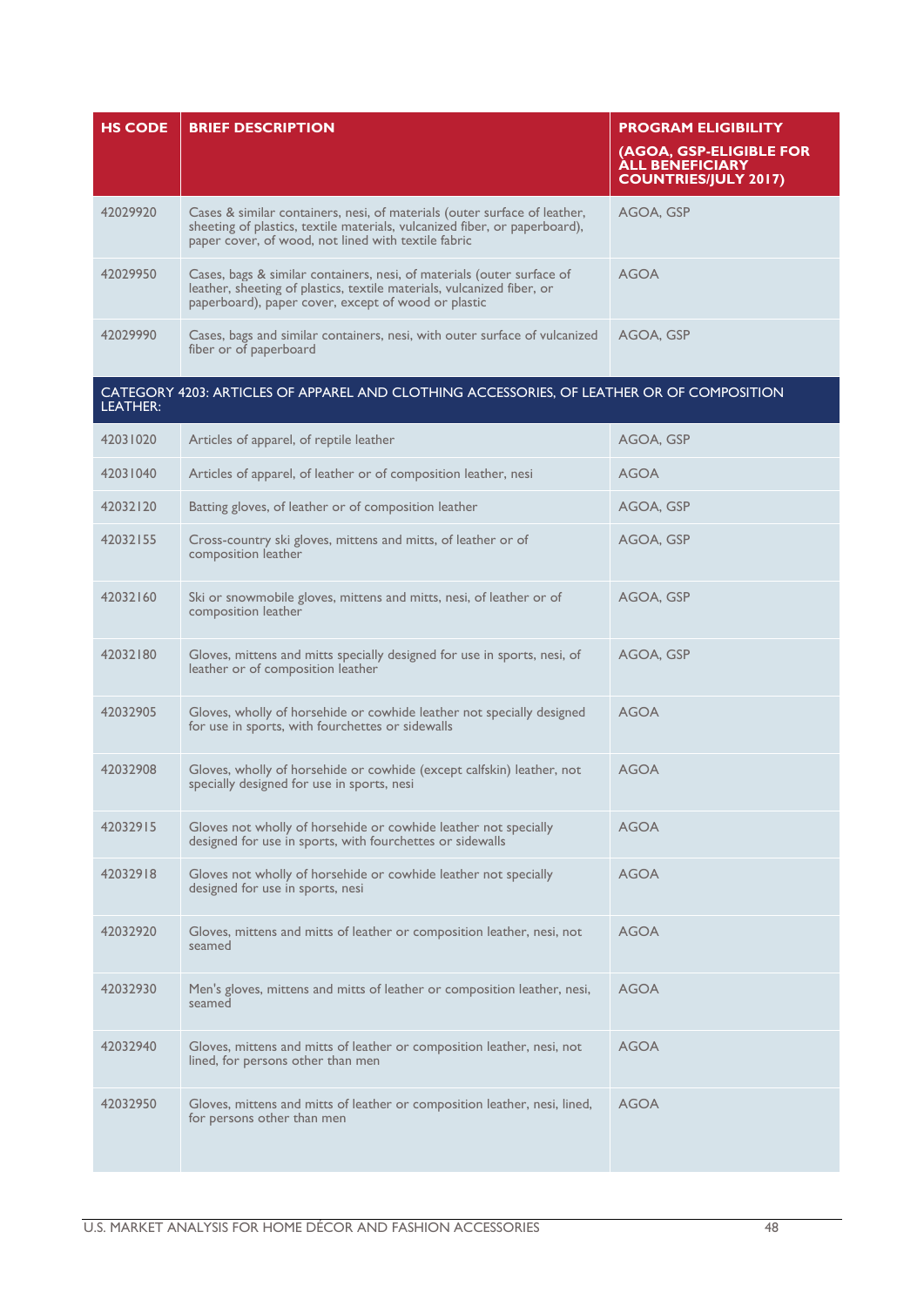| HS CODE | BRIEF DESCRIPTION | PROGRAM ELIGIBILITY (AGOA, GSP-ELIGIBLE FOR ALL BENEFICIARY COUNTRIES/JULY 2017) |
|---|---|---|
| 42029920 | Cases & similar containers, nesi, of materials (outer surface of leather, sheeting of plastics, textile materials, vulcanized fiber, or paperboard), paper cover, of wood, not lined with textile fabric | AGOA, GSP |
| 42029950 | Cases, bags & similar containers, nesi, of materials (outer surface of leather, sheeting of plastics, textile materials, vulcanized fiber, or paperboard), paper cover, except of wood or plastic | AGOA |
| 42029990 | Cases, bags and similar containers, nesi, with outer surface of vulcanized fiber or of paperboard | AGOA, GSP |
| **CATEGORY 4203: ARTICLES OF APPAREL AND CLOTHING ACCESSORIES, OF LEATHER OR OF COMPOSITION LEATHER:** | | |
| 42031020 | Articles of apparel, of reptile leather | AGOA, GSP |
| 42031040 | Articles of apparel, of leather or of composition leather, nesi | AGOA |
| 42032120 | Batting gloves, of leather or of composition leather | AGOA, GSP |
| 42032155 | Cross-country ski gloves, mittens and mitts, of leather or of composition leather | AGOA, GSP |
| 42032160 | Ski or snowmobile gloves, mittens and mitts, nesi, of leather or of composition leather | AGOA, GSP |
| 42032180 | Gloves, mittens and mitts specially designed for use in sports, nesi, of leather or of composition leather | AGOA, GSP |
| 42032905 | Gloves, wholly of horsehide or cowhide leather not specially designed for use in sports, with fourchettes or sidewalls | AGOA |
| 42032908 | Gloves, wholly of horsehide or cowhide (except calfskin) leather, not specially designed for use in sports, nesi | AGOA |
| 42032915 | Gloves not wholly of horsehide or cowhide leather not specially designed for use in sports, with fourchettes or sidewalls | AGOA |
| 42032918 | Gloves not wholly of horsehide or cowhide leather not specially designed for use in sports, nesi | AGOA |
| 42032920 | Gloves, mittens and mitts of leather or composition leather, nesi, not seamed | AGOA |
| 42032930 | Men's gloves, mittens and mitts of leather or composition leather, nesi, seamed | AGOA |
| 42032940 | Gloves, mittens and mitts of leather or composition leather, nesi, not lined, for persons other than men | AGOA |
| 42032950 | Gloves, mittens and mitts of leather or composition leather, nesi, lined, for persons other than men | AGOA |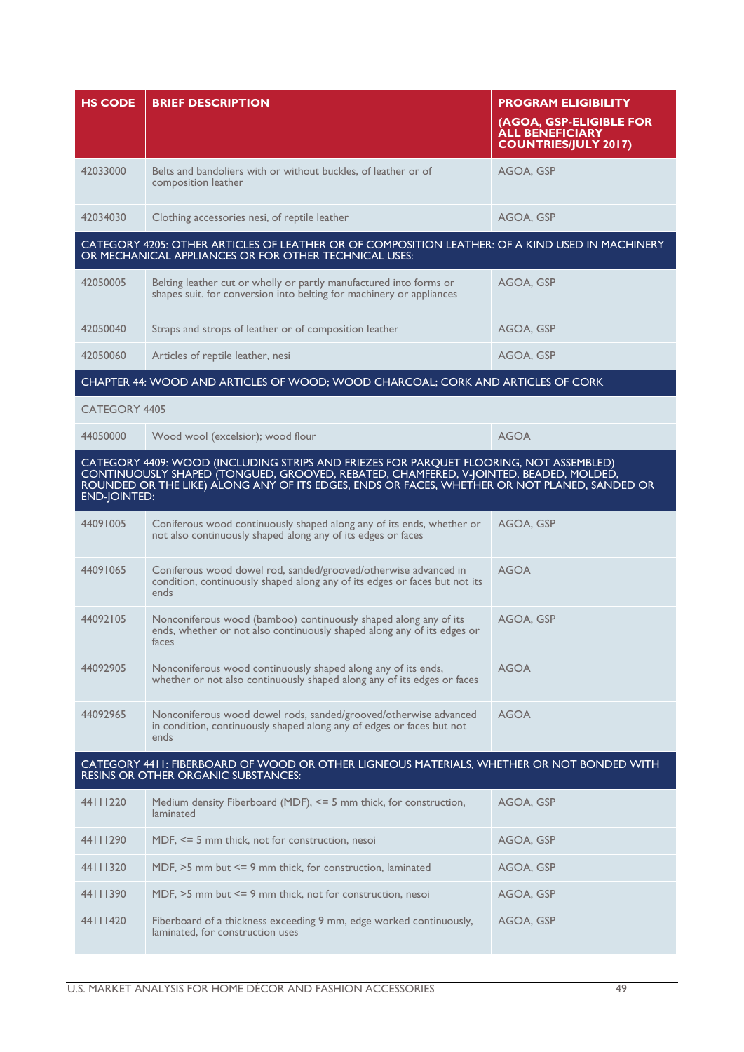| HS CODE | BRIEF DESCRIPTION | PROGRAM ELIGIBILITY (AGOA, GSP-ELIGIBLE FOR ALL BENEFICIARY COUNTRIES/JULY 2017) |
|---|---|---|
| 42033000 | Belts and bandoliers with or without buckles, of leather or of composition leather | AGOA, GSP |
| 42034030 | Clothing accessories nesi, of reptile leather | AGOA, GSP |
| CATEGORY 4205: OTHER ARTICLES OF LEATHER OR OF COMPOSITION LEATHER: OF A KIND USED IN MACHINERY OR MECHANICAL APPLIANCES OR FOR OTHER TECHNICAL USES: | | |
| 42050005 | Belting leather cut or wholly or partly manufactured into forms or shapes suit. for conversion into belting for machinery or appliances | AGOA, GSP |
| 42050040 | Straps and strops of leather or of composition leather | AGOA, GSP |
| 42050060 | Articles of reptile leather, nesi | AGOA, GSP |
| CHAPTER 44: WOOD AND ARTICLES OF WOOD; WOOD CHARCOAL; CORK AND ARTICLES OF CORK | | |
| CATEGORY 4405 | | |
| 44050000 | Wood wool (excelsior); wood flour | AGOA |
| CATEGORY 4409: WOOD (INCLUDING STRIPS AND FRIEZES FOR PARQUET FLOORING, NOT ASSEMBLED) CONTINUOUSLY SHAPED (TONGUED, GROOVED, REBATED, CHAMFERED, V-JOINTED, BEADED, MOLDED, ROUNDED OR THE LIKE) ALONG ANY OF ITS EDGES, ENDS OR FACES, WHETHER OR NOT PLANED, SANDED OR END-JOINTED: | | |
| 44091005 | Coniferous wood continuously shaped along any of its ends, whether or not also continuously shaped along any of its edges or faces | AGOA, GSP |
| 44091065 | Coniferous wood dowel rod, sanded/grooved/otherwise advanced in condition, continuously shaped along any of its edges or faces but not its ends | AGOA |
| 44092105 | Nonconiferous wood (bamboo) continuously shaped along any of its ends, whether or not also continuously shaped along any of its edges or faces | AGOA, GSP |
| 44092905 | Nonconiferous wood continuously shaped along any of its ends, whether or not also continuously shaped along any of its edges or faces | AGOA |
| 44092965 | Nonconiferous wood dowel rods, sanded/grooved/otherwise advanced in condition, continuously shaped along any of edges or faces but not ends | AGOA |
| CATEGORY 4411: FIBERBOARD OF WOOD OR OTHER LIGNEOUS MATERIALS, WHETHER OR NOT BONDED WITH RESINS OR OTHER ORGANIC SUBSTANCES: | | |
| 44111220 | Medium density Fiberboard (MDF), <= 5 mm thick, for construction, laminated | AGOA, GSP |
| 44111290 | MDF, <= 5 mm thick, not for construction, nesoi | AGOA, GSP |
| 44111320 | MDF, >5 mm but <= 9 mm thick, for construction, laminated | AGOA, GSP |
| 44111390 | MDF, >5 mm but <= 9 mm thick, not for construction, nesoi | AGOA, GSP |
| 44111420 | Fiberboard of a thickness exceeding 9 mm, edge worked continuously, laminated, for construction uses | AGOA, GSP |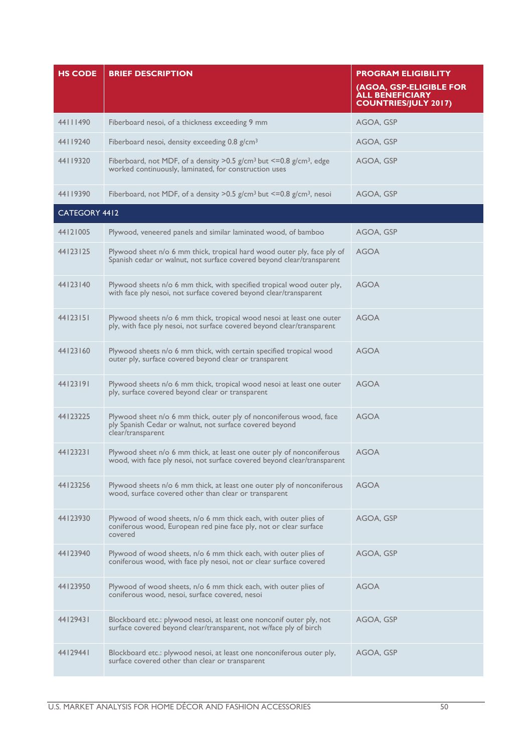| HS CODE | BRIEF DESCRIPTION | PROGRAM ELIGIBILITY (AGOA, GSP-ELIGIBLE FOR ALL BENEFICIARY COUNTRIES/JULY 2017) |
|---|---|---|
| 44111490 | Fiberboard nesoi, of a thickness exceeding 9 mm | AGOA, GSP |
| 44119240 | Fiberboard nesoi, density exceeding 0.8 g/cm³ | AGOA, GSP |
| 44119320 | Fiberboard, not MDF, of a density >0.5 g/cm³ but <=0.8 g/cm³, edge worked continuously, laminated, for construction uses | AGOA, GSP |
| 44119390 | Fiberboard, not MDF, of a density >0.5 g/cm³ but <=0.8 g/cm³, nesoi | AGOA, GSP |
| CATEGORY 4412 | | |
| 44121005 | Plywood, veneered panels and similar laminated wood, of bamboo | AGOA, GSP |
| 44123125 | Plywood sheet n/o 6 mm thick, tropical hard wood outer ply, face ply of Spanish cedar or walnut, not surface covered beyond clear/transparent | AGOA |
| 44123140 | Plywood sheets n/o 6 mm thick, with specified tropical wood outer ply, with face ply nesoi, not surface covered beyond clear/transparent | AGOA |
| 44123151 | Plywood sheets n/o 6 mm thick, tropical wood nesoi at least one outer ply, with face ply nesoi, not surface covered beyond clear/transparent | AGOA |
| 44123160 | Plywood sheets n/o 6 mm thick, with certain specified tropical wood outer ply, surface covered beyond clear or transparent | AGOA |
| 44123191 | Plywood sheets n/o 6 mm thick, tropical wood nesoi at least one outer ply, surface covered beyond clear or transparent | AGOA |
| 44123225 | Plywood sheet n/o 6 mm thick, outer ply of nonconiferous wood, face ply Spanish Cedar or walnut, not surface covered beyond clear/transparent | AGOA |
| 44123231 | Plywood sheet n/o 6 mm thick, at least one outer ply of nonconiferous wood, with face ply nesoi, not surface covered beyond clear/transparent | AGOA |
| 44123256 | Plywood sheets n/o 6 mm thick, at least one outer ply of nonconiferous wood, surface covered other than clear or transparent | AGOA |
| 44123930 | Plywood of wood sheets, n/o 6 mm thick each, with outer plies of coniferous wood, European red pine face ply, not or clear surface covered | AGOA, GSP |
| 44123940 | Plywood of wood sheets, n/o 6 mm thick each, with outer plies of coniferous wood, with face ply nesoi, not or clear surface covered | AGOA, GSP |
| 44123950 | Plywood of wood sheets, n/o 6 mm thick each, with outer plies of coniferous wood, nesoi, surface covered, nesoi | AGOA |
| 44129431 | Blockboard etc.: plywood nesoi, at least one nonconif outer ply, not surface covered beyond clear/transparent, not w/face ply of birch | AGOA, GSP |
| 44129441 | Blockboard etc.: plywood nesoi, at least one nonconiferous outer ply, surface covered other than clear or transparent | AGOA, GSP |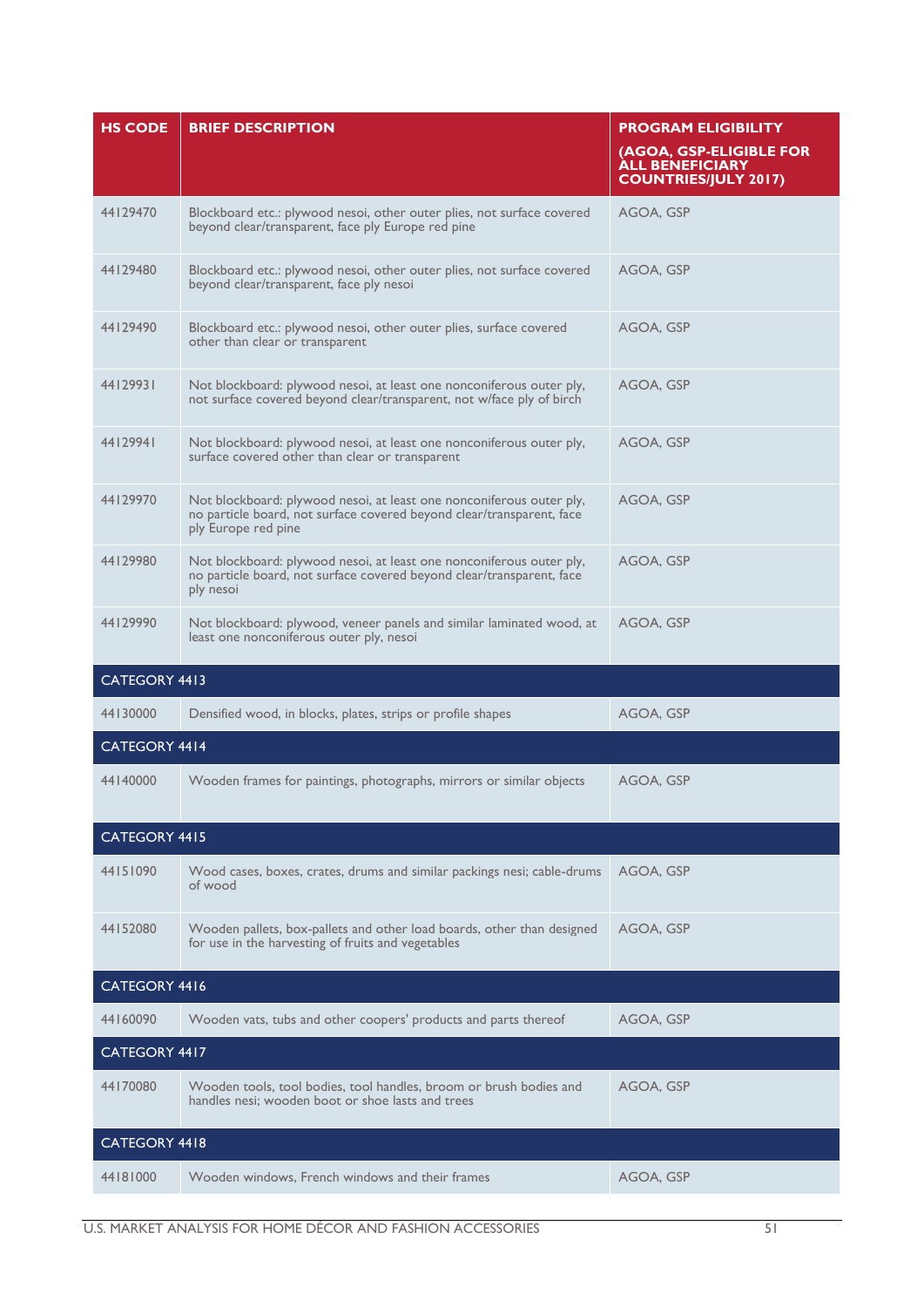| HS CODE | BRIEF DESCRIPTION | PROGRAM ELIGIBILITY (AGOA, GSP-ELIGIBLE FOR ALL BENEFICIARY COUNTRIES/JULY 2017) |
|---|---|---|
| 44129470 | Blockboard etc.: plywood nesoi, other outer plies, not surface covered beyond clear/transparent, face ply Europe red pine | AGOA, GSP |
| 44129480 | Blockboard etc.: plywood nesoi, other outer plies, not surface covered beyond clear/transparent, face ply nesoi | AGOA, GSP |
| 44129490 | Blockboard etc.: plywood nesoi, other outer plies, surface covered other than clear or transparent | AGOA, GSP |
| 44129931 | Not blockboard: plywood nesoi, at least one nonconiferous outer ply, not surface covered beyond clear/transparent, not w/face ply of birch | AGOA, GSP |
| 44129941 | Not blockboard: plywood nesoi, at least one nonconiferous outer ply, surface covered other than clear or transparent | AGOA, GSP |
| 44129970 | Not blockboard: plywood nesoi, at least one nonconiferous outer ply, no particle board, not surface covered beyond clear/transparent, face ply Europe red pine | AGOA, GSP |
| 44129980 | Not blockboard: plywood nesoi, at least one nonconiferous outer ply, no particle board, not surface covered beyond clear/transparent, face ply nesoi | AGOA, GSP |
| 44129990 | Not blockboard: plywood, veneer panels and similar laminated wood, at least one nonconiferous outer ply, nesoi | AGOA, GSP |
| CATEGORY 4413 | | |
| 44130000 | Densified wood, in blocks, plates, strips or profile shapes | AGOA, GSP |
| CATEGORY 4414 | | |
| 44140000 | Wooden frames for paintings, photographs, mirrors or similar objects | AGOA, GSP |
| CATEGORY 4415 | | |
| 44151090 | Wood cases, boxes, crates, drums and similar packings nesi; cable-drums of wood | AGOA, GSP |
| 44152080 | Wooden pallets, box-pallets and other load boards, other than designed for use in the harvesting of fruits and vegetables | AGOA, GSP |
| CATEGORY 4416 | | |
| 44160090 | Wooden vats, tubs and other coopers' products and parts thereof | AGOA, GSP |
| CATEGORY 4417 | | |
| 44170080 | Wooden tools, tool bodies, tool handles, broom or brush bodies and handles nesi; wooden boot or shoe lasts and trees | AGOA, GSP |
| CATEGORY 4418 | | |
| 44181000 | Wooden windows, French windows and their frames | AGOA, GSP |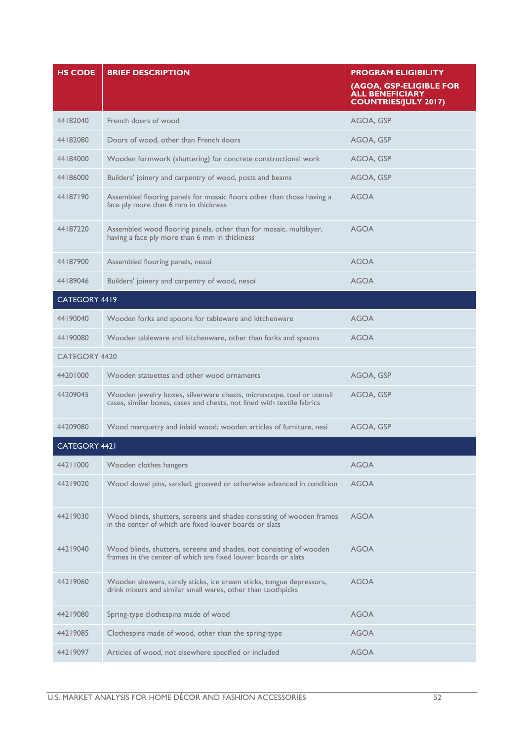| HS CODE | BRIEF DESCRIPTION | PROGRAM ELIGIBILITY (AGOA, GSP-ELIGIBLE FOR ALL BENEFICIARY COUNTRIES/JULY 2017) |
|---|---|---|
| 44182040 | French doors of wood | AGOA, GSP |
| 44182080 | Doors of wood, other than French doors | AGOA, GSP |
| 44184000 | Wooden formwork (shuttering) for concrete constructional work | AGOA, GSP |
| 44186000 | Builders' joinery and carpentry of wood, posts and beams | AGOA, GSP |
| 44187190 | Assembled flooring panels for mosaic floors other than those having a face ply more than 6 mm in thickness | AGOA |
| 44187220 | Assembled wood flooring panels, other than for mosaic, multilayer, having a face ply more than 6 mm in thickness | AGOA |
| 44187900 | Assembled flooring panels, nesoi | AGOA |
| 44189046 | Builders' joinery and carpentry of wood, nesoi | AGOA |
| CATEGORY 4419 | | |
| 44190040 | Wooden forks and spoons for tableware and kitchenware | AGOA |
| 44190080 | Wooden tableware and kitchenware, other than forks and spoons | AGOA |
| CATEGORY 4420 | | |
| 44201000 | Wooden statuettes and other wood ornaments | AGOA, GSP |
| 44209045 | Wooden jewelry boxes, silverware chests, microscope, tool or utensil cases, similar boxes, cases and chests, not lined with textile fabrics | AGOA, GSP |
| 44209080 | Wood marquetry and inlaid wood; wooden articles of furniture, nesi | AGOA, GSP |
| CATEGORY 4421 | | |
| 44211000 | Wooden clothes hangers | AGOA |
| 44219020 | Wood dowel pins, sanded, grooved or otherwise advanced in condition | AGOA |
| 44219030 | Wood blinds, shutters, screens and shades consisting of wooden frames in the center of which are fixed louver boards or slats | AGOA |
| 44219040 | Wood blinds, shutters, screens and shades, not consisting of wooden frames in the center of which are fixed louver boards or slats | AGOA |
| 44219060 | Wooden skewers, candy sticks, ice cream sticks, tongue depressors, drink mixers and similar small wares, other than toothpicks | AGOA |
| 44219080 | Spring-type clothespins made of wood | AGOA |
| 44219085 | Clothespins made of wood, other than the spring-type | AGOA |
| 44219097 | Articles of wood, not elsewhere specified or included | AGOA |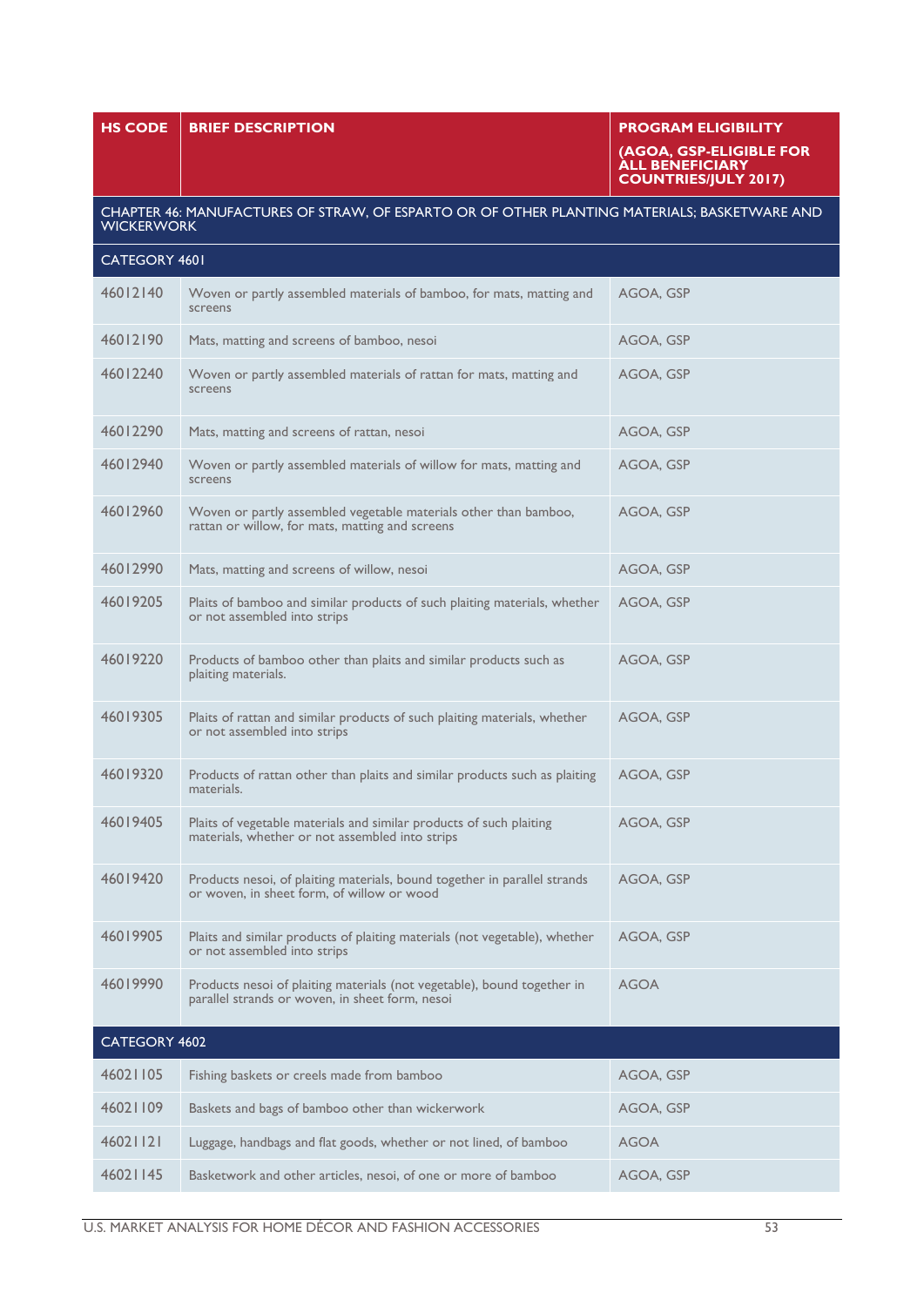| HS CODE | BRIEF DESCRIPTION | PROGRAM ELIGIBILITY (AGOA, GSP-ELIGIBLE FOR ALL BENEFICIARY COUNTRIES/JULY 2017) |
|---|---|---|
| CHAPTER 46: MANUFACTURES OF STRAW, OF ESPARTO OR OF OTHER PLANTING MATERIALS; BASKETWARE AND WICKERWORK | | |
| CATEGORY 4601 | | |
| 46012140 | Woven or partly assembled materials of bamboo, for mats, matting and screens | AGOA, GSP |
| 46012190 | Mats, matting and screens of bamboo, nesoi | AGOA, GSP |
| 46012240 | Woven or partly assembled materials of rattan for mats, matting and screens | AGOA, GSP |
| 46012290 | Mats, matting and screens of rattan, nesoi | AGOA, GSP |
| 46012940 | Woven or partly assembled materials of willow for mats, matting and screens | AGOA, GSP |
| 46012960 | Woven or partly assembled vegetable materials other than bamboo, rattan or willow, for mats, matting and screens | AGOA, GSP |
| 46012990 | Mats, matting and screens of willow, nesoi | AGOA, GSP |
| 46019205 | Plaits of bamboo and similar products of such plaiting materials, whether or not assembled into strips | AGOA, GSP |
| 46019220 | Products of bamboo other than plaits and similar products such as plaiting materials. | AGOA, GSP |
| 46019305 | Plaits of rattan and similar products of such plaiting materials, whether or not assembled into strips | AGOA, GSP |
| 46019320 | Products of rattan other than plaits and similar products such as plaiting materials. | AGOA, GSP |
| 46019405 | Plaits of vegetable materials and similar products of such plaiting materials, whether or not assembled into strips | AGOA, GSP |
| 46019420 | Products nesoi, of plaiting materials, bound together in parallel strands or woven, in sheet form, of willow or wood | AGOA, GSP |
| 46019905 | Plaits and similar products of plaiting materials (not vegetable), whether or not assembled into strips | AGOA, GSP |
| 46019990 | Products nesoi of plaiting materials (not vegetable), bound together in parallel strands or woven, in sheet form, nesoi | AGOA |
| CATEGORY 4602 | | |
| 46021105 | Fishing baskets or creels made from bamboo | AGOA, GSP |
| 46021109 | Baskets and bags of bamboo other than wickerwork | AGOA, GSP |
| 46021121 | Luggage, handbags and flat goods, whether or not lined, of bamboo | AGOA |
| 46021145 | Basketwork and other articles, nesoi, of one or more of bamboo | AGOA, GSP |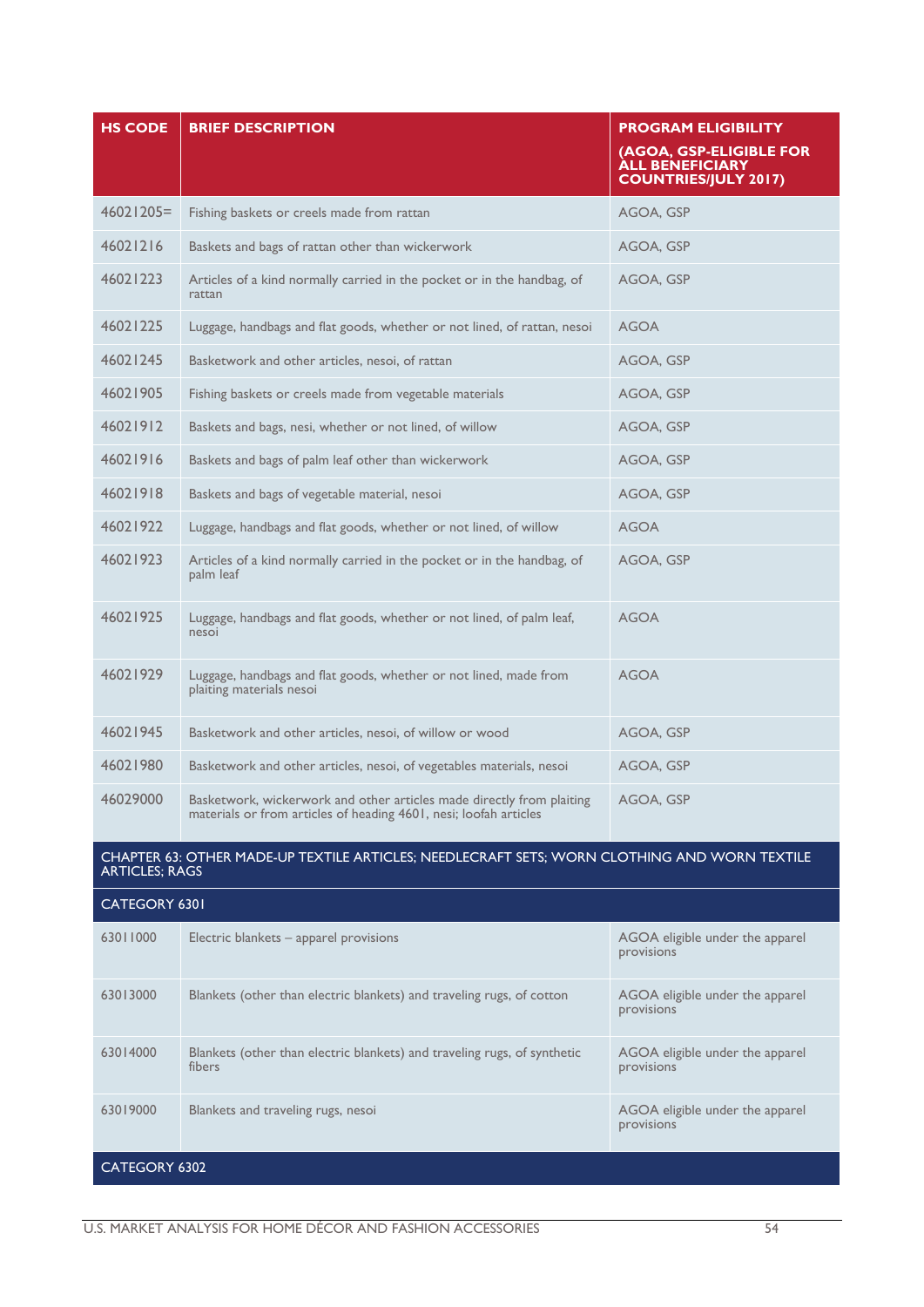| HS CODE | BRIEF DESCRIPTION | PROGRAM ELIGIBILITY (AGOA, GSP-ELIGIBLE FOR ALL BENEFICIARY COUNTRIES/JULY 2017) |
|---|---|---|
| 46021205= | Fishing baskets or creels made from rattan | AGOA, GSP |
| 46021216 | Baskets and bags of rattan other than wickerwork | AGOA, GSP |
| 46021223 | Articles of a kind normally carried in the pocket or in the handbag, of rattan | AGOA, GSP |
| 46021225 | Luggage, handbags and flat goods, whether or not lined, of rattan, nesoi | AGOA |
| 46021245 | Basketwork and other articles, nesoi, of rattan | AGOA, GSP |
| 46021905 | Fishing baskets or creels made from vegetable materials | AGOA, GSP |
| 46021912 | Baskets and bags, nesi, whether or not lined, of willow | AGOA, GSP |
| 46021916 | Baskets and bags of palm leaf other than wickerwork | AGOA, GSP |
| 46021918 | Baskets and bags of vegetable material, nesoi | AGOA, GSP |
| 46021922 | Luggage, handbags and flat goods, whether or not lined, of willow | AGOA |
| 46021923 | Articles of a kind normally carried in the pocket or in the handbag, of palm leaf | AGOA, GSP |
| 46021925 | Luggage, handbags and flat goods, whether or not lined, of palm leaf, nesoi | AGOA |
| 46021929 | Luggage, handbags and flat goods, whether or not lined, made from plaiting materials nesoi | AGOA |
| 46021945 | Basketwork and other articles, nesoi, of willow or wood | AGOA, GSP |
| 46021980 | Basketwork and other articles, nesoi, of vegetables materials, nesoi | AGOA, GSP |
| 46029000 | Basketwork, wickerwork and other articles made directly from plaiting materials or from articles of heading 4601, nesi; loofah articles | AGOA, GSP |
| **CHAPTER 63: OTHER MADE-UP TEXTILE ARTICLES; NEEDLECRAFT SETS; WORN CLOTHING AND WORN TEXTILE ARTICLES; RAGS** | | |
| **CATEGORY 6301** | | |
| 63011000 | Electric blankets – apparel provisions | AGOA eligible under the apparel provisions |
| 63013000 | Blankets (other than electric blankets) and traveling rugs, of cotton | AGOA eligible under the apparel provisions |
| 63014000 | Blankets (other than electric blankets) and traveling rugs, of synthetic fibers | AGOA eligible under the apparel provisions |
| 63019000 | Blankets and traveling rugs, nesoi | AGOA eligible under the apparel provisions |
| **CATEGORY 6302** | | |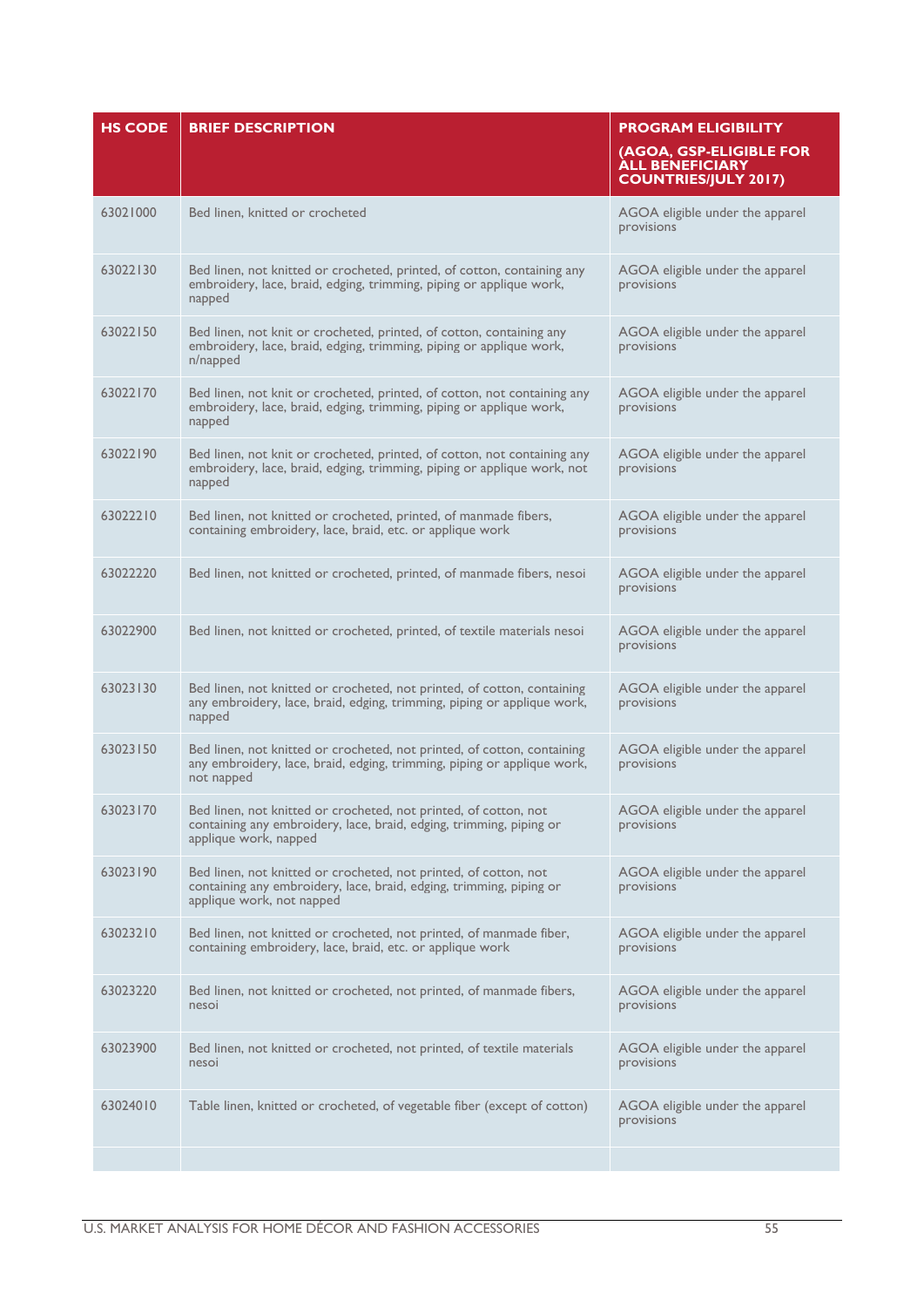| HS CODE | BRIEF DESCRIPTION | PROGRAM ELIGIBILITY (AGOA, GSP-ELIGIBLE FOR ALL BENEFICIARY COUNTRIES/JULY 2017) |
|---|---|---|
| 63021000 | Bed linen, knitted or crocheted | AGOA eligible under the apparel provisions |
| 63022130 | Bed linen, not knitted or crocheted, printed, of cotton, containing any embroidery, lace, braid, edging, trimming, piping or applique work, napped | AGOA eligible under the apparel provisions |
| 63022150 | Bed linen, not knit or crocheted, printed, of cotton, containing any embroidery, lace, braid, edging, trimming, piping or applique work, n/napped | AGOA eligible under the apparel provisions |
| 63022170 | Bed linen, not knit or crocheted, printed, of cotton, not containing any embroidery, lace, braid, edging, trimming, piping or applique work, napped | AGOA eligible under the apparel provisions |
| 63022190 | Bed linen, not knit or crocheted, printed, of cotton, not containing any embroidery, lace, braid, edging, trimming, piping or applique work, not napped | AGOA eligible under the apparel provisions |
| 63022210 | Bed linen, not knitted or crocheted, printed, of manmade fibers, containing embroidery, lace, braid, etc. or applique work | AGOA eligible under the apparel provisions |
| 63022220 | Bed linen, not knitted or crocheted, printed, of manmade fibers, nesoi | AGOA eligible under the apparel provisions |
| 63022900 | Bed linen, not knitted or crocheted, printed, of textile materials nesoi | AGOA eligible under the apparel provisions |
| 63023130 | Bed linen, not knitted or crocheted, not printed, of cotton, containing any embroidery, lace, braid, edging, trimming, piping or applique work, napped | AGOA eligible under the apparel provisions |
| 63023150 | Bed linen, not knitted or crocheted, not printed, of cotton, containing any embroidery, lace, braid, edging, trimming, piping or applique work, not napped | AGOA eligible under the apparel provisions |
| 63023170 | Bed linen, not knitted or crocheted, not printed, of cotton, not containing any embroidery, lace, braid, edging, trimming, piping or applique work, napped | AGOA eligible under the apparel provisions |
| 63023190 | Bed linen, not knitted or crocheted, not printed, of cotton, not containing any embroidery, lace, braid, edging, trimming, piping or applique work, not napped | AGOA eligible under the apparel provisions |
| 63023210 | Bed linen, not knitted or crocheted, not printed, of manmade fiber, containing embroidery, lace, braid, etc. or applique work | AGOA eligible under the apparel provisions |
| 63023220 | Bed linen, not knitted or crocheted, not printed, of manmade fibers, nesoi | AGOA eligible under the apparel provisions |
| 63023900 | Bed linen, not knitted or crocheted, not printed, of textile materials nesoi | AGOA eligible under the apparel provisions |
| 63024010 | Table linen, knitted or crocheted, of vegetable fiber (except of cotton) | AGOA eligible under the apparel provisions |
| | | |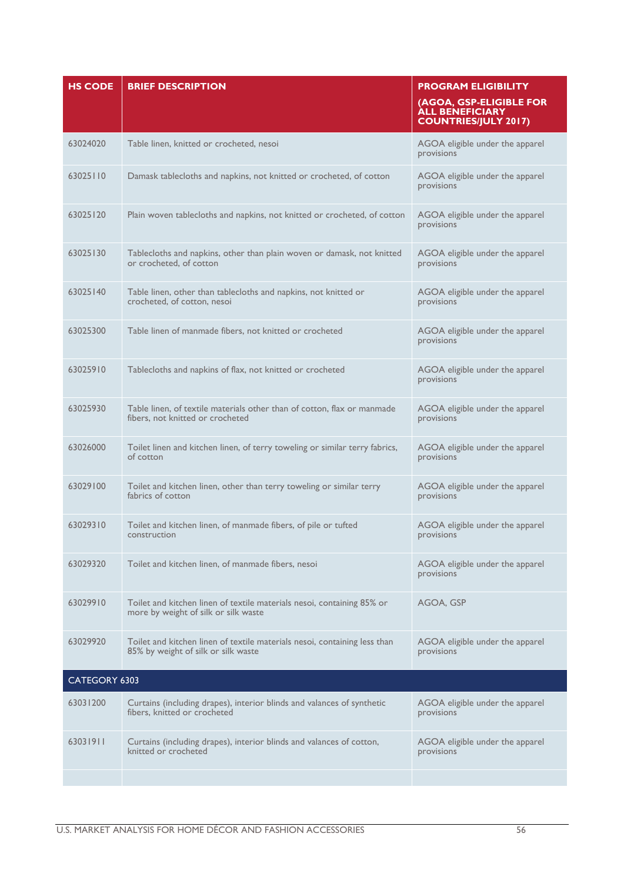| HS CODE | BRIEF DESCRIPTION | PROGRAM ELIGIBILITY (AGOA, GSP-ELIGIBLE FOR ALL BENEFICIARY COUNTRIES/JULY 2017) |
|---|---|---|
| 63024020 | Table linen, knitted or crocheted, nesoi | AGOA eligible under the apparel provisions |
| 63025110 | Damask tablecloths and napkins, not knitted or crocheted, of cotton | AGOA eligible under the apparel provisions |
| 63025120 | Plain woven tablecloths and napkins, not knitted or crocheted, of cotton | AGOA eligible under the apparel provisions |
| 63025130 | Tablecloths and napkins, other than plain woven or damask, not knitted or crocheted, of cotton | AGOA eligible under the apparel provisions |
| 63025140 | Table linen, other than tablecloths and napkins, not knitted or crocheted, of cotton, nesoi | AGOA eligible under the apparel provisions |
| 63025300 | Table linen of manmade fibers, not knitted or crocheted | AGOA eligible under the apparel provisions |
| 63025910 | Tablecloths and napkins of flax, not knitted or crocheted | AGOA eligible under the apparel provisions |
| 63025930 | Table linen, of textile materials other than of cotton, flax or manmade fibers, not knitted or crocheted | AGOA eligible under the apparel provisions |
| 63026000 | Toilet linen and kitchen linen, of terry toweling or similar terry fabrics, of cotton | AGOA eligible under the apparel provisions |
| 63029100 | Toilet and kitchen linen, other than terry toweling or similar terry fabrics of cotton | AGOA eligible under the apparel provisions |
| 63029310 | Toilet and kitchen linen, of manmade fibers, of pile or tufted construction | AGOA eligible under the apparel provisions |
| 63029320 | Toilet and kitchen linen, of manmade fibers, nesoi | AGOA eligible under the apparel provisions |
| 63029910 | Toilet and kitchen linen of textile materials nesoi, containing 85% or more by weight of silk or silk waste | AGOA, GSP |
| 63029920 | Toilet and kitchen linen of textile materials nesoi, containing less than 85% by weight of silk or silk waste | AGOA eligible under the apparel provisions |
| **CATEGORY 6303** | | |
| 63031200 | Curtains (including drapes), interior blinds and valances of synthetic fibers, knitted or crocheted | AGOA eligible under the apparel provisions |
| 63031911 | Curtains (including drapes), interior blinds and valances of cotton, knitted or crocheted | AGOA eligible under the apparel provisions |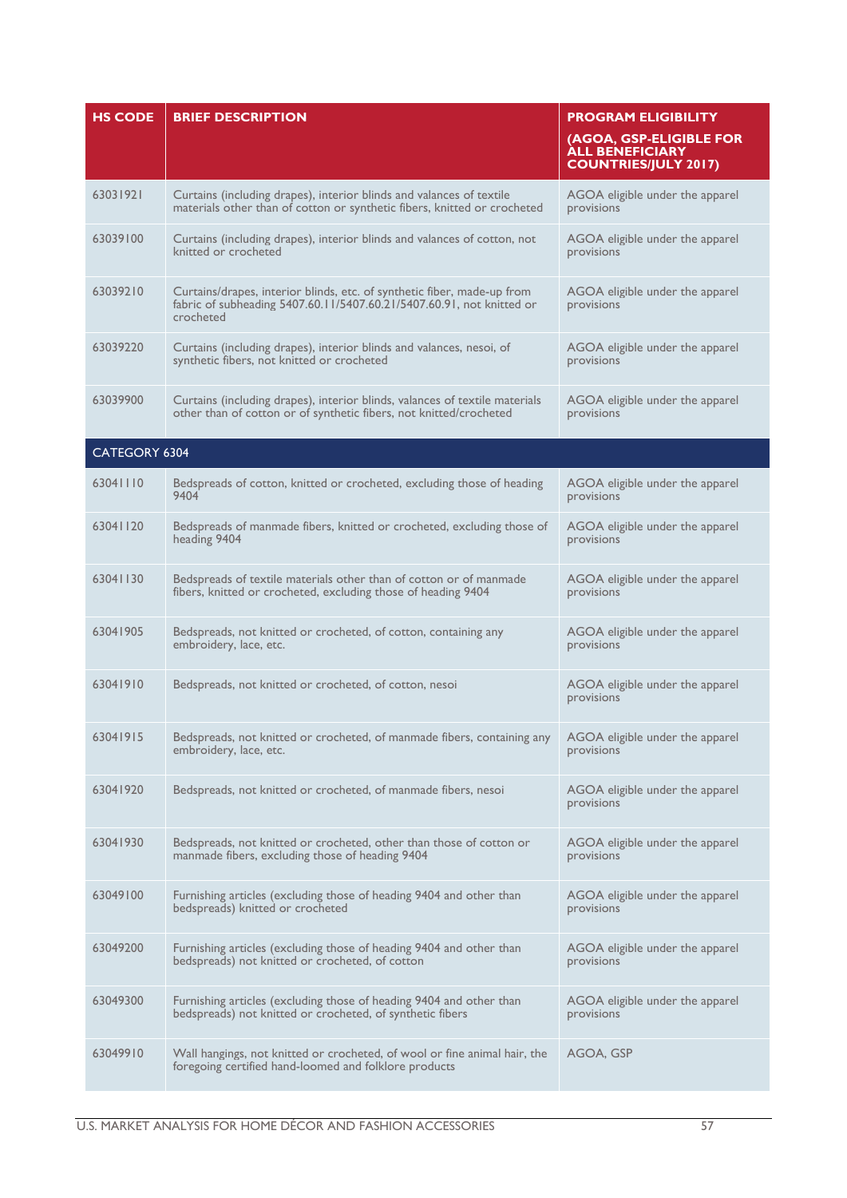| HS CODE | BRIEF DESCRIPTION | PROGRAM ELIGIBILITY (AGOA, GSP-ELIGIBLE FOR ALL BENEFICIARY COUNTRIES/JULY 2017) |
|---|---|---|
| 63031921 | Curtains (including drapes), interior blinds and valances of textile materials other than of cotton or synthetic fibers, knitted or crocheted | AGOA eligible under the apparel provisions |
| 63039100 | Curtains (including drapes), interior blinds and valances of cotton, not knitted or crocheted | AGOA eligible under the apparel provisions |
| 63039210 | Curtains/drapes, interior blinds, etc. of synthetic fiber, made-up from fabric of subheading 5407.60.11/5407.60.21/5407.60.91, not knitted or crocheted | AGOA eligible under the apparel provisions |
| 63039220 | Curtains (including drapes), interior blinds and valances, nesoi, of synthetic fibers, not knitted or crocheted | AGOA eligible under the apparel provisions |
| 63039900 | Curtains (including drapes), interior blinds, valances of textile materials other than of cotton or of synthetic fibers, not knitted/crocheted | AGOA eligible under the apparel provisions |
| CATEGORY 6304 | | |
| 63041110 | Bedspreads of cotton, knitted or crocheted, excluding those of heading 9404 | AGOA eligible under the apparel provisions |
| 63041120 | Bedspreads of manmade fibers, knitted or crocheted, excluding those of heading 9404 | AGOA eligible under the apparel provisions |
| 63041130 | Bedspreads of textile materials other than of cotton or of manmade fibers, knitted or crocheted, excluding those of heading 9404 | AGOA eligible under the apparel provisions |
| 63041905 | Bedspreads, not knitted or crocheted, of cotton, containing any embroidery, lace, etc. | AGOA eligible under the apparel provisions |
| 63041910 | Bedspreads, not knitted or crocheted, of cotton, nesoi | AGOA eligible under the apparel provisions |
| 63041915 | Bedspreads, not knitted or crocheted, of manmade fibers, containing any embroidery, lace, etc. | AGOA eligible under the apparel provisions |
| 63041920 | Bedspreads, not knitted or crocheted, of manmade fibers, nesoi | AGOA eligible under the apparel provisions |
| 63041930 | Bedspreads, not knitted or crocheted, other than those of cotton or manmade fibers, excluding those of heading 9404 | AGOA eligible under the apparel provisions |
| 63049100 | Furnishing articles (excluding those of heading 9404 and other than bedspreads) knitted or crocheted | AGOA eligible under the apparel provisions |
| 63049200 | Furnishing articles (excluding those of heading 9404 and other than bedspreads) not knitted or crocheted, of cotton | AGOA eligible under the apparel provisions |
| 63049300 | Furnishing articles (excluding those of heading 9404 and other than bedspreads) not knitted or crocheted, of synthetic fibers | AGOA eligible under the apparel provisions |
| 63049910 | Wall hangings, not knitted or crocheted, of wool or fine animal hair, the foregoing certified hand-loomed and folklore products | AGOA, GSP |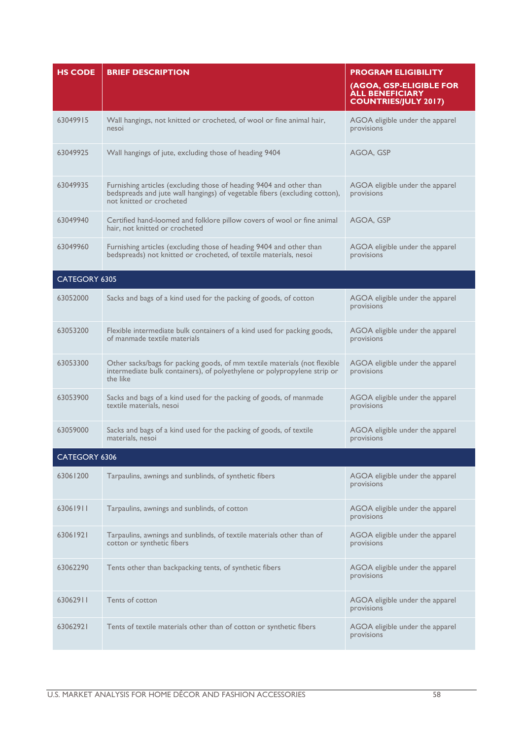| HS CODE | BRIEF DESCRIPTION | PROGRAM ELIGIBILITY (AGOA, GSP-ELIGIBLE FOR ALL BENEFICIARY COUNTRIES/JULY 2017) |
|---|---|---|
| 63049915 | Wall hangings, not knitted or crocheted, of wool or fine animal hair, nesoi | AGOA eligible under the apparel provisions |
| 63049925 | Wall hangings of jute, excluding those of heading 9404 | AGOA, GSP |
| 63049935 | Furnishing articles (excluding those of heading 9404 and other than bedspreads and jute wall hangings) of vegetable fibers (excluding cotton), not knitted or crocheted | AGOA eligible under the apparel provisions |
| 63049940 | Certified hand-loomed and folklore pillow covers of wool or fine animal hair, not knitted or crocheted | AGOA, GSP |
| 63049960 | Furnishing articles (excluding those of heading 9404 and other than bedspreads) not knitted or crocheted, of textile materials, nesoi | AGOA eligible under the apparel provisions |
| CATEGORY 6305 | | |
| 63052000 | Sacks and bags of a kind used for the packing of goods, of cotton | AGOA eligible under the apparel provisions |
| 63053200 | Flexible intermediate bulk containers of a kind used for packing goods, of manmade textile materials | AGOA eligible under the apparel provisions |
| 63053300 | Other sacks/bags for packing goods, of mm textile materials (not flexible intermediate bulk containers), of polyethylene or polypropylene strip or the like | AGOA eligible under the apparel provisions |
| 63053900 | Sacks and bags of a kind used for the packing of goods, of manmade textile materials, nesoi | AGOA eligible under the apparel provisions |
| 63059000 | Sacks and bags of a kind used for the packing of goods, of textile materials, nesoi | AGOA eligible under the apparel provisions |
| CATEGORY 6306 | | |
| 63061200 | Tarpaulins, awnings and sunblinds, of synthetic fibers | AGOA eligible under the apparel provisions |
| 63061911 | Tarpaulins, awnings and sunblinds, of cotton | AGOA eligible under the apparel provisions |
| 63061921 | Tarpaulins, awnings and sunblinds, of textile materials other than of cotton or synthetic fibers | AGOA eligible under the apparel provisions |
| 63062290 | Tents other than backpacking tents, of synthetic fibers | AGOA eligible under the apparel provisions |
| 63062911 | Tents of cotton | AGOA eligible under the apparel provisions |
| 63062921 | Tents of textile materials other than of cotton or synthetic fibers | AGOA eligible under the apparel provisions |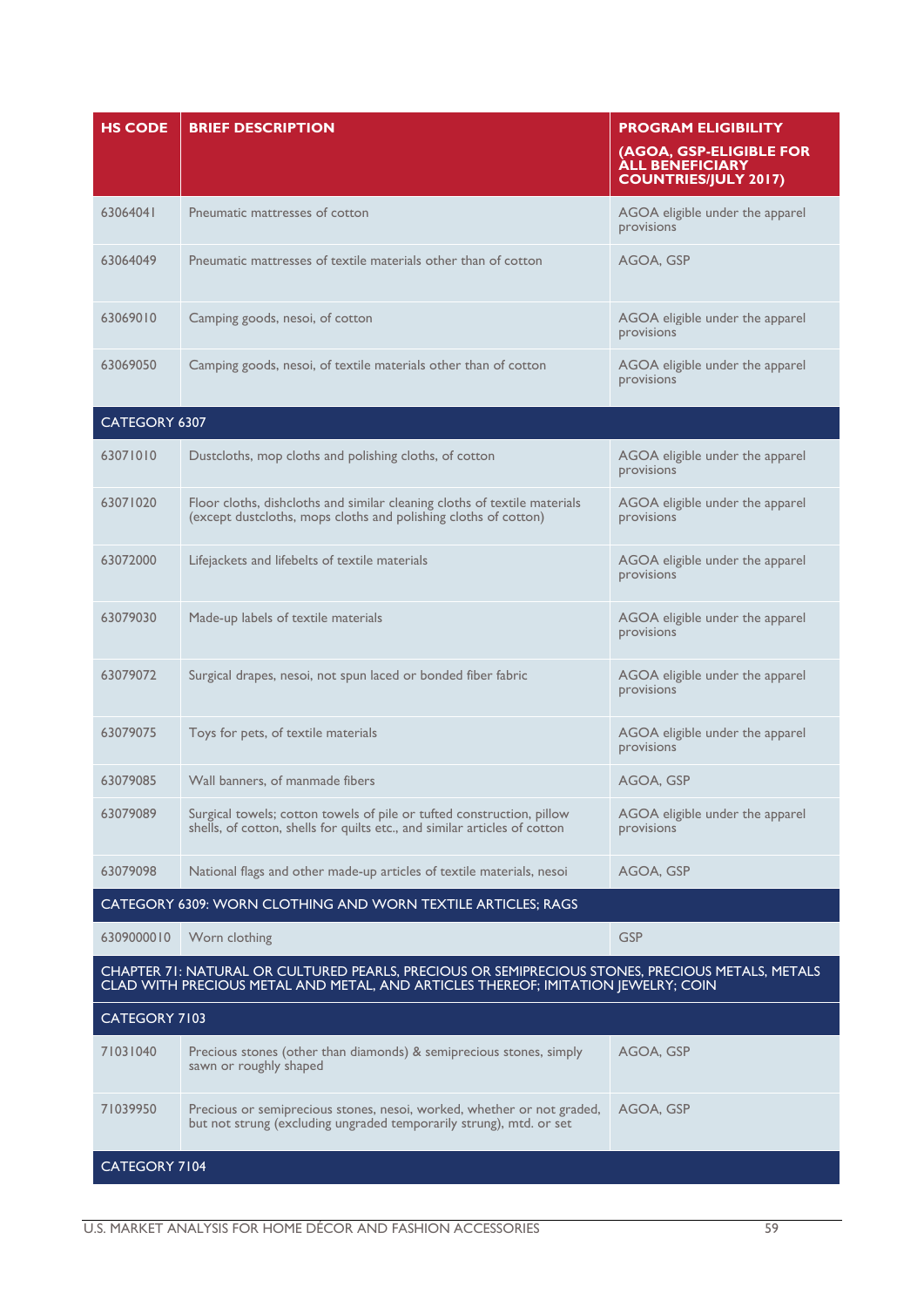| HS CODE | BRIEF DESCRIPTION | PROGRAM ELIGIBILITY (AGOA, GSP-ELIGIBLE FOR ALL BENEFICIARY COUNTRIES/JULY 2017) |
|---|---|---|
| 63064041 | Pneumatic mattresses of cotton | AGOA eligible under the apparel provisions |
| 63064049 | Pneumatic mattresses of textile materials other than of cotton | AGOA, GSP |
| 63069010 | Camping goods, nesoi, of cotton | AGOA eligible under the apparel provisions |
| 63069050 | Camping goods, nesoi, of textile materials other than of cotton | AGOA eligible under the apparel provisions |
| CATEGORY 6307 | | |
| 63071010 | Dustcloths, mop cloths and polishing cloths, of cotton | AGOA eligible under the apparel provisions |
| 63071020 | Floor cloths, dishcloths and similar cleaning cloths of textile materials (except dustcloths, mops cloths and polishing cloths of cotton) | AGOA eligible under the apparel provisions |
| 63072000 | Lifejackets and lifebelts of textile materials | AGOA eligible under the apparel provisions |
| 63079030 | Made-up labels of textile materials | AGOA eligible under the apparel provisions |
| 63079072 | Surgical drapes, nesoi, not spun laced or bonded fiber fabric | AGOA eligible under the apparel provisions |
| 63079075 | Toys for pets, of textile materials | AGOA eligible under the apparel provisions |
| 63079085 | Wall banners, of manmade fibers | AGOA, GSP |
| 63079089 | Surgical towels; cotton towels of pile or tufted construction, pillow shells, of cotton, shells for quilts etc., and similar articles of cotton | AGOA eligible under the apparel provisions |
| 63079098 | National flags and other made-up articles of textile materials, nesoi | AGOA, GSP |
| CATEGORY 6309: WORN CLOTHING AND WORN TEXTILE ARTICLES; RAGS | | |
| 6309000010 | Worn clothing | GSP |
| CHAPTER 71: NATURAL OR CULTURED PEARLS, PRECIOUS OR SEMIPRECIOUS STONES, PRECIOUS METALS, METALS CLAD WITH PRECIOUS METAL AND METAL, AND ARTICLES THEREOF; IMITATION JEWELRY; COIN | | |
| CATEGORY 7103 | | |
| 71031040 | Precious stones (other than diamonds) & semiprecious stones, simply sawn or roughly shaped | AGOA, GSP |
| 71039950 | Precious or semiprecious stones, nesoi, worked, whether or not graded, but not strung (excluding ungraded temporarily strung), mtd. or set | AGOA, GSP |
| CATEGORY 7104 | | |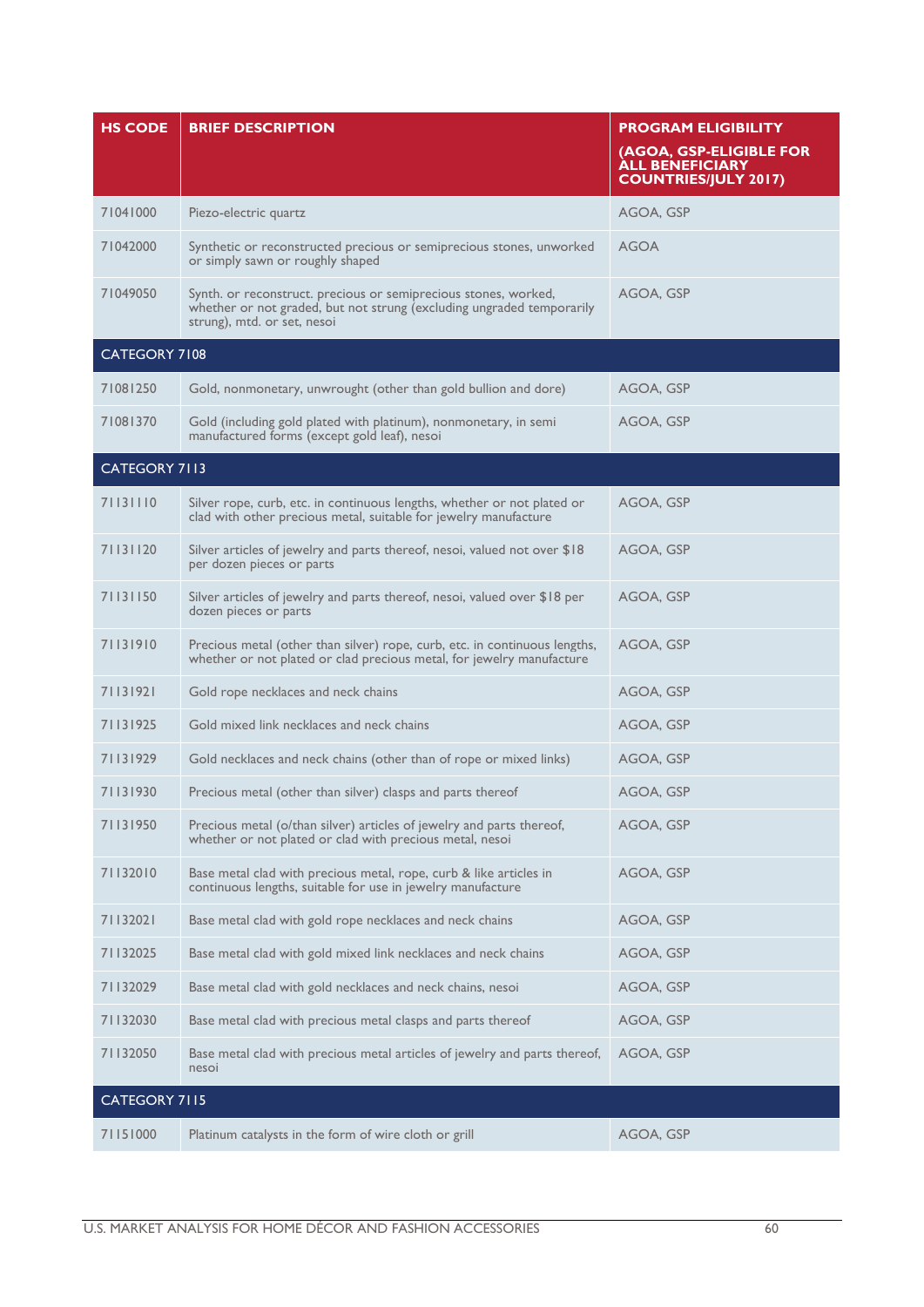| HS CODE | BRIEF DESCRIPTION | PROGRAM ELIGIBILITY (AGOA, GSP-ELIGIBLE FOR ALL BENEFICIARY COUNTRIES/JULY 2017) |
|---|---|---|
| 71041000 | Piezo-electric quartz | AGOA, GSP |
| 71042000 | Synthetic or reconstructed precious or semiprecious stones, unworked or simply sawn or roughly shaped | AGOA |
| 71049050 | Synth. or reconstruct. precious or semiprecious stones, worked, whether or not graded, but not strung (excluding ungraded temporarily strung), mtd. or set, nesoi | AGOA, GSP |
| CATEGORY 7108 | | |
| 71081250 | Gold, nonmonetary, unwrought (other than gold bullion and dore) | AGOA, GSP |
| 71081370 | Gold (including gold plated with platinum), nonmonetary, in semi manufactured forms (except gold leaf), nesoi | AGOA, GSP |
| CATEGORY 7113 | | |
| 71131110 | Silver rope, curb, etc. in continuous lengths, whether or not plated or clad with other precious metal, suitable for jewelry manufacture | AGOA, GSP |
| 71131120 | Silver articles of jewelry and parts thereof, nesoi, valued not over $18 per dozen pieces or parts | AGOA, GSP |
| 71131150 | Silver articles of jewelry and parts thereof, nesoi, valued over $18 per dozen pieces or parts | AGOA, GSP |
| 71131910 | Precious metal (other than silver) rope, curb, etc. in continuous lengths, whether or not plated or clad precious metal, for jewelry manufacture | AGOA, GSP |
| 71131921 | Gold rope necklaces and neck chains | AGOA, GSP |
| 71131925 | Gold mixed link necklaces and neck chains | AGOA, GSP |
| 71131929 | Gold necklaces and neck chains (other than of rope or mixed links) | AGOA, GSP |
| 71131930 | Precious metal (other than silver) clasps and parts thereof | AGOA, GSP |
| 71131950 | Precious metal (o/than silver) articles of jewelry and parts thereof, whether or not plated or clad with precious metal, nesoi | AGOA, GSP |
| 71132010 | Base metal clad with precious metal, rope, curb & like articles in continuous lengths, suitable for use in jewelry manufacture | AGOA, GSP |
| 71132021 | Base metal clad with gold rope necklaces and neck chains | AGOA, GSP |
| 71132025 | Base metal clad with gold mixed link necklaces and neck chains | AGOA, GSP |
| 71132029 | Base metal clad with gold necklaces and neck chains, nesoi | AGOA, GSP |
| 71132030 | Base metal clad with precious metal clasps and parts thereof | AGOA, GSP |
| 71132050 | Base metal clad with precious metal articles of jewelry and parts thereof, nesoi | AGOA, GSP |
| CATEGORY 7115 | | |
| 71151000 | Platinum catalysts in the form of wire cloth or grill | AGOA, GSP |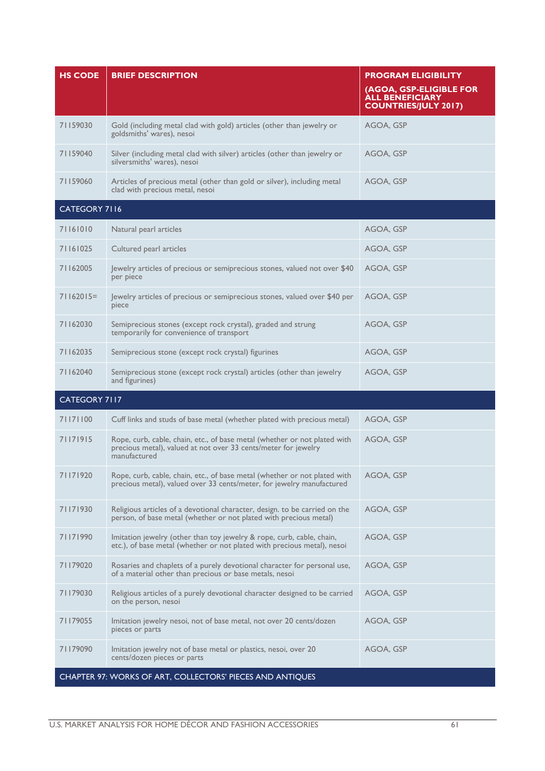| HS CODE | BRIEF DESCRIPTION | PROGRAM ELIGIBILITY (AGOA, GSP-ELIGIBLE FOR ALL BENEFICIARY COUNTRIES/JULY 2017) |
|---|---|---|
| 71159030 | Gold (including metal clad with gold) articles (other than jewelry or goldsmiths' wares), nesoi | AGOA, GSP |
| 71159040 | Silver (including metal clad with silver) articles (other than jewelry or silversmiths' wares), nesoi | AGOA, GSP |
| 71159060 | Articles of precious metal (other than gold or silver), including metal clad with precious metal, nesoi | AGOA, GSP |
| CATEGORY 7116 | | |
| 71161010 | Natural pearl articles | AGOA, GSP |
| 71161025 | Cultured pearl articles | AGOA, GSP |
| 71162005 | Jewelry articles of precious or semiprecious stones, valued not over $40 per piece | AGOA, GSP |
| 71162015= | Jewelry articles of precious or semiprecious stones, valued over $40 per piece | AGOA, GSP |
| 71162030 | Semiprecious stones (except rock crystal), graded and strung temporarily for convenience of transport | AGOA, GSP |
| 71162035 | Semiprecious stone (except rock crystal) figurines | AGOA, GSP |
| 71162040 | Semiprecious stone (except rock crystal) articles (other than jewelry and figurines) | AGOA, GSP |
| CATEGORY 7117 | | |
| 71171100 | Cuff links and studs of base metal (whether plated with precious metal) | AGOA, GSP |
| 71171915 | Rope, curb, cable, chain, etc., of base metal (whether or not plated with precious metal), valued at not over 33 cents/meter for jewelry manufactured | AGOA, GSP |
| 71171920 | Rope, curb, cable, chain, etc., of base metal (whether or not plated with precious metal), valued over 33 cents/meter, for jewelry manufactured | AGOA, GSP |
| 71171930 | Religious articles of a devotional character, design. to be carried on the person, of base metal (whether or not plated with precious metal) | AGOA, GSP |
| 71171990 | Imitation jewelry (other than toy jewelry & rope, curb, cable, chain, etc.), of base metal (whether or not plated with precious metal), nesoi | AGOA, GSP |
| 71179020 | Rosaries and chaplets of a purely devotional character for personal use, of a material other than precious or base metals, nesoi | AGOA, GSP |
| 71179030 | Religious articles of a purely devotional character designed to be carried on the person, nesoi | AGOA, GSP |
| 71179055 | Imitation jewelry nesoi, not of base metal, not over 20 cents/dozen pieces or parts | AGOA, GSP |
| 71179090 | Imitation jewelry not of base metal or plastics, nesoi, over 20 cents/dozen pieces or parts | AGOA, GSP |
| CHAPTER 97: WORKS OF ART, COLLECTORS' PIECES AND ANTIQUES | | |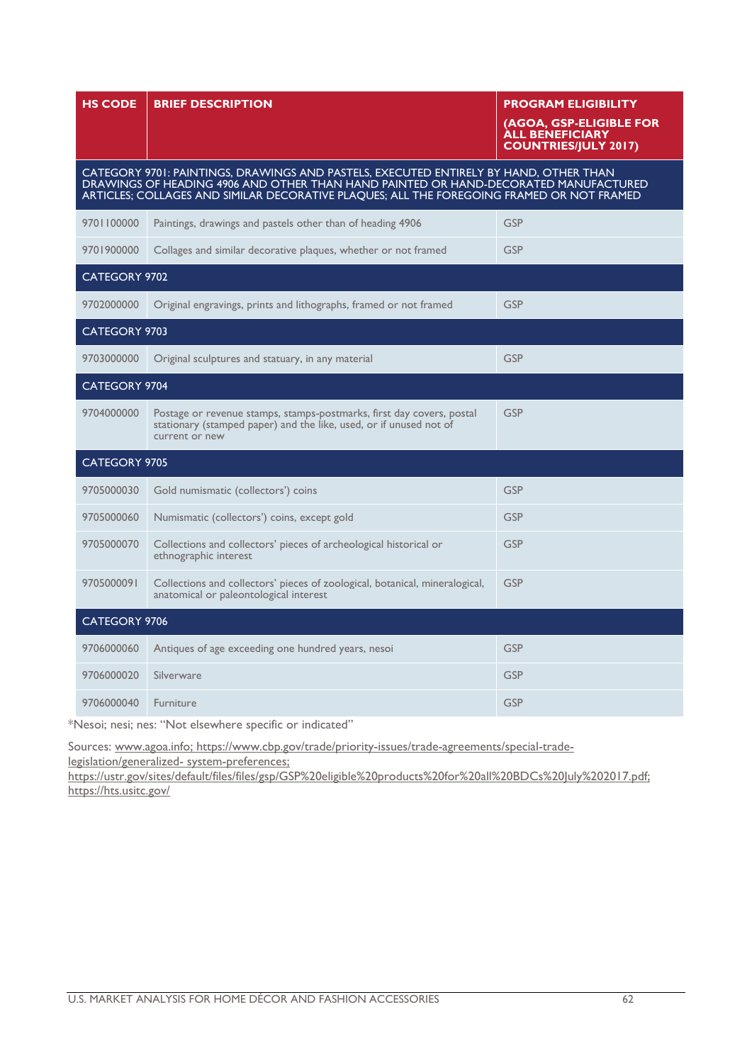| HS CODE | BRIEF DESCRIPTION | PROGRAM ELIGIBILITY (AGOA, GSP-ELIGIBLE FOR ALL BENEFICIARY COUNTRIES/JULY 2017) |
|---|---|---|
| CATEGORY 9701: PAINTINGS, DRAWINGS AND PASTELS, EXECUTED ENTIRELY BY HAND, OTHER THAN DRAWINGS OF HEADING 4906 AND OTHER THAN HAND PAINTED OR HAND-DECORATED MANUFACTURED ARTICLES; COLLAGES AND SIMILAR DECORATIVE PLAQUES; ALL THE FOREGOING FRAMED OR NOT FRAMED | | |
| 9701100000 | Paintings, drawings and pastels other than of heading 4906 | GSP |
| 9701900000 | Collages and similar decorative plaques, whether or not framed | GSP |
| CATEGORY 9702 | | |
| 9702000000 | Original engravings, prints and lithographs, framed or not framed | GSP |
| CATEGORY 9703 | | |
| 9703000000 | Original sculptures and statuary, in any material | GSP |
| CATEGORY 9704 | | |
| 9704000000 | Postage or revenue stamps, stamps-postmarks, first day covers, postal stationary (stamped paper) and the like, used, or if unused not of current or new | GSP |
| CATEGORY 9705 | | |
| 9705000030 | Gold numismatic (collectors') coins | GSP |
| 9705000060 | Numismatic (collectors') coins, except gold | GSP |
| 9705000070 | Collections and collectors' pieces of archeological historical or ethnographic interest | GSP |
| 9705000091 | Collections and collectors' pieces of zoological, botanical, mineralogical, anatomical or paleontological interest | GSP |
| CATEGORY 9706 | | |
| 9706000060 | Antiques of age exceeding one hundred years, nesoi | GSP |
| 9706000020 | Silverware | GSP |
| 9706000040 | Furniture | GSP |

*Nesoi; nesi; nes: "Not elsewhere specific or indicated"

Sources: www.agoa.info; https://www.cbp.gov/trade/priority-issues/trade-agreements/special-trade-legislation/generalized- system-preferences; https://ustr.gov/sites/default/files/files/gsp/GSP%20eligible%20products%20for%20all%20BDCs%20July%202017.pdf; https://hts.usitc.gov/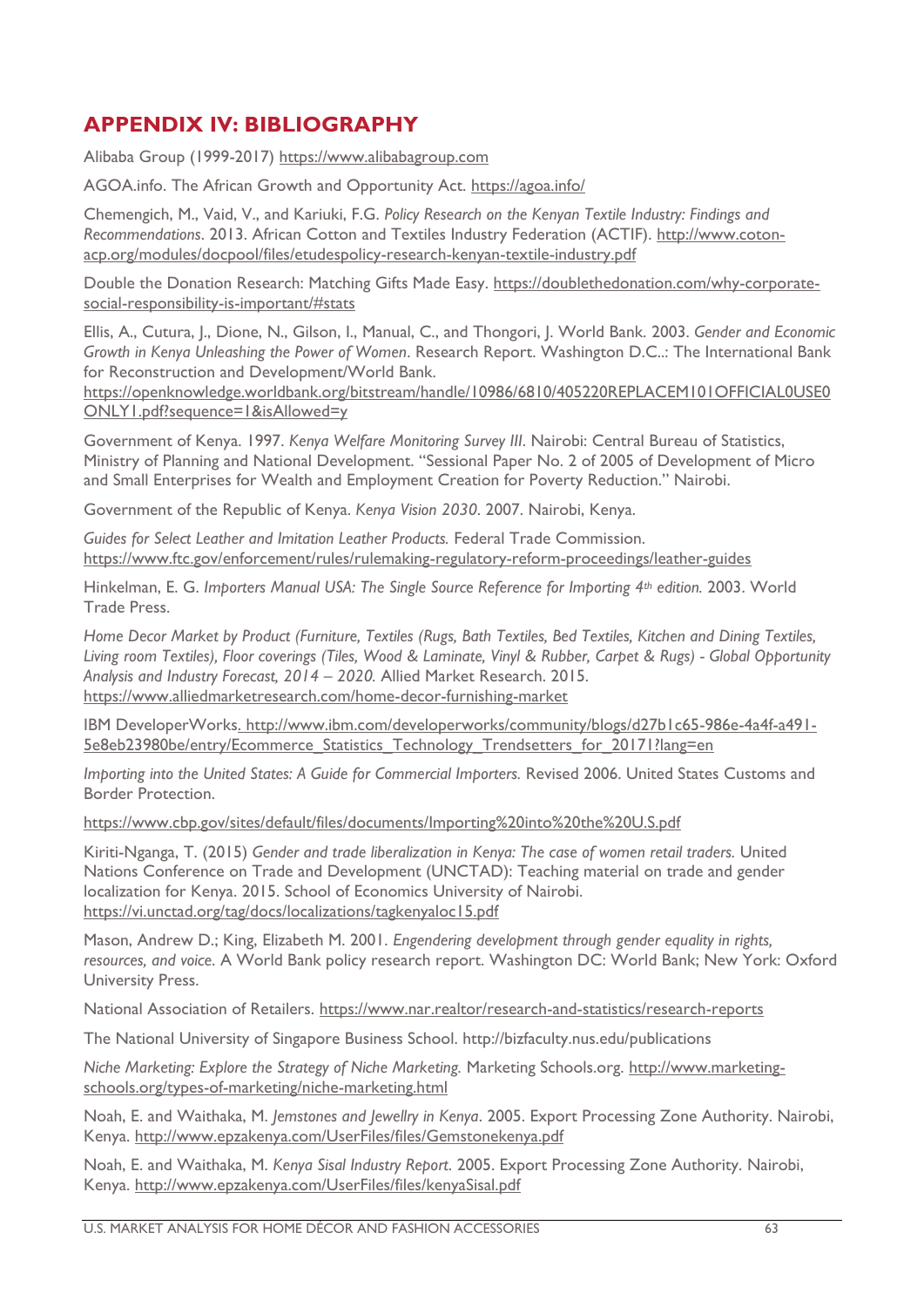## APPENDIX IV: BIBLIOGRAPHY

Alibaba Group (1999-2017) https://www.alibabagroup.com

AGOA.info. The African Growth and Opportunity Act. https://agoa.info/

Chemengich, M., Vaid, V., and Kariuki, F.G. *Policy Research on the Kenyan Textile Industry: Findings and Recommendations*. 2013. African Cotton and Textiles Industry Federation (ACTIF). http://www.coton-acp.org/modules/docpool/files/etudespolicy-research-kenyan-textile-industry.pdf

Double the Donation Research: Matching Gifts Made Easy. https://doublethedonation.com/why-corporate-social-responsibility-is-important/#stats

Ellis, A., Cutura, J., Dione, N., Gilson, I., Manual, C., and Thongori, J. World Bank. 2003. *Gender and Economic Growth in Kenya Unleashing the Power of Women*. Research Report. Washington D.C..: The International Bank for Reconstruction and Development/World Bank. https://openknowledge.worldbank.org/bitstream/handle/10986/6810/405220REPLACEM101OFFICIAL0USE0ONLY1.pdf?sequence=1&isAllowed=y

Government of Kenya. 1997. *Kenya Welfare Monitoring Survey III*. Nairobi: Central Bureau of Statistics, Ministry of Planning and National Development. "Sessional Paper No. 2 of 2005 of Development of Micro and Small Enterprises for Wealth and Employment Creation for Poverty Reduction." Nairobi.

Government of the Republic of Kenya. *Kenya Vision 2030*. 2007. Nairobi, Kenya.

*Guides for Select Leather and Imitation Leather Products.* Federal Trade Commission. https://www.ftc.gov/enforcement/rules/rulemaking-regulatory-reform-proceedings/leather-guides

Hinkelman, E. G. *Importers Manual USA: The Single Source Reference for Importing 4th edition.* 2003. World Trade Press.

*Home Decor Market by Product (Furniture, Textiles (Rugs, Bath Textiles, Bed Textiles, Kitchen and Dining Textiles, Living room Textiles), Floor coverings (Tiles, Wood & Laminate, Vinyl & Rubber, Carpet & Rugs) - Global Opportunity Analysis and Industry Forecast, 2014 – 2020.* Allied Market Research. 2015. https://www.alliedmarketresearch.com/home-decor-furnishing-market

IBM DeveloperWorks. http://www.ibm.com/developerworks/community/blogs/d27b1c65-986e-4a4f-a491-5e8eb23980be/entry/Ecommerce_Statistics_Technology_Trendsetters_for_2017?lang=en

*Importing into the United States: A Guide for Commercial Importers.* Revised 2006. United States Customs and Border Protection.

https://www.cbp.gov/sites/default/files/documents/Importing%20into%20the%20U.S.pdf

Kiriti-Nganga, T. (2015) *Gender and trade liberalization in Kenya: The case of women retail traders.* United Nations Conference on Trade and Development (UNCTAD): Teaching material on trade and gender localization for Kenya. 2015. School of Economics University of Nairobi. https://vi.unctad.org/tag/docs/localizations/tagkenyaloc15.pdf

Mason, Andrew D.; King, Elizabeth M. 2001. *Engendering development through gender equality in rights, resources, and voice.* A World Bank policy research report. Washington DC: World Bank; New York: Oxford University Press.

National Association of Retailers. https://www.nar.realtor/research-and-statistics/research-reports

The National University of Singapore Business School. http://bizfaculty.nus.edu/publications

*Niche Marketing: Explore the Strategy of Niche Marketing.* Marketing Schools.org. http://www.marketing-schools.org/types-of-marketing/niche-marketing.html

Noah, E. and Waithaka, M. *Jemstones and Jewellry in Kenya*. 2005. Export Processing Zone Authority. Nairobi, Kenya. http://www.epzakenya.com/UserFiles/files/Gemstonekenya.pdf

Noah, E. and Waithaka, M. *Kenya Sisal Industry Report*. 2005. Export Processing Zone Authority. Nairobi, Kenya. http://www.epzakenya.com/UserFiles/files/kenyaSisal.pdf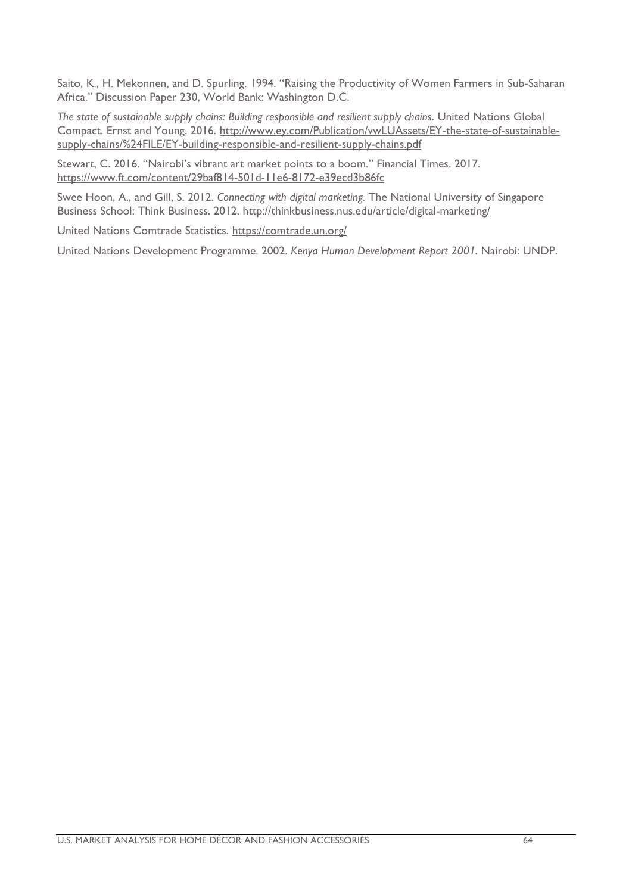Saito, K., H. Mekonnen, and D. Spurling. 1994. "Raising the Productivity of Women Farmers in Sub-Saharan Africa." Discussion Paper 230, World Bank: Washington D.C.

*The state of sustainable supply chains: Building responsible and resilient supply chains*. United Nations Global Compact. Ernst and Young. 2016. http://www.ey.com/Publication/vwLUAssets/EY-the-state-of-sustainable-supply-chains/%24FILE/EY-building-responsible-and-resilient-supply-chains.pdf

Stewart, C. 2016. "Nairobi's vibrant art market points to a boom." Financial Times. 2017. https://www.ft.com/content/29baf814-501d-11e6-8172-e39ecd3b86fc

Swee Hoon, A., and Gill, S. 2012. *Connecting with digital marketing.* The National University of Singapore Business School: Think Business. 2012. http://thinkbusiness.nus.edu/article/digital-marketing/

United Nations Comtrade Statistics. https://comtrade.un.org/

United Nations Development Programme. 2002. *Kenya Human Development Report 2001*. Nairobi: UNDP.